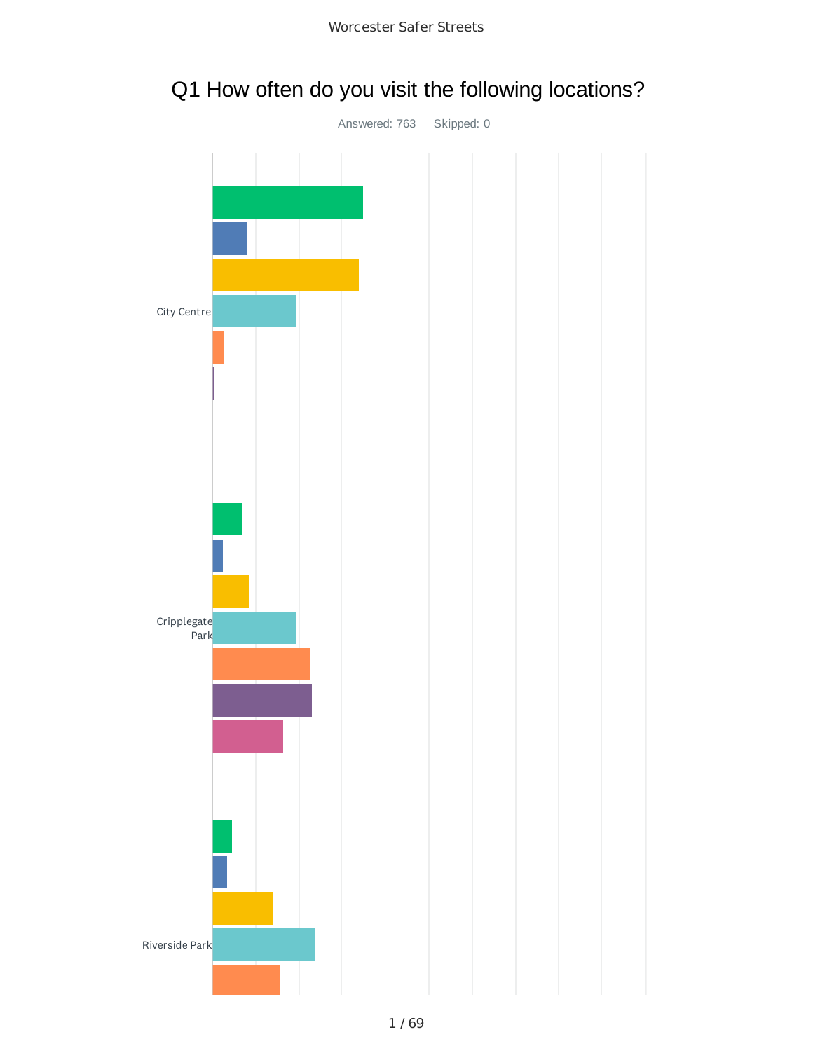# Q1 How often do you visit the following locations?

Answered: 763    Skipped: 0

City Centre

Cripplegate Park

Riverside Park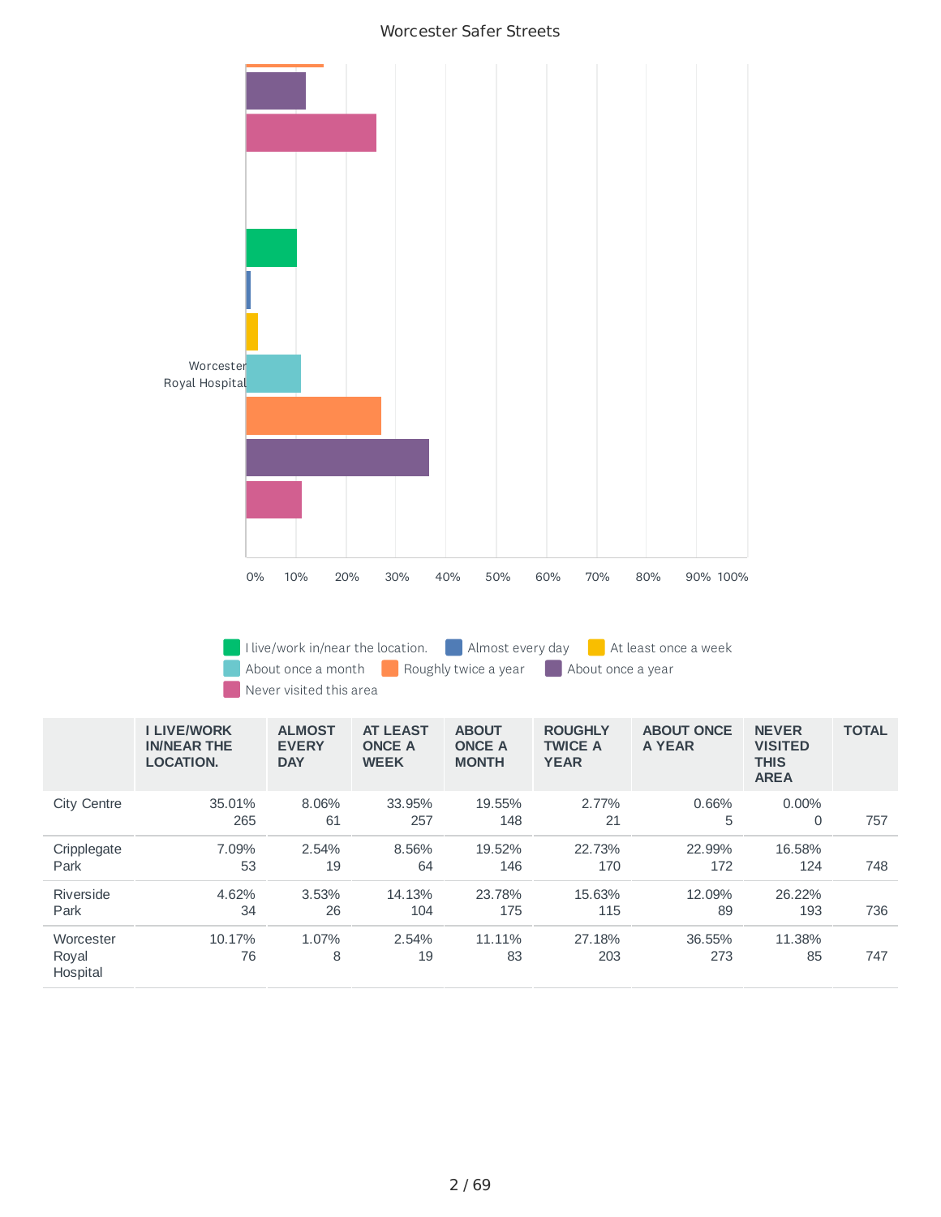Worcester Safer Streets

Worcester Royal Hospital

0% 10% 20% 30% 40% 50% 60% 70% 80% 90% 100%

I live/work in/near the location. | Almost every day | At least once a week | About once a month | Roughly twice a year | About once a year | Never visited this area

| | I LIVE/WORK IN/NEAR THE LOCATION. | ALMOST EVERY DAY | AT LEAST ONCE A WEEK | ABOUT ONCE A MONTH | ROUGHLY TWICE A YEAR | ABOUT ONCE A YEAR | NEVER VISITED THIS AREA | TOTAL |
|---|---|---|---|---|---|---|---|---|
| City Centre | 35.01% 265 | 8.06% 61 | 33.95% 257 | 19.55% 148 | 2.77% 21 | 0.66% 5 | 0.00% 0 | 757 |
| Cripplegate Park | 7.09% 53 | 2.54% 19 | 8.56% 64 | 19.52% 146 | 22.73% 170 | 22.99% 172 | 16.58% 124 | 748 |
| Riverside Park | 4.62% 34 | 3.53% 26 | 14.13% 104 | 23.78% 175 | 15.63% 115 | 12.09% 89 | 26.22% 193 | 736 |
| Worcester Royal Hospital | 10.17% 76 | 1.07% 8 | 2.54% 19 | 11.11% 83 | 27.18% 203 | 36.55% 273 | 11.38% 85 | 747 |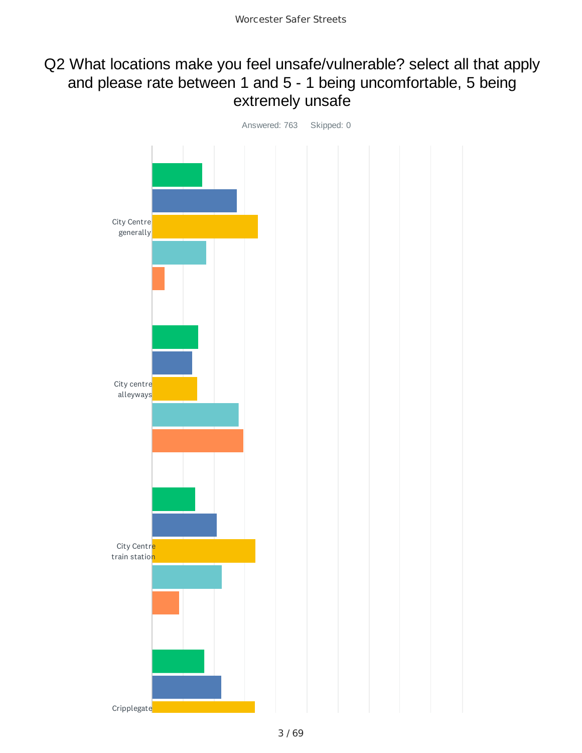# Q2 What locations make you feel unsafe/vulnerable? select all that apply and please rate between 1 and 5 - 1 being uncomfortable, 5 being extremely unsafe

Answered: 763    Skipped: 0

City Centre generally

City centre alleyways

City Centre train station

Cripplegate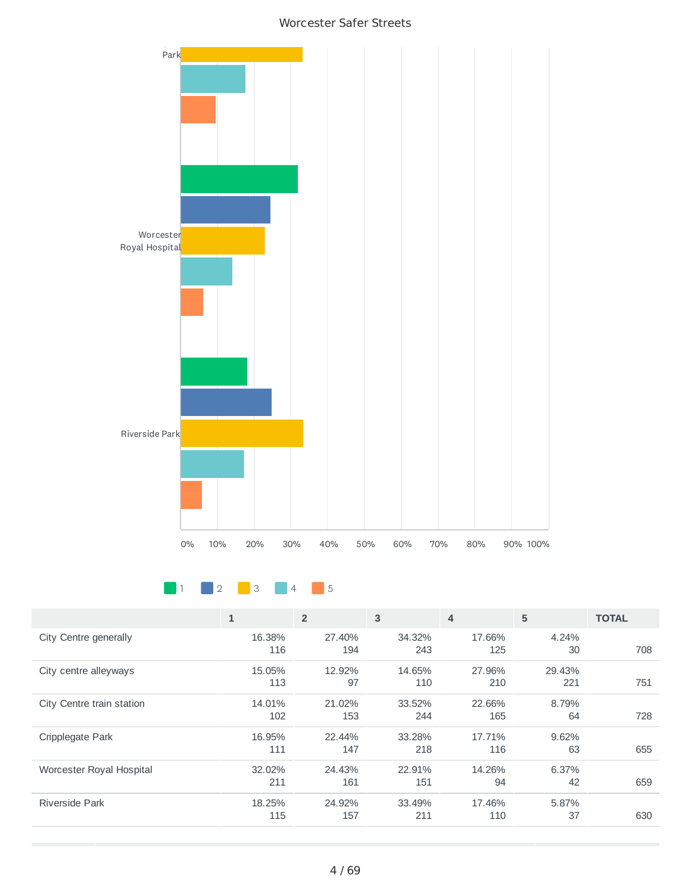# Worcester Safer Streets

| | 1 | 2 | 3 | 4 | 5 | TOTAL |
|---|---|---|---|---|---|---|
| City Centre generally | 16.38% 116 | 27.40% 194 | 34.32% 243 | 17.66% 125 | 4.24% 30 | 708 |
| City centre alleyways | 15.05% 113 | 12.92% 97 | 14.65% 110 | 27.96% 210 | 29.43% 221 | 751 |
| City Centre train station | 14.01% 102 | 21.02% 153 | 33.52% 244 | 22.66% 165 | 8.79% 64 | 728 |
| Cripplegate Park | 16.95% 111 | 22.44% 147 | 33.28% 218 | 17.71% 116 | 9.62% 63 | 655 |
| Worcester Royal Hospital | 32.02% 211 | 24.43% 161 | 22.91% 151 | 14.26% 94 | 6.37% 42 | 659 |
| Riverside Park | 18.25% 115 | 24.92% 157 | 33.49% 211 | 17.46% 110 | 5.87% 37 | 630 |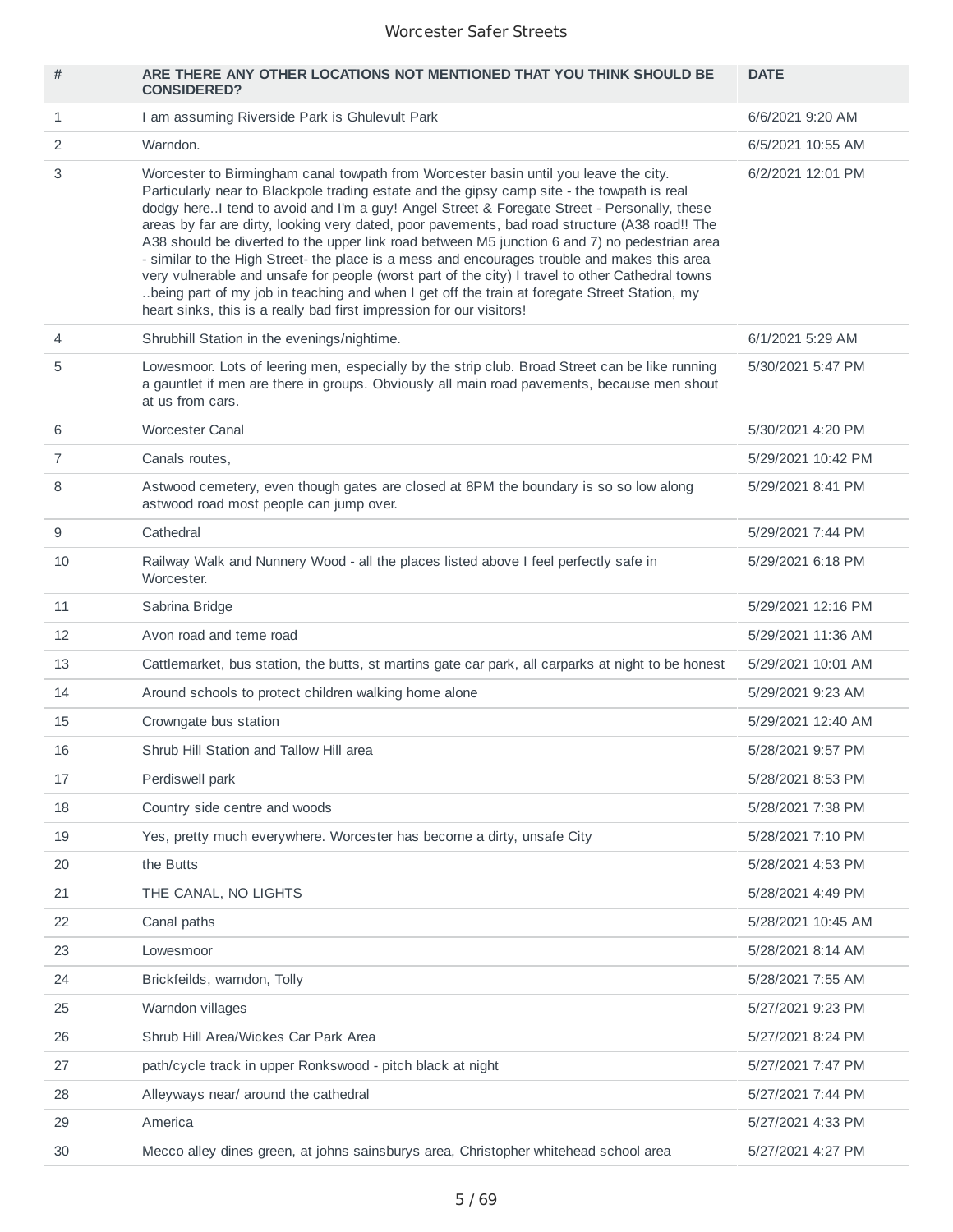| # | ARE THERE ANY OTHER LOCATIONS NOT MENTIONED THAT YOU THINK SHOULD BE CONSIDERED? | DATE |
|---|---|---|
| 1 | I am assuming Riverside Park is Ghulevult Park | 6/6/2021 9:20 AM |
| 2 | Warndon. | 6/5/2021 10:55 AM |
| 3 | Worcester to Birmingham canal towpath from Worcester basin until you leave the city. Particularly near to Blackpole trading estate and the gipsy camp site - the towpath is real dodgy here..I tend to avoid and I'm a guy! Angel Street & Foregate Street - Personally, these areas by far are dirty, looking very dated, poor pavements, bad road structure (A38 road!! The A38 should be diverted to the upper link road between M5 junction 6 and 7) no pedestrian area - similar to the High Street- the place is a mess and encourages trouble and makes this area very vulnerable and unsafe for people (worst part of the city) I travel to other Cathedral towns ..being part of my job in teaching and when I get off the train at foregate Street Station, my heart sinks, this is a really bad first impression for our visitors! | 6/2/2021 12:01 PM |
| 4 | Shrubhill Station in the evenings/nightime. | 6/1/2021 5:29 AM |
| 5 | Lowesmoor. Lots of leering men, especially by the strip club. Broad Street can be like running a gauntlet if men are there in groups. Obviously all main road pavements, because men shout at us from cars. | 5/30/2021 5:47 PM |
| 6 | Worcester Canal | 5/30/2021 4:20 PM |
| 7 | Canals routes, | 5/29/2021 10:42 PM |
| 8 | Astwood cemetery, even though gates are closed at 8PM the boundary is so so low along astwood road most people can jump over. | 5/29/2021 8:41 PM |
| 9 | Cathedral | 5/29/2021 7:44 PM |
| 10 | Railway Walk and Nunnery Wood - all the places listed above I feel perfectly safe in Worcester. | 5/29/2021 6:18 PM |
| 11 | Sabrina Bridge | 5/29/2021 12:16 PM |
| 12 | Avon road and teme road | 5/29/2021 11:36 AM |
| 13 | Cattlemarket, bus station, the butts, st martins gate car park, all carparks at night to be honest | 5/29/2021 10:01 AM |
| 14 | Around schools to protect children walking home alone | 5/29/2021 9:23 AM |
| 15 | Crowngate bus station | 5/29/2021 12:40 AM |
| 16 | Shrub Hill Station and Tallow Hill area | 5/28/2021 9:57 PM |
| 17 | Perdiswell park | 5/28/2021 8:53 PM |
| 18 | Country side centre and woods | 5/28/2021 7:38 PM |
| 19 | Yes, pretty much everywhere. Worcester has become a dirty, unsafe City | 5/28/2021 7:10 PM |
| 20 | the Butts | 5/28/2021 4:53 PM |
| 21 | THE CANAL, NO LIGHTS | 5/28/2021 4:49 PM |
| 22 | Canal paths | 5/28/2021 10:45 AM |
| 23 | Lowesmoor | 5/28/2021 8:14 AM |
| 24 | Brickfeilds, warndon, Tolly | 5/28/2021 7:55 AM |
| 25 | Warndon villages | 5/27/2021 9:23 PM |
| 26 | Shrub Hill Area/Wickes Car Park Area | 5/27/2021 8:24 PM |
| 27 | path/cycle track in upper Ronkswood - pitch black at night | 5/27/2021 7:47 PM |
| 28 | Alleyways near/ around the cathedral | 5/27/2021 7:44 PM |
| 29 | America | 5/27/2021 4:33 PM |
| 30 | Mecco alley dines green, at johns sainsburys area, Christopher whitehead school area | 5/27/2021 4:27 PM |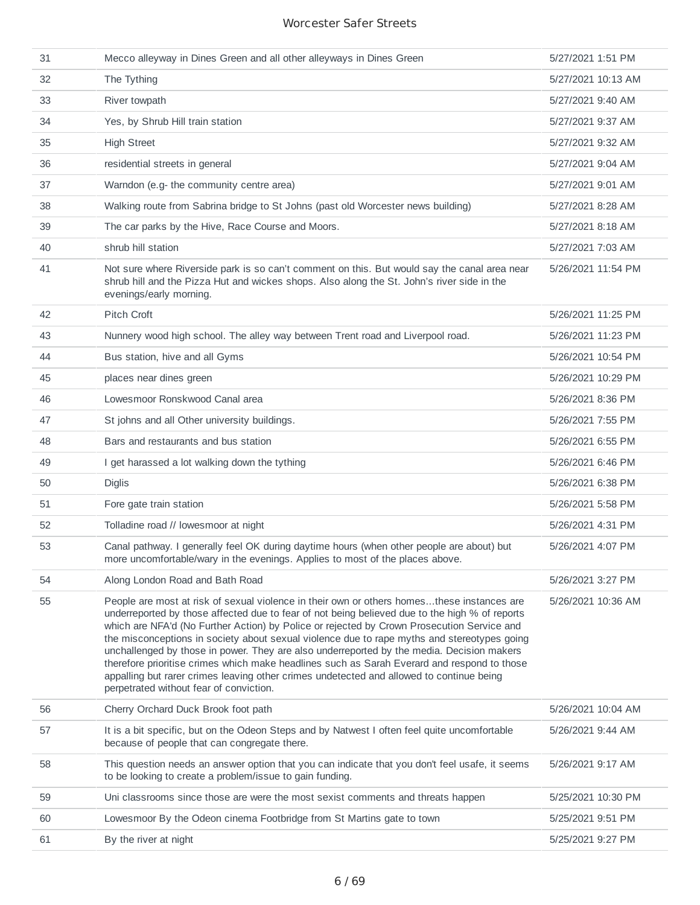| | | |
|---|---|---|
| 31 | Mecco alleyway in Dines Green and all other alleyways in Dines Green | 5/27/2021 1:51 PM |
| 32 | The Tything | 5/27/2021 10:13 AM |
| 33 | River towpath | 5/27/2021 9:40 AM |
| 34 | Yes, by Shrub Hill train station | 5/27/2021 9:37 AM |
| 35 | High Street | 5/27/2021 9:32 AM |
| 36 | residential streets in general | 5/27/2021 9:04 AM |
| 37 | Warndon (e.g- the community centre area) | 5/27/2021 9:01 AM |
| 38 | Walking route from Sabrina bridge to St Johns (past old Worcester news building) | 5/27/2021 8:28 AM |
| 39 | The car parks by the Hive, Race Course and Moors. | 5/27/2021 8:18 AM |
| 40 | shrub hill station | 5/27/2021 7:03 AM |
| 41 | Not sure where Riverside park is so can't comment on this. But would say the canal area near shrub hill and the Pizza Hut and wickes shops. Also along the St. John's river side in the evenings/early morning. | 5/26/2021 11:54 PM |
| 42 | Pitch Croft | 5/26/2021 11:25 PM |
| 43 | Nunnery wood high school. The alley way between Trent road and Liverpool road. | 5/26/2021 11:23 PM |
| 44 | Bus station, hive and all Gyms | 5/26/2021 10:54 PM |
| 45 | places near dines green | 5/26/2021 10:29 PM |
| 46 | Lowesmoor Ronskwood Canal area | 5/26/2021 8:36 PM |
| 47 | St johns and all Other university buildings. | 5/26/2021 7:55 PM |
| 48 | Bars and restaurants and bus station | 5/26/2021 6:55 PM |
| 49 | I get harassed a lot walking down the tything | 5/26/2021 6:46 PM |
| 50 | Diglis | 5/26/2021 6:38 PM |
| 51 | Fore gate train station | 5/26/2021 5:58 PM |
| 52 | Tolladine road // lowesmoor at night | 5/26/2021 4:31 PM |
| 53 | Canal pathway. I generally feel OK during daytime hours (when other people are about) but more uncomfortable/wary in the evenings. Applies to most of the places above. | 5/26/2021 4:07 PM |
| 54 | Along London Road and Bath Road | 5/26/2021 3:27 PM |
| 55 | People are most at risk of sexual violence in their own or others homes...these instances are underreported by those affected due to fear of not being believed due to the high % of reports which are NFA'd (No Further Action) by Police or rejected by Crown Prosecution Service and the misconceptions in society about sexual violence due to rape myths and stereotypes going unchallenged by those in power. They are also underreported by the media. Decision makers therefore prioritise crimes which make headlines such as Sarah Everard and respond to those appalling but rarer crimes leaving other crimes undetected and allowed to continue being perpetrated without fear of conviction. | 5/26/2021 10:36 AM |
| 56 | Cherry Orchard Duck Brook foot path | 5/26/2021 10:04 AM |
| 57 | It is a bit specific, but on the Odeon Steps and by Natwest I often feel quite uncomfortable because of people that can congregate there. | 5/26/2021 9:44 AM |
| 58 | This question needs an answer option that you can indicate that you don't feel usafe, it seems to be looking to create a problem/issue to gain funding. | 5/26/2021 9:17 AM |
| 59 | Uni classrooms since those are were the most sexist comments and threats happen | 5/25/2021 10:30 PM |
| 60 | Lowesmoor By the Odeon cinema Footbridge from St Martins gate to town | 5/25/2021 9:51 PM |
| 61 | By the river at night | 5/25/2021 9:27 PM |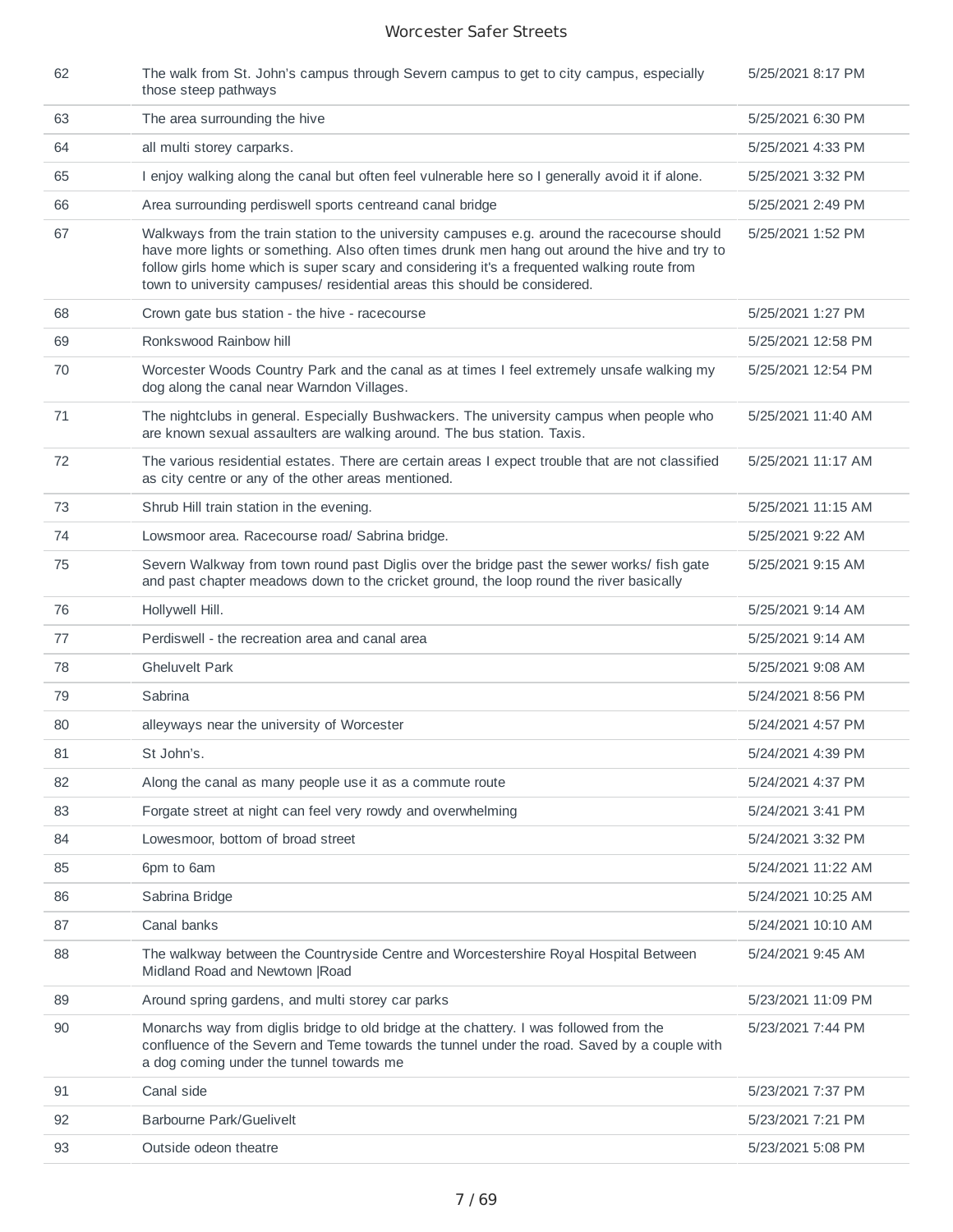| | | |
|---|---|---|
| 62 | The walk from St. John's campus through Severn campus to get to city campus, especially those steep pathways | 5/25/2021 8:17 PM |
| 63 | The area surrounding the hive | 5/25/2021 6:30 PM |
| 64 | all multi storey carparks. | 5/25/2021 4:33 PM |
| 65 | I enjoy walking along the canal but often feel vulnerable here so I generally avoid it if alone. | 5/25/2021 3:32 PM |
| 66 | Area surrounding perdiswell sports centreand canal bridge | 5/25/2021 2:49 PM |
| 67 | Walkways from the train station to the university campuses e.g. around the racecourse should have more lights or something. Also often times drunk men hang out around the hive and try to follow girls home which is super scary and considering it's a frequented walking route from town to university campuses/ residential areas this should be considered. | 5/25/2021 1:52 PM |
| 68 | Crown gate bus station - the hive - racecourse | 5/25/2021 1:27 PM |
| 69 | Ronkswood Rainbow hill | 5/25/2021 12:58 PM |
| 70 | Worcester Woods Country Park and the canal as at times I feel extremely unsafe walking my dog along the canal near Warndon Villages. | 5/25/2021 12:54 PM |
| 71 | The nightclubs in general. Especially Bushwackers. The university campus when people who are known sexual assaulters are walking around. The bus station. Taxis. | 5/25/2021 11:40 AM |
| 72 | The various residential estates. There are certain areas I expect trouble that are not classified as city centre or any of the other areas mentioned. | 5/25/2021 11:17 AM |
| 73 | Shrub Hill train station in the evening. | 5/25/2021 11:15 AM |
| 74 | Lowsmoor area. Racecourse road/ Sabrina bridge. | 5/25/2021 9:22 AM |
| 75 | Severn Walkway from town round past Diglis over the bridge past the sewer works/ fish gate and past chapter meadows down to the cricket ground, the loop round the river basically | 5/25/2021 9:15 AM |
| 76 | Hollywell Hill. | 5/25/2021 9:14 AM |
| 77 | Perdiswell - the recreation area and canal area | 5/25/2021 9:14 AM |
| 78 | Gheluvelt Park | 5/25/2021 9:08 AM |
| 79 | Sabrina | 5/24/2021 8:56 PM |
| 80 | alleyways near the university of Worcester | 5/24/2021 4:57 PM |
| 81 | St John's. | 5/24/2021 4:39 PM |
| 82 | Along the canal as many people use it as a commute route | 5/24/2021 4:37 PM |
| 83 | Forgate street at night can feel very rowdy and overwhelming | 5/24/2021 3:41 PM |
| 84 | Lowesmoor, bottom of broad street | 5/24/2021 3:32 PM |
| 85 | 6pm to 6am | 5/24/2021 11:22 AM |
| 86 | Sabrina Bridge | 5/24/2021 10:25 AM |
| 87 | Canal banks | 5/24/2021 10:10 AM |
| 88 | The walkway between the Countryside Centre and Worcestershire Royal Hospital Between Midland Road and Newtown \|Road | 5/24/2021 9:45 AM |
| 89 | Around spring gardens, and multi storey car parks | 5/23/2021 11:09 PM |
| 90 | Monarchs way from diglis bridge to old bridge at the chattery. I was followed from the confluence of the Severn and Teme towards the tunnel under the road. Saved by a couple with a dog coming under the tunnel towards me | 5/23/2021 7:44 PM |
| 91 | Canal side | 5/23/2021 7:37 PM |
| 92 | Barbourne Park/Guelivelt | 5/23/2021 7:21 PM |
| 93 | Outside odeon theatre | 5/23/2021 5:08 PM |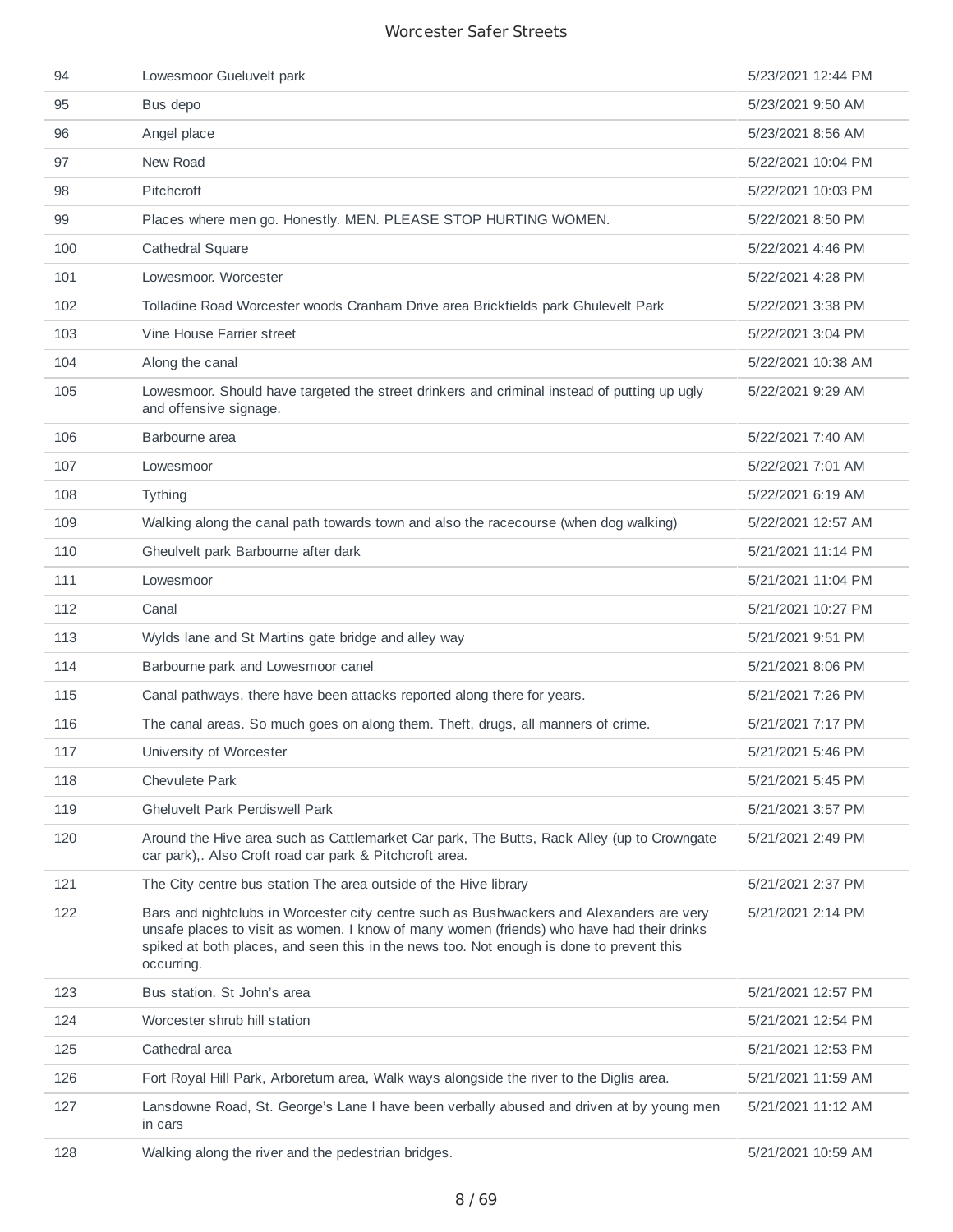| | | |
|---|---|---|
| 94 | Lowesmoor Gueluvelt park | 5/23/2021 12:44 PM |
| 95 | Bus depo | 5/23/2021 9:50 AM |
| 96 | Angel place | 5/23/2021 8:56 AM |
| 97 | New Road | 5/22/2021 10:04 PM |
| 98 | Pitchcroft | 5/22/2021 10:03 PM |
| 99 | Places where men go. Honestly. MEN. PLEASE STOP HURTING WOMEN. | 5/22/2021 8:50 PM |
| 100 | Cathedral Square | 5/22/2021 4:46 PM |
| 101 | Lowesmoor. Worcester | 5/22/2021 4:28 PM |
| 102 | Tolladine Road Worcester woods Cranham Drive area Brickfields park Ghulevelt Park | 5/22/2021 3:38 PM |
| 103 | Vine House Farrier street | 5/22/2021 3:04 PM |
| 104 | Along the canal | 5/22/2021 10:38 AM |
| 105 | Lowesmoor. Should have targeted the street drinkers and criminal instead of putting up ugly and offensive signage. | 5/22/2021 9:29 AM |
| 106 | Barbourne area | 5/22/2021 7:40 AM |
| 107 | Lowesmoor | 5/22/2021 7:01 AM |
| 108 | Tything | 5/22/2021 6:19 AM |
| 109 | Walking along the canal path towards town and also the racecourse (when dog walking) | 5/22/2021 12:57 AM |
| 110 | Gheulvelt park Barbourne after dark | 5/21/2021 11:14 PM |
| 111 | Lowesmoor | 5/21/2021 11:04 PM |
| 112 | Canal | 5/21/2021 10:27 PM |
| 113 | Wylds lane and St Martins gate bridge and alley way | 5/21/2021 9:51 PM |
| 114 | Barbourne park and Lowesmoor canel | 5/21/2021 8:06 PM |
| 115 | Canal pathways, there have been attacks reported along there for years. | 5/21/2021 7:26 PM |
| 116 | The canal areas. So much goes on along them. Theft, drugs, all manners of crime. | 5/21/2021 7:17 PM |
| 117 | University of Worcester | 5/21/2021 5:46 PM |
| 118 | Chevulete Park | 5/21/2021 5:45 PM |
| 119 | Gheluvelt Park Perdiswell Park | 5/21/2021 3:57 PM |
| 120 | Around the Hive area such as Cattlemarket Car park, The Butts, Rack Alley (up to Crowngate car park),. Also Croft road car park & Pitchcroft area. | 5/21/2021 2:49 PM |
| 121 | The City centre bus station The area outside of the Hive library | 5/21/2021 2:37 PM |
| 122 | Bars and nightclubs in Worcester city centre such as Bushwackers and Alexanders are very unsafe places to visit as women. I know of many women (friends) who have had their drinks spiked at both places, and seen this in the news too. Not enough is done to prevent this occurring. | 5/21/2021 2:14 PM |
| 123 | Bus station. St John's area | 5/21/2021 12:57 PM |
| 124 | Worcester shrub hill station | 5/21/2021 12:54 PM |
| 125 | Cathedral area | 5/21/2021 12:53 PM |
| 126 | Fort Royal Hill Park, Arboretum area, Walk ways alongside the river to the Diglis area. | 5/21/2021 11:59 AM |
| 127 | Lansdowne Road, St. George's Lane I have been verbally abused and driven at by young men in cars | 5/21/2021 11:12 AM |
| 128 | Walking along the river and the pedestrian bridges. | 5/21/2021 10:59 AM |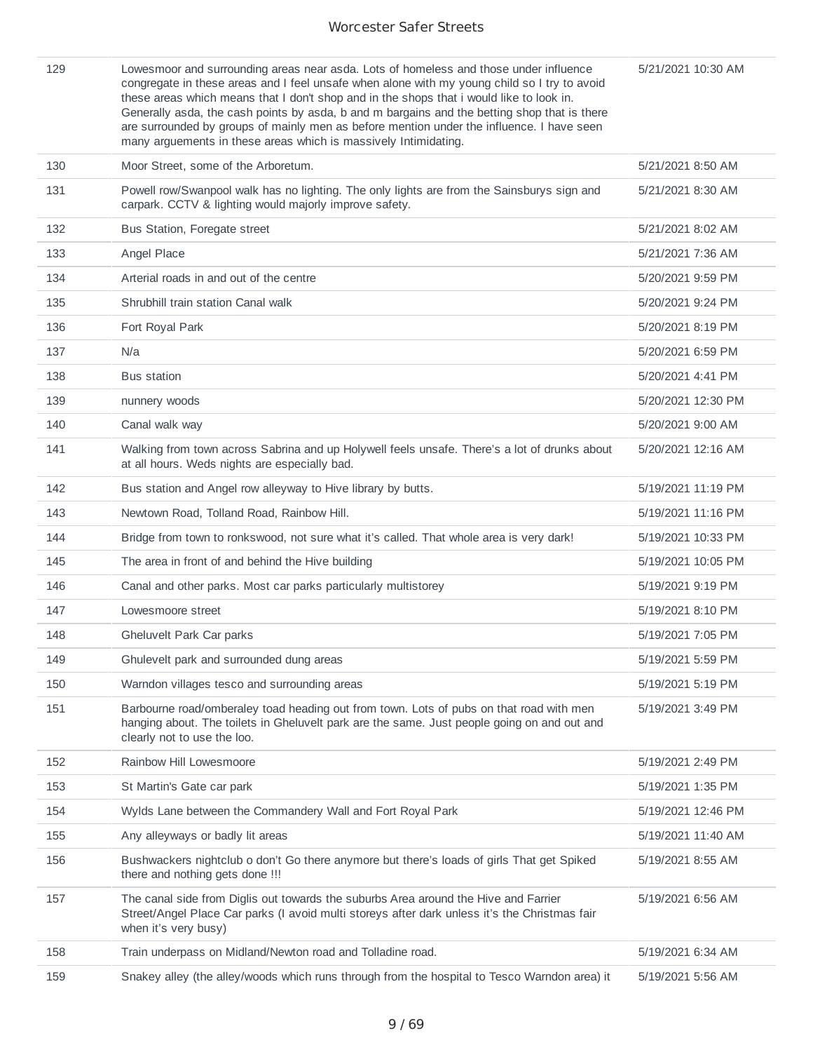| | | |
|---|---|---|
| 129 | Lowesmoor and surrounding areas near asda. Lots of homeless and those under influence congregate in these areas and I feel unsafe when alone with my young child so I try to avoid these areas which means that I don't shop and in the shops that i would like to look in. Generally asda, the cash points by asda, b and m bargains and the betting shop that is there are surrounded by groups of mainly men as before mention under the influence. I have seen many arguements in these areas which is massively Intimidating. | 5/21/2021 10:30 AM |
| 130 | Moor Street, some of the Arboretum. | 5/21/2021 8:50 AM |
| 131 | Powell row/Swanpool walk has no lighting. The only lights are from the Sainsburys sign and carpark. CCTV & lighting would majorly improve safety. | 5/21/2021 8:30 AM |
| 132 | Bus Station, Foregate street | 5/21/2021 8:02 AM |
| 133 | Angel Place | 5/21/2021 7:36 AM |
| 134 | Arterial roads in and out of the centre | 5/20/2021 9:59 PM |
| 135 | Shrubhill train station Canal walk | 5/20/2021 9:24 PM |
| 136 | Fort Royal Park | 5/20/2021 8:19 PM |
| 137 | N/a | 5/20/2021 6:59 PM |
| 138 | Bus station | 5/20/2021 4:41 PM |
| 139 | nunnery woods | 5/20/2021 12:30 PM |
| 140 | Canal walk way | 5/20/2021 9:00 AM |
| 141 | Walking from town across Sabrina and up Holywell feels unsafe. There's a lot of drunks about at all hours. Weds nights are especially bad. | 5/20/2021 12:16 AM |
| 142 | Bus station and Angel row alleyway to Hive library by butts. | 5/19/2021 11:19 PM |
| 143 | Newtown Road, Tolland Road, Rainbow Hill. | 5/19/2021 11:16 PM |
| 144 | Bridge from town to ronkswood, not sure what it's called. That whole area is very dark! | 5/19/2021 10:33 PM |
| 145 | The area in front of and behind the Hive building | 5/19/2021 10:05 PM |
| 146 | Canal and other parks. Most car parks particularly multistorey | 5/19/2021 9:19 PM |
| 147 | Lowesmoore street | 5/19/2021 8:10 PM |
| 148 | Gheluvelt Park Car parks | 5/19/2021 7:05 PM |
| 149 | Ghulevelt park and surrounded dung areas | 5/19/2021 5:59 PM |
| 150 | Warndon villages tesco and surrounding areas | 5/19/2021 5:19 PM |
| 151 | Barbourne road/omberaley toad heading out from town. Lots of pubs on that road with men hanging about. The toilets in Gheluvelt park are the same. Just people going on and out and clearly not to use the loo. | 5/19/2021 3:49 PM |
| 152 | Rainbow Hill Lowesmoore | 5/19/2021 2:49 PM |
| 153 | St Martin's Gate car park | 5/19/2021 1:35 PM |
| 154 | Wylds Lane between the Commandery Wall and Fort Royal Park | 5/19/2021 12:46 PM |
| 155 | Any alleyways or badly lit areas | 5/19/2021 11:40 AM |
| 156 | Bushwackers nightclub o don't Go there anymore but there's loads of girls That get Spiked there and nothing gets done !!! | 5/19/2021 8:55 AM |
| 157 | The canal side from Diglis out towards the suburbs Area around the Hive and Farrier Street/Angel Place Car parks (I avoid multi storeys after dark unless it's the Christmas fair when it's very busy) | 5/19/2021 6:56 AM |
| 158 | Train underpass on Midland/Newton road and Tolladine road. | 5/19/2021 6:34 AM |
| 159 | Snakey alley (the alley/woods which runs through from the hospital to Tesco Warndon area) it | 5/19/2021 5:56 AM |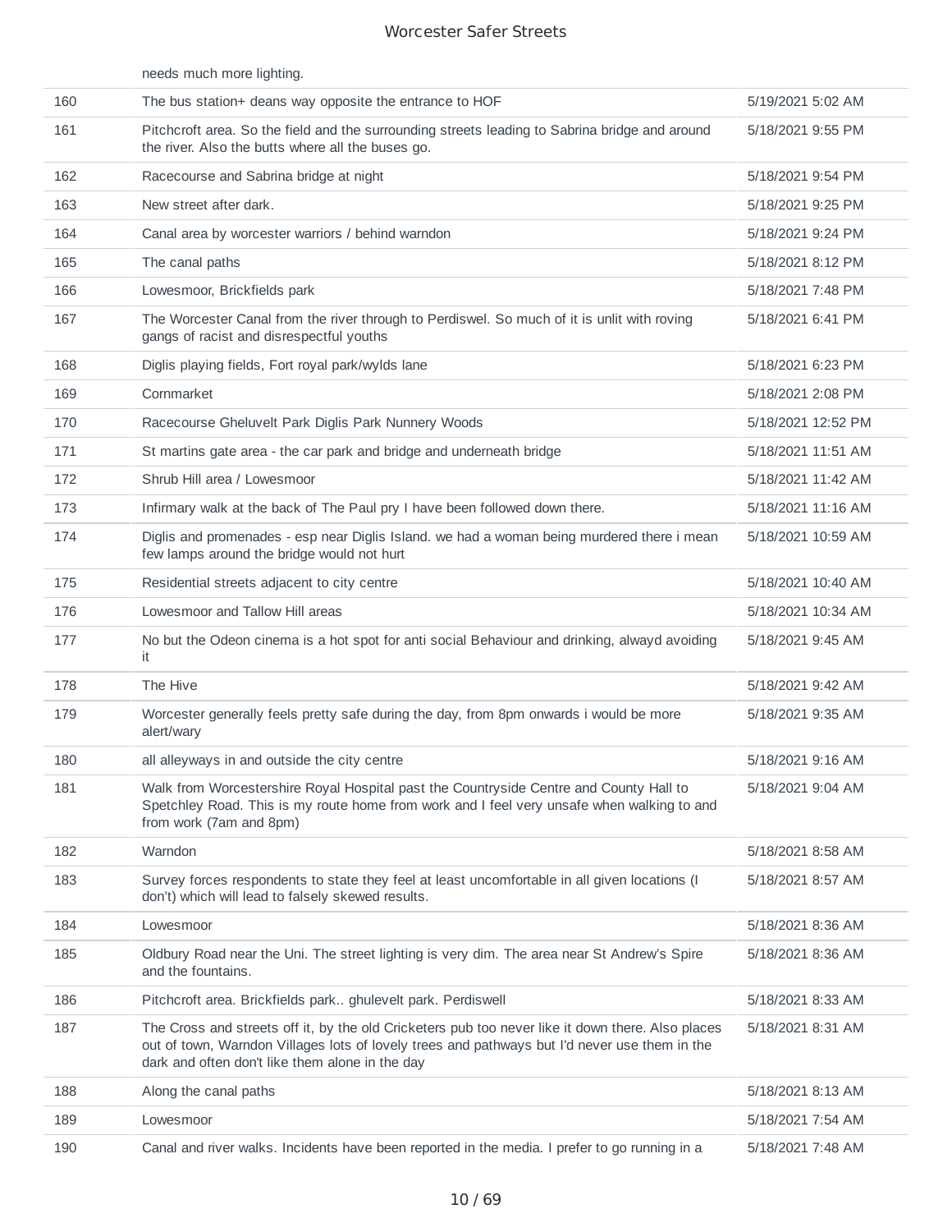| | needs much more lighting. | |
|---|---|---|
| 160 | The bus station+ deans way opposite the entrance to HOF | 5/19/2021 5:02 AM |
| 161 | Pitchcroft area. So the field and the surrounding streets leading to Sabrina bridge and around the river. Also the butts where all the buses go. | 5/18/2021 9:55 PM |
| 162 | Racecourse and Sabrina bridge at night | 5/18/2021 9:54 PM |
| 163 | New street after dark. | 5/18/2021 9:25 PM |
| 164 | Canal area by worcester warriors / behind warndon | 5/18/2021 9:24 PM |
| 165 | The canal paths | 5/18/2021 8:12 PM |
| 166 | Lowesmoor, Brickfields park | 5/18/2021 7:48 PM |
| 167 | The Worcester Canal from the river through to Perdiswel. So much of it is unlit with roving gangs of racist and disrespectful youths | 5/18/2021 6:41 PM |
| 168 | Diglis playing fields, Fort royal park/wylds lane | 5/18/2021 6:23 PM |
| 169 | Cornmarket | 5/18/2021 2:08 PM |
| 170 | Racecourse Gheluvelt Park Diglis Park Nunnery Woods | 5/18/2021 12:52 PM |
| 171 | St martins gate area - the car park and bridge and underneath bridge | 5/18/2021 11:51 AM |
| 172 | Shrub Hill area / Lowesmoor | 5/18/2021 11:42 AM |
| 173 | Infirmary walk at the back of The Paul pry I have been followed down there. | 5/18/2021 11:16 AM |
| 174 | Diglis and promenades - esp near Diglis Island. we had a woman being murdered there i mean few lamps around the bridge would not hurt | 5/18/2021 10:59 AM |
| 175 | Residential streets adjacent to city centre | 5/18/2021 10:40 AM |
| 176 | Lowesmoor and Tallow Hill areas | 5/18/2021 10:34 AM |
| 177 | No but the Odeon cinema is a hot spot for anti social Behaviour and drinking, alwayd avoiding it | 5/18/2021 9:45 AM |
| 178 | The Hive | 5/18/2021 9:42 AM |
| 179 | Worcester generally feels pretty safe during the day, from 8pm onwards i would be more alert/wary | 5/18/2021 9:35 AM |
| 180 | all alleyways in and outside the city centre | 5/18/2021 9:16 AM |
| 181 | Walk from Worcestershire Royal Hospital past the Countryside Centre and County Hall to Spetchley Road. This is my route home from work and I feel very unsafe when walking to and from work (7am and 8pm) | 5/18/2021 9:04 AM |
| 182 | Warndon | 5/18/2021 8:58 AM |
| 183 | Survey forces respondents to state they feel at least uncomfortable in all given locations (I don't) which will lead to falsely skewed results. | 5/18/2021 8:57 AM |
| 184 | Lowesmoor | 5/18/2021 8:36 AM |
| 185 | Oldbury Road near the Uni. The street lighting is very dim. The area near St Andrew's Spire and the fountains. | 5/18/2021 8:36 AM |
| 186 | Pitchcroft area. Brickfields park.. ghulevelt park. Perdiswell | 5/18/2021 8:33 AM |
| 187 | The Cross and streets off it, by the old Cricketers pub too never like it down there. Also places out of town, Warndon Villages lots of lovely trees and pathways but I'd never use them in the dark and often don't like them alone in the day | 5/18/2021 8:31 AM |
| 188 | Along the canal paths | 5/18/2021 8:13 AM |
| 189 | Lowesmoor | 5/18/2021 7:54 AM |
| 190 | Canal and river walks. Incidents have been reported in the media. I prefer to go running in a | 5/18/2021 7:48 AM |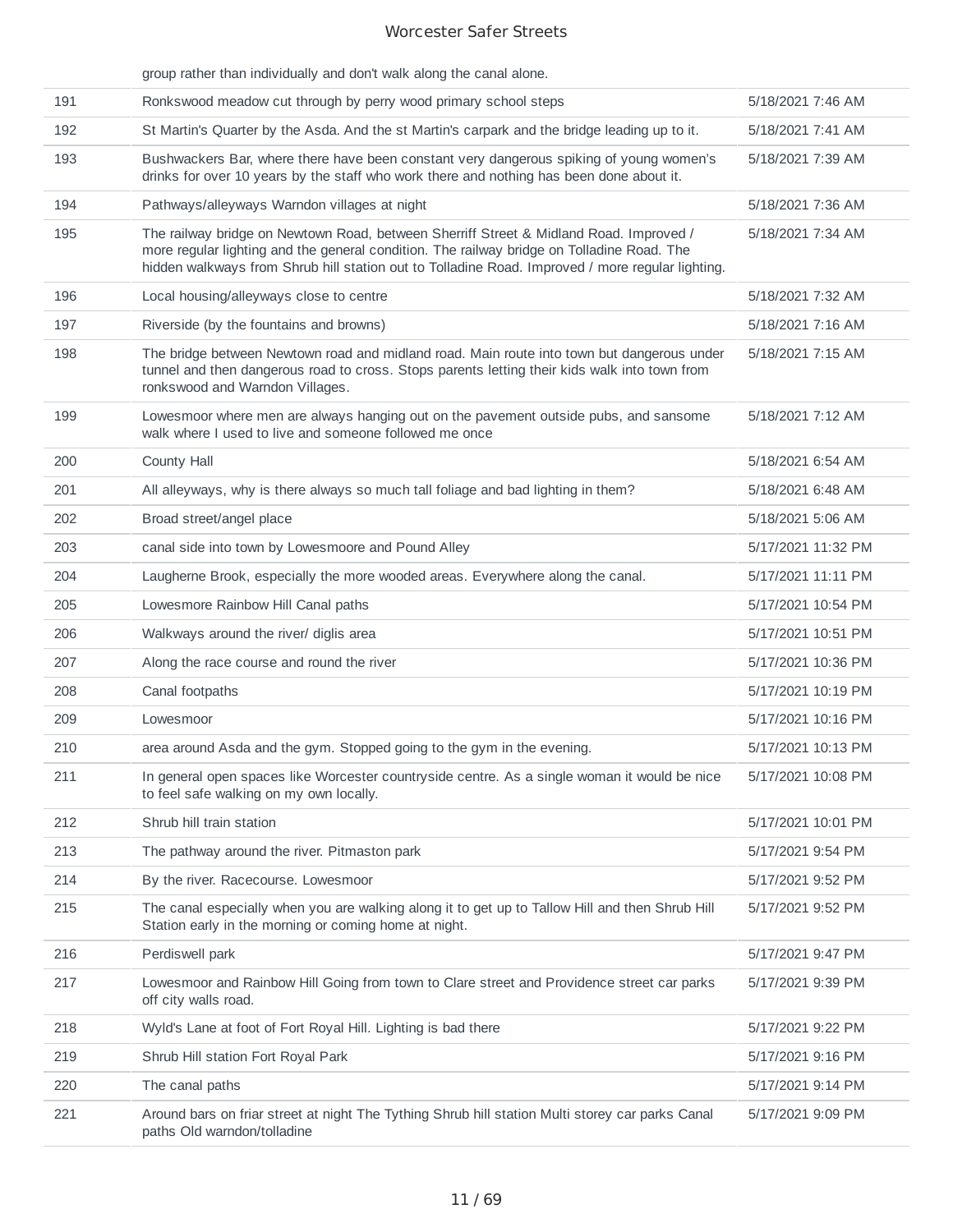| | group rather than individually and don't walk along the canal alone. | |
|---|---|---|
| 191 | Ronkswood meadow cut through by perry wood primary school steps | 5/18/2021 7:46 AM |
| 192 | St Martin's Quarter by the Asda. And the st Martin's carpark and the bridge leading up to it. | 5/18/2021 7:41 AM |
| 193 | Bushwackers Bar, where there have been constant very dangerous spiking of young women's drinks for over 10 years by the staff who work there and nothing has been done about it. | 5/18/2021 7:39 AM |
| 194 | Pathways/alleyways Warndon villages at night | 5/18/2021 7:36 AM |
| 195 | The railway bridge on Newtown Road, between Sherriff Street & Midland Road. Improved / more regular lighting and the general condition. The railway bridge on Tolladine Road. The hidden walkways from Shrub hill station out to Tolladine Road. Improved / more regular lighting. | 5/18/2021 7:34 AM |
| 196 | Local housing/alleyways close to centre | 5/18/2021 7:32 AM |
| 197 | Riverside (by the fountains and browns) | 5/18/2021 7:16 AM |
| 198 | The bridge between Newtown road and midland road. Main route into town but dangerous under tunnel and then dangerous road to cross. Stops parents letting their kids walk into town from ronkswood and Warndon Villages. | 5/18/2021 7:15 AM |
| 199 | Lowesmoor where men are always hanging out on the pavement outside pubs, and sansome walk where I used to live and someone followed me once | 5/18/2021 7:12 AM |
| 200 | County Hall | 5/18/2021 6:54 AM |
| 201 | All alleyways, why is there always so much tall foliage and bad lighting in them? | 5/18/2021 6:48 AM |
| 202 | Broad street/angel place | 5/18/2021 5:06 AM |
| 203 | canal side into town by Lowesmoore and Pound Alley | 5/17/2021 11:32 PM |
| 204 | Laugherne Brook, especially the more wooded areas. Everywhere along the canal. | 5/17/2021 11:11 PM |
| 205 | Lowesmore Rainbow Hill Canal paths | 5/17/2021 10:54 PM |
| 206 | Walkways around the river/ diglis area | 5/17/2021 10:51 PM |
| 207 | Along the race course and round the river | 5/17/2021 10:36 PM |
| 208 | Canal footpaths | 5/17/2021 10:19 PM |
| 209 | Lowesmoor | 5/17/2021 10:16 PM |
| 210 | area around Asda and the gym. Stopped going to the gym in the evening. | 5/17/2021 10:13 PM |
| 211 | In general open spaces like Worcester countryside centre. As a single woman it would be nice to feel safe walking on my own locally. | 5/17/2021 10:08 PM |
| 212 | Shrub hill train station | 5/17/2021 10:01 PM |
| 213 | The pathway around the river. Pitmaston park | 5/17/2021 9:54 PM |
| 214 | By the river. Racecourse. Lowesmoor | 5/17/2021 9:52 PM |
| 215 | The canal especially when you are walking along it to get up to Tallow Hill and then Shrub Hill Station early in the morning or coming home at night. | 5/17/2021 9:52 PM |
| 216 | Perdiswell park | 5/17/2021 9:47 PM |
| 217 | Lowesmoor and Rainbow Hill Going from town to Clare street and Providence street car parks off city walls road. | 5/17/2021 9:39 PM |
| 218 | Wyld's Lane at foot of Fort Royal Hill. Lighting is bad there | 5/17/2021 9:22 PM |
| 219 | Shrub Hill station Fort Royal Park | 5/17/2021 9:16 PM |
| 220 | The canal paths | 5/17/2021 9:14 PM |
| 221 | Around bars on friar street at night The Tything Shrub hill station Multi storey car parks Canal paths Old warndon/tolladine | 5/17/2021 9:09 PM |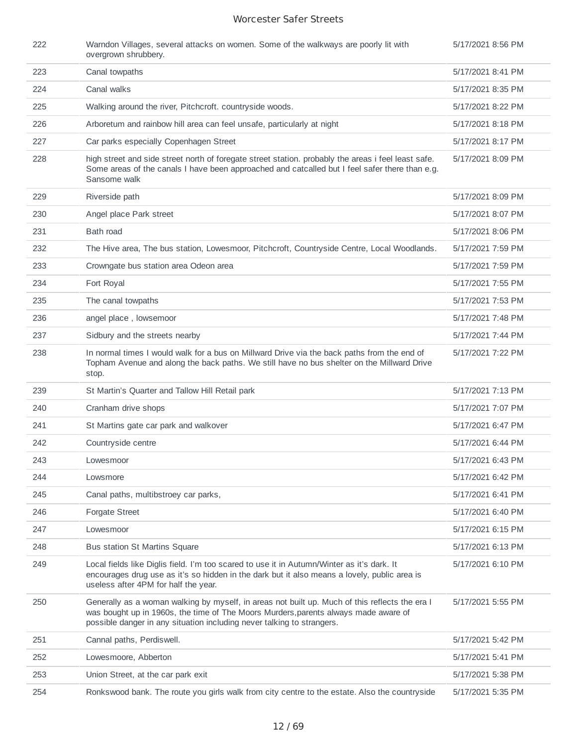| | | |
|---|---|---|
| 222 | Warndon Villages, several attacks on women. Some of the walkways are poorly lit with overgrown shrubbery. | 5/17/2021 8:56 PM |
| 223 | Canal towpaths | 5/17/2021 8:41 PM |
| 224 | Canal walks | 5/17/2021 8:35 PM |
| 225 | Walking around the river, Pitchcroft. countryside woods. | 5/17/2021 8:22 PM |
| 226 | Arboretum and rainbow hill area can feel unsafe, particularly at night | 5/17/2021 8:18 PM |
| 227 | Car parks especially Copenhagen Street | 5/17/2021 8:17 PM |
| 228 | high street and side street north of foregate street station. probably the areas i feel least safe. Some areas of the canals I have been approached and catcalled but I feel safer there than e.g. Sansome walk | 5/17/2021 8:09 PM |
| 229 | Riverside path | 5/17/2021 8:09 PM |
| 230 | Angel place Park street | 5/17/2021 8:07 PM |
| 231 | Bath road | 5/17/2021 8:06 PM |
| 232 | The Hive area, The bus station, Lowesmoor, Pitchcroft, Countryside Centre, Local Woodlands. | 5/17/2021 7:59 PM |
| 233 | Crowngate bus station area Odeon area | 5/17/2021 7:59 PM |
| 234 | Fort Royal | 5/17/2021 7:55 PM |
| 235 | The canal towpaths | 5/17/2021 7:53 PM |
| 236 | angel place , lowsemoor | 5/17/2021 7:48 PM |
| 237 | Sidbury and the streets nearby | 5/17/2021 7:44 PM |
| 238 | In normal times I would walk for a bus on Millward Drive via the back paths from the end of Topham Avenue and along the back paths. We still have no bus shelter on the Millward Drive stop. | 5/17/2021 7:22 PM |
| 239 | St Martin's Quarter and Tallow Hill Retail park | 5/17/2021 7:13 PM |
| 240 | Cranham drive shops | 5/17/2021 7:07 PM |
| 241 | St Martins gate car park and walkover | 5/17/2021 6:47 PM |
| 242 | Countryside centre | 5/17/2021 6:44 PM |
| 243 | Lowesmoor | 5/17/2021 6:43 PM |
| 244 | Lowsmore | 5/17/2021 6:42 PM |
| 245 | Canal paths, multibstroey car parks, | 5/17/2021 6:41 PM |
| 246 | Forgate Street | 5/17/2021 6:40 PM |
| 247 | Lowesmoor | 5/17/2021 6:15 PM |
| 248 | Bus station St Martins Square | 5/17/2021 6:13 PM |
| 249 | Local fields like Diglis field. I'm too scared to use it in Autumn/Winter as it's dark. It encourages drug use as it's so hidden in the dark but it also means a lovely, public area is useless after 4PM for half the year. | 5/17/2021 6:10 PM |
| 250 | Generally as a woman walking by myself, in areas not built up. Much of this reflects the era I was bought up in 1960s, the time of The Moors Murders,parents always made aware of possible danger in any situation including never talking to strangers. | 5/17/2021 5:55 PM |
| 251 | Cannal paths, Perdiswell. | 5/17/2021 5:42 PM |
| 252 | Lowesmoore, Abberton | 5/17/2021 5:41 PM |
| 253 | Union Street, at the car park exit | 5/17/2021 5:38 PM |
| 254 | Ronkswood bank. The route you girls walk from city centre to the estate. Also the countryside | 5/17/2021 5:35 PM |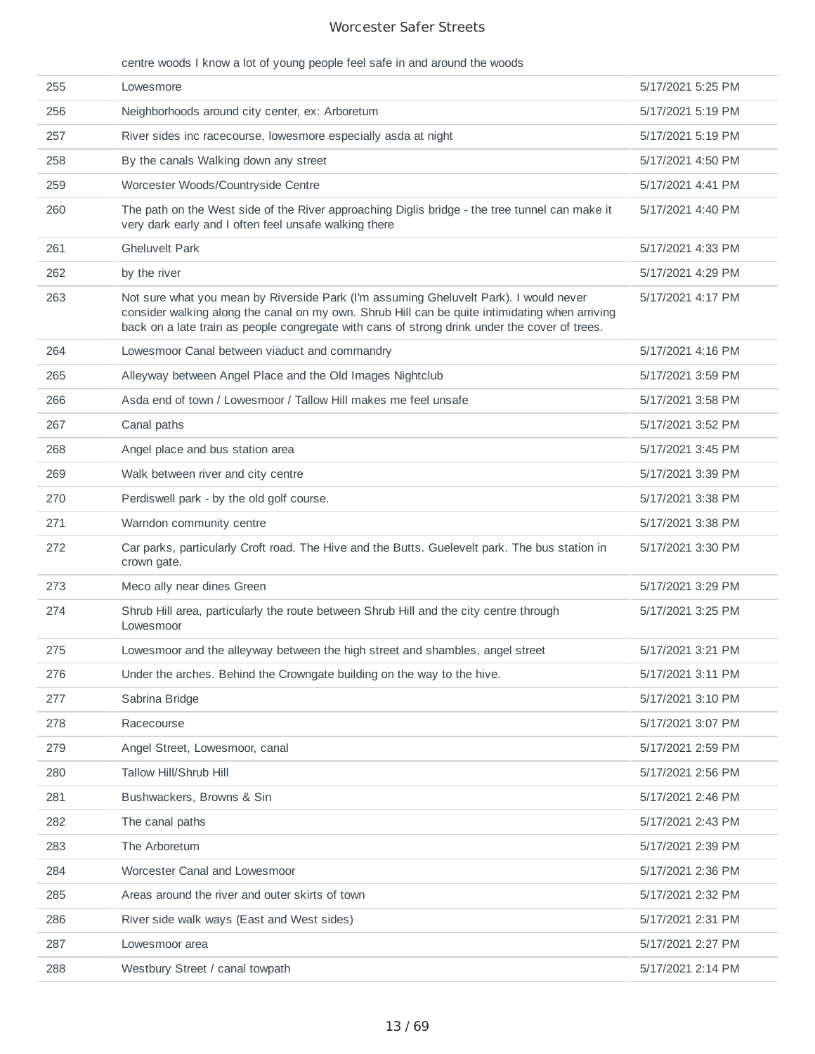| | centre woods I know a lot of young people feel safe in and around the woods | |
|---|---|---|
| 255 | Lowesmore | 5/17/2021 5:25 PM |
| 256 | Neighborhoods around city center, ex: Arboretum | 5/17/2021 5:19 PM |
| 257 | River sides inc racecourse, lowesmore especially asda at night | 5/17/2021 5:19 PM |
| 258 | By the canals Walking down any street | 5/17/2021 4:50 PM |
| 259 | Worcester Woods/Countryside Centre | 5/17/2021 4:41 PM |
| 260 | The path on the West side of the River approaching Diglis bridge - the tree tunnel can make it very dark early and I often feel unsafe walking there | 5/17/2021 4:40 PM |
| 261 | Gheluvelt Park | 5/17/2021 4:33 PM |
| 262 | by the river | 5/17/2021 4:29 PM |
| 263 | Not sure what you mean by Riverside Park (I'm assuming Gheluvelt Park). I would never consider walking along the canal on my own. Shrub Hill can be quite intimidating when arriving back on a late train as people congregate with cans of strong drink under the cover of trees. | 5/17/2021 4:17 PM |
| 264 | Lowesmoor Canal between viaduct and commandry | 5/17/2021 4:16 PM |
| 265 | Alleyway between Angel Place and the Old Images Nightclub | 5/17/2021 3:59 PM |
| 266 | Asda end of town / Lowesmoor / Tallow Hill makes me feel unsafe | 5/17/2021 3:58 PM |
| 267 | Canal paths | 5/17/2021 3:52 PM |
| 268 | Angel place and bus station area | 5/17/2021 3:45 PM |
| 269 | Walk between river and city centre | 5/17/2021 3:39 PM |
| 270 | Perdiswell park - by the old golf course. | 5/17/2021 3:38 PM |
| 271 | Warndon community centre | 5/17/2021 3:38 PM |
| 272 | Car parks, particularly Croft road. The Hive and the Butts. Guelevelt park. The bus station in crown gate. | 5/17/2021 3:30 PM |
| 273 | Meco ally near dines Green | 5/17/2021 3:29 PM |
| 274 | Shrub Hill area, particularly the route between Shrub Hill and the city centre through Lowesmoor | 5/17/2021 3:25 PM |
| 275 | Lowesmoor and the alleyway between the high street and shambles, angel street | 5/17/2021 3:21 PM |
| 276 | Under the arches. Behind the Crowngate building on the way to the hive. | 5/17/2021 3:11 PM |
| 277 | Sabrina Bridge | 5/17/2021 3:10 PM |
| 278 | Racecourse | 5/17/2021 3:07 PM |
| 279 | Angel Street, Lowesmoor, canal | 5/17/2021 2:59 PM |
| 280 | Tallow Hill/Shrub Hill | 5/17/2021 2:56 PM |
| 281 | Bushwackers, Browns & Sin | 5/17/2021 2:46 PM |
| 282 | The canal paths | 5/17/2021 2:43 PM |
| 283 | The Arboretum | 5/17/2021 2:39 PM |
| 284 | Worcester Canal and Lowesmoor | 5/17/2021 2:36 PM |
| 285 | Areas around the river and outer skirts of town | 5/17/2021 2:32 PM |
| 286 | River side walk ways (East and West sides) | 5/17/2021 2:31 PM |
| 287 | Lowesmoor area | 5/17/2021 2:27 PM |
| 288 | Westbury Street / canal towpath | 5/17/2021 2:14 PM |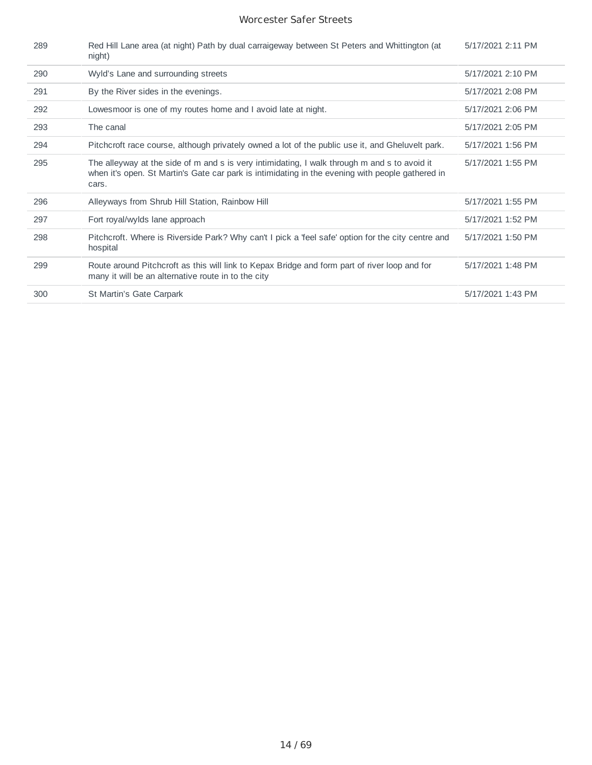| | | |
|---|---|---|
| 289 | Red Hill Lane area (at night) Path by dual carraigeway between St Peters and Whittington (at night) | 5/17/2021 2:11 PM |
| 290 | Wyld's Lane and surrounding streets | 5/17/2021 2:10 PM |
| 291 | By the River sides in the evenings. | 5/17/2021 2:08 PM |
| 292 | Lowesmoor is one of my routes home and I avoid late at night. | 5/17/2021 2:06 PM |
| 293 | The canal | 5/17/2021 2:05 PM |
| 294 | Pitchcroft race course, although privately owned a lot of the public use it, and Gheluvelt park. | 5/17/2021 1:56 PM |
| 295 | The alleyway at the side of m and s is very intimidating, I walk through m and s to avoid it when it's open. St Martin's Gate car park is intimidating in the evening with people gathered in cars. | 5/17/2021 1:55 PM |
| 296 | Alleyways from Shrub Hill Station, Rainbow Hill | 5/17/2021 1:55 PM |
| 297 | Fort royal/wylds lane approach | 5/17/2021 1:52 PM |
| 298 | Pitchcroft. Where is Riverside Park? Why can't I pick a 'feel safe' option for the city centre and hospital | 5/17/2021 1:50 PM |
| 299 | Route around Pitchcroft as this will link to Kepax Bridge and form part of river loop and for many it will be an alternative route in to the city | 5/17/2021 1:48 PM |
| 300 | St Martin's Gate Carpark | 5/17/2021 1:43 PM |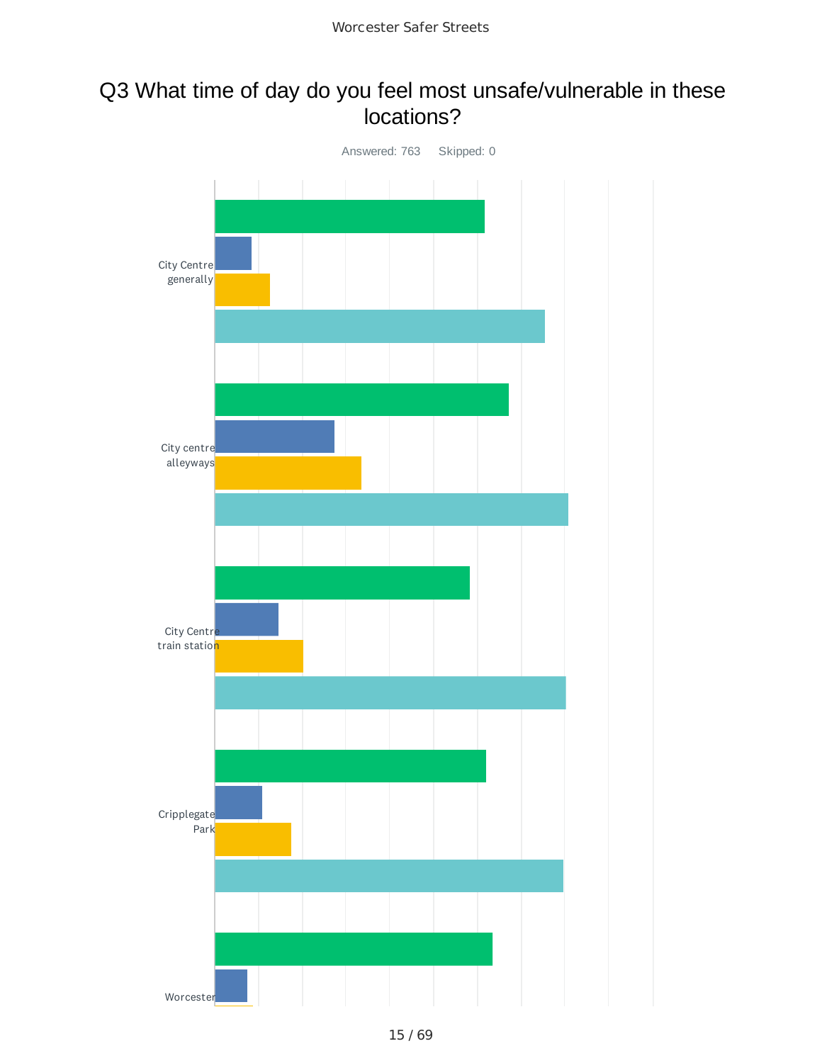# Q3 What time of day do you feel most unsafe/vulnerable in these locations?

Answered: 763 Skipped: 0

City Centre generally

City centre alleyways

City Centre train station

Cripplegate Park

Worcester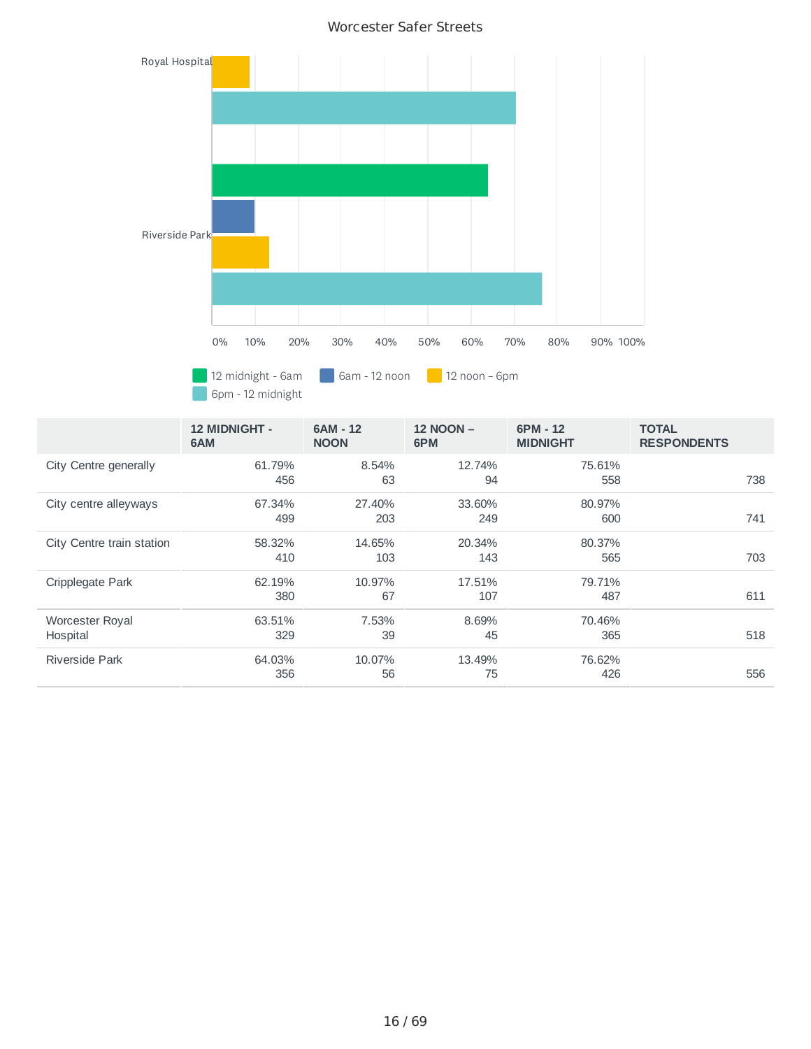Worcester Safer Streets

|  | 12 MIDNIGHT - 6AM | 6AM - 12 NOON | 12 NOON – 6PM | 6PM - 12 MIDNIGHT | TOTAL RESPONDENTS |
|---|---|---|---|---|---|
| City Centre generally | 61.79% 456 | 8.54% 63 | 12.74% 94 | 75.61% 558 | 738 |
| City centre alleyways | 67.34% 499 | 27.40% 203 | 33.60% 249 | 80.97% 600 | 741 |
| City Centre train station | 58.32% 410 | 14.65% 103 | 20.34% 143 | 80.37% 565 | 703 |
| Cripplegate Park | 62.19% 380 | 10.97% 67 | 17.51% 107 | 79.71% 487 | 611 |
| Worcester Royal Hospital | 63.51% 329 | 7.53% 39 | 8.69% 45 | 70.46% 365 | 518 |
| Riverside Park | 64.03% 356 | 10.07% 56 | 13.49% 75 | 76.62% 426 | 556 |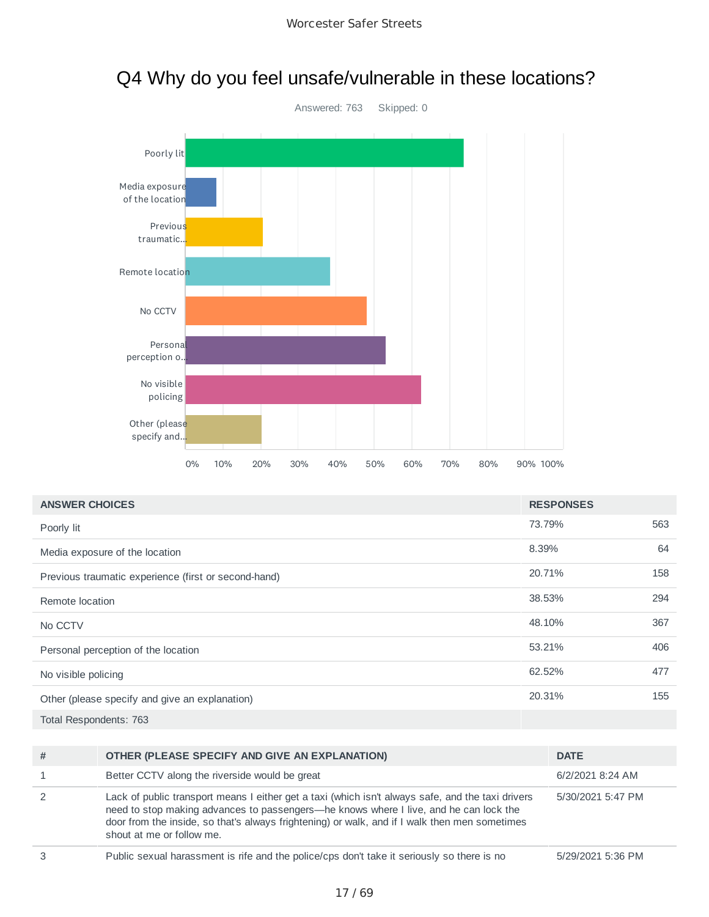# Q4 Why do you feel unsafe/vulnerable in these locations?

Answered: 763    Skipped: 0

| ANSWER CHOICES | RESPONSES | |
|---|---|---|
| Poorly lit | 73.79% | 563 |
| Media exposure of the location | 8.39% | 64 |
| Previous traumatic experience (first or second-hand) | 20.71% | 158 |
| Remote location | 38.53% | 294 |
| No CCTV | 48.10% | 367 |
| Personal perception of the location | 53.21% | 406 |
| No visible policing | 62.52% | 477 |
| Other (please specify and give an explanation) | 20.31% | 155 |
| Total Respondents: 763 | | |

| # | OTHER (PLEASE SPECIFY AND GIVE AN EXPLANATION) | DATE |
|---|---|---|
| 1 | Better CCTV along the riverside would be great | 6/2/2021 8:24 AM |
| 2 | Lack of public transport means I either get a taxi (which isn't always safe, and the taxi drivers need to stop making advances to passengers—he knows where I live, and he can lock the door from the inside, so that's always frightening) or walk, and if I walk then men sometimes shout at me or follow me. | 5/30/2021 5:47 PM |
| 3 | Public sexual harassment is rife and the police/cps don't take it seriously so there is no | 5/29/2021 5:36 PM |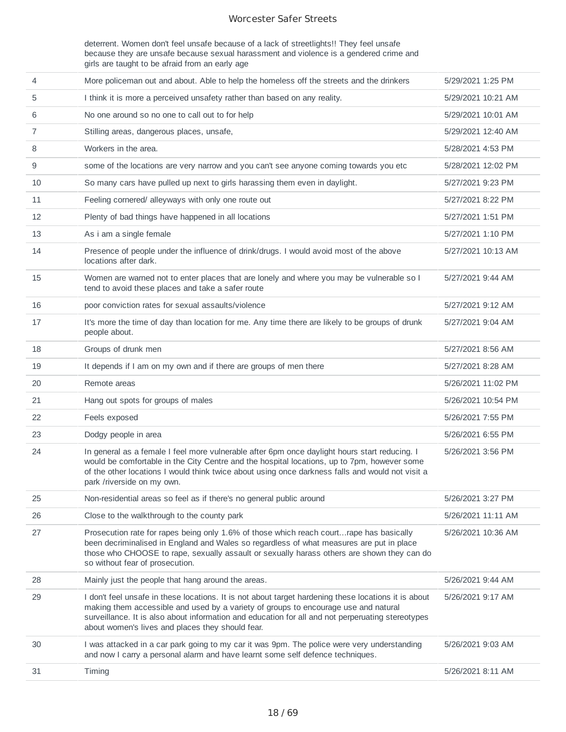| | | |
|---|---|---|
| | deterrent. Women don't feel unsafe because of a lack of streetlights!! They feel unsafe because they are unsafe because sexual harassment and violence is a gendered crime and girls are taught to be afraid from an early age | |
| 4 | More policeman out and about. Able to help the homeless off the streets and the drinkers | 5/29/2021 1:25 PM |
| 5 | I think it is more a perceived unsafety rather than based on any reality. | 5/29/2021 10:21 AM |
| 6 | No one around so no one to call out to for help | 5/29/2021 10:01 AM |
| 7 | Stilling areas, dangerous places, unsafe, | 5/29/2021 12:40 AM |
| 8 | Workers in the area. | 5/28/2021 4:53 PM |
| 9 | some of the locations are very narrow and you can't see anyone coming towards you etc | 5/28/2021 12:02 PM |
| 10 | So many cars have pulled up next to girls harassing them even in daylight. | 5/27/2021 9:23 PM |
| 11 | Feeling cornered/ alleyways with only one route out | 5/27/2021 8:22 PM |
| 12 | Plenty of bad things have happened in all locations | 5/27/2021 1:51 PM |
| 13 | As i am a single female | 5/27/2021 1:10 PM |
| 14 | Presence of people under the influence of drink/drugs. I would avoid most of the above locations after dark. | 5/27/2021 10:13 AM |
| 15 | Women are warned not to enter places that are lonely and where you may be vulnerable so I tend to avoid these places and take a safer route | 5/27/2021 9:44 AM |
| 16 | poor conviction rates for sexual assaults/violence | 5/27/2021 9:12 AM |
| 17 | It's more the time of day than location for me. Any time there are likely to be groups of drunk people about. | 5/27/2021 9:04 AM |
| 18 | Groups of drunk men | 5/27/2021 8:56 AM |
| 19 | It depends if I am on my own and if there are groups of men there | 5/27/2021 8:28 AM |
| 20 | Remote areas | 5/26/2021 11:02 PM |
| 21 | Hang out spots for groups of males | 5/26/2021 10:54 PM |
| 22 | Feels exposed | 5/26/2021 7:55 PM |
| 23 | Dodgy people in area | 5/26/2021 6:55 PM |
| 24 | In general as a female I feel more vulnerable after 6pm once daylight hours start reducing. I would be comfortable in the City Centre and the hospital locations, up to 7pm, however some of the other locations I would think twice about using once darkness falls and would not visit a park /riverside on my own. | 5/26/2021 3:56 PM |
| 25 | Non-residential areas so feel as if there's no general public around | 5/26/2021 3:27 PM |
| 26 | Close to the walkthrough to the county park | 5/26/2021 11:11 AM |
| 27 | Prosecution rate for rapes being only 1.6% of those which reach court...rape has basically been decriminalised in England and Wales so regardless of what measures are put in place those who CHOOSE to rape, sexually assault or sexually harass others are shown they can do so without fear of prosecution. | 5/26/2021 10:36 AM |
| 28 | Mainly just the people that hang around the areas. | 5/26/2021 9:44 AM |
| 29 | I don't feel unsafe in these locations. It is not about target hardening these locations it is about making them accessible and used by a variety of groups to encourage use and natural surveillance. It is also about information and education for all and not perperuating stereotypes about women's lives and places they should fear. | 5/26/2021 9:17 AM |
| 30 | I was attacked in a car park going to my car it was 9pm. The police were very understanding and now I carry a personal alarm and have learnt some self defence techniques. | 5/26/2021 9:03 AM |
| 31 | Timing | 5/26/2021 8:11 AM |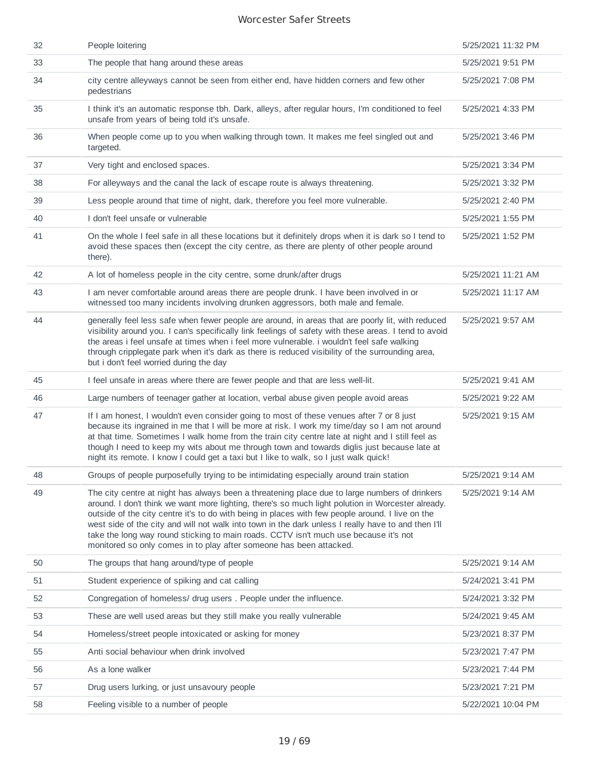| 32 | People loitering | 5/25/2021 11:32 PM |
|---|---|---|
| 33 | The people that hang around these areas | 5/25/2021 9:51 PM |
| 34 | city centre alleyways cannot be seen from either end, have hidden corners and few other pedestrians | 5/25/2021 7:08 PM |
| 35 | I think it's an automatic response tbh. Dark, alleys, after regular hours, I'm conditioned to feel unsafe from years of being told it's unsafe. | 5/25/2021 4:33 PM |
| 36 | When people come up to you when walking through town. It makes me feel singled out and targeted. | 5/25/2021 3:46 PM |
| 37 | Very tight and enclosed spaces. | 5/25/2021 3:34 PM |
| 38 | For alleyways and the canal the lack of escape route is always threatening. | 5/25/2021 3:32 PM |
| 39 | Less people around that time of night, dark, therefore you feel more vulnerable. | 5/25/2021 2:40 PM |
| 40 | I don't feel unsafe or vulnerable | 5/25/2021 1:55 PM |
| 41 | On the whole I feel safe in all these locations but it definitely drops when it is dark so I tend to avoid these spaces then (except the city centre, as there are plenty of other people around there). | 5/25/2021 1:52 PM |
| 42 | A lot of homeless people in the city centre, some drunk/after drugs | 5/25/2021 11:21 AM |
| 43 | I am never comfortable around areas there are people drunk. I have been involved in or witnessed too many incidents involving drunken aggressors, both male and female. | 5/25/2021 11:17 AM |
| 44 | generally feel less safe when fewer people are around, in areas that are poorly lit, with reduced visibility around you. I can's specifically link feelings of safety with these areas. I tend to avoid the areas i feel unsafe at times when i feel more vulnerable. i wouldn't feel safe walking through cripplegate park when it's dark as there is reduced visibility of the surrounding area, but i don't feel worried during the day | 5/25/2021 9:57 AM |
| 45 | I feel unsafe in areas where there are fewer people and that are less well-lit. | 5/25/2021 9:41 AM |
| 46 | Large numbers of teenager gather at location, verbal abuse given people avoid areas | 5/25/2021 9:22 AM |
| 47 | If I am honest, I wouldn't even consider going to most of these venues after 7 or 8 just because its ingrained in me that I will be more at risk. I work my time/day so I am not around at that time. Sometimes I walk home from the train city centre late at night and I still feel as though I need to keep my wits about me through town and towards diglis just because late at night its remote. I know I could get a taxi but I like to walk, so I just walk quick! | 5/25/2021 9:15 AM |
| 48 | Groups of people purposefully trying to be intimidating especially around train station | 5/25/2021 9:14 AM |
| 49 | The city centre at night has always been a threatening place due to large numbers of drinkers around. I don't think we want more lighting, there's so much light polution in Worcester already. outside of the city centre it's to do with being in places with few people around. I live on the west side of the city and will not walk into town in the dark unless I really have to and then I'll take the long way round sticking to main roads. CCTV isn't much use because it's not monitored so only comes in to play after someone has been attacked. | 5/25/2021 9:14 AM |
| 50 | The groups that hang around/type of people | 5/25/2021 9:14 AM |
| 51 | Student experience of spiking and cat calling | 5/24/2021 3:41 PM |
| 52 | Congregation of homeless/ drug users . People under the influence. | 5/24/2021 3:32 PM |
| 53 | These are well used areas but they still make you really vulnerable | 5/24/2021 9:45 AM |
| 54 | Homeless/street people intoxicated or asking for money | 5/23/2021 8:37 PM |
| 55 | Anti social behaviour when drink involved | 5/23/2021 7:47 PM |
| 56 | As a lone walker | 5/23/2021 7:44 PM |
| 57 | Drug users lurking, or just unsavoury people | 5/23/2021 7:21 PM |
| 58 | Feeling visible to a number of people | 5/22/2021 10:04 PM |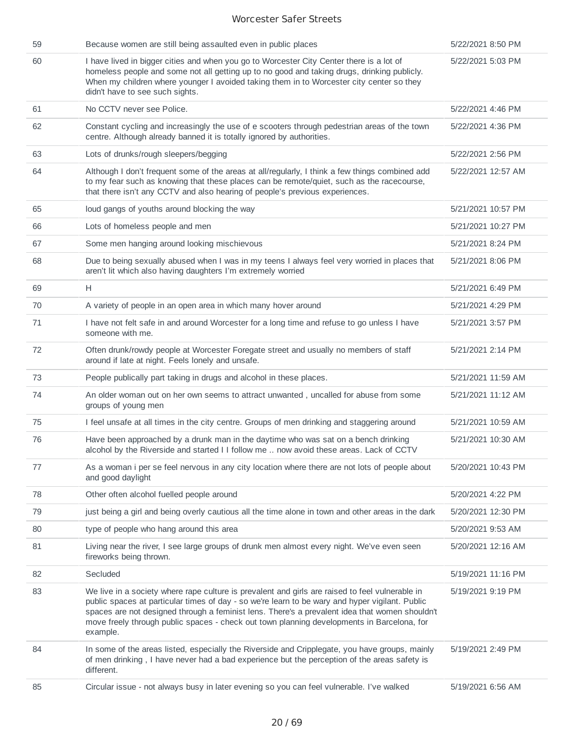| | | |
|---|---|---|
| 59 | Because women are still being assaulted even in public places | 5/22/2021 8:50 PM |
| 60 | I have lived in bigger cities and when you go to Worcester City Center there is a lot of homeless people and some not all getting up to no good and taking drugs, drinking publicly. When my children where younger I avoided taking them in to Worcester city center so they didn't have to see such sights. | 5/22/2021 5:03 PM |
| 61 | No CCTV never see Police. | 5/22/2021 4:46 PM |
| 62 | Constant cycling and increasingly the use of e scooters through pedestrian areas of the town centre. Although already banned it is totally ignored by authorities. | 5/22/2021 4:36 PM |
| 63 | Lots of drunks/rough sleepers/begging | 5/22/2021 2:56 PM |
| 64 | Although I don't frequent some of the areas at all/regularly, I think a few things combined add to my fear such as knowing that these places can be remote/quiet, such as the racecourse, that there isn't any CCTV and also hearing of people's previous experiences. | 5/22/2021 12:57 AM |
| 65 | loud gangs of youths around blocking the way | 5/21/2021 10:57 PM |
| 66 | Lots of homeless people and men | 5/21/2021 10:27 PM |
| 67 | Some men hanging around looking mischievous | 5/21/2021 8:24 PM |
| 68 | Due to being sexually abused when I was in my teens I always feel very worried in places that aren't lit which also having daughters I'm extremely worried | 5/21/2021 8:06 PM |
| 69 | H | 5/21/2021 6:49 PM |
| 70 | A variety of people in an open area in which many hover around | 5/21/2021 4:29 PM |
| 71 | I have not felt safe in and around Worcester for a long time and refuse to go unless I have someone with me. | 5/21/2021 3:57 PM |
| 72 | Often drunk/rowdy people at Worcester Foregate street and usually no members of staff around if late at night. Feels lonely and unsafe. | 5/21/2021 2:14 PM |
| 73 | People publically part taking in drugs and alcohol in these places. | 5/21/2021 11:59 AM |
| 74 | An older woman out on her own seems to attract unwanted , uncalled for abuse from some groups of young men | 5/21/2021 11:12 AM |
| 75 | I feel unsafe at all times in the city centre. Groups of men drinking and staggering around | 5/21/2021 10:59 AM |
| 76 | Have been approached by a drunk man in the daytime who was sat on a bench drinking alcohol by the Riverside and started I I follow me .. now avoid these areas. Lack of CCTV | 5/21/2021 10:30 AM |
| 77 | As a woman i per se feel nervous in any city location where there are not lots of people about and good daylight | 5/20/2021 10:43 PM |
| 78 | Other often alcohol fuelled people around | 5/20/2021 4:22 PM |
| 79 | just being a girl and being overly cautious all the time alone in town and other areas in the dark | 5/20/2021 12:30 PM |
| 80 | type of people who hang around this area | 5/20/2021 9:53 AM |
| 81 | Living near the river, I see large groups of drunk men almost every night. We've even seen fireworks being thrown. | 5/20/2021 12:16 AM |
| 82 | Secluded | 5/19/2021 11:16 PM |
| 83 | We live in a society where rape culture is prevalent and girls are raised to feel vulnerable in public spaces at particular times of day - so we're learn to be wary and hyper vigilant. Public spaces are not designed through a feminist lens. There's a prevalent idea that women shouldn't move freely through public spaces - check out town planning developments in Barcelona, for example. | 5/19/2021 9:19 PM |
| 84 | In some of the areas listed, especially the Riverside and Cripplegate, you have groups, mainly of men drinking , I have never had a bad experience but the perception of the areas safety is different. | 5/19/2021 2:49 PM |
| 85 | Circular issue - not always busy in later evening so you can feel vulnerable. I've walked | 5/19/2021 6:56 AM |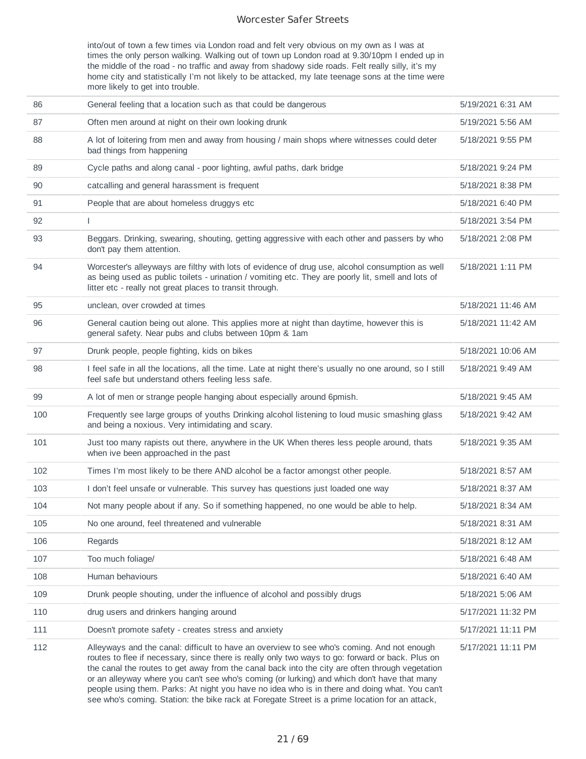| | | |
|---|---|---|
| | into/out of town a few times via London road and felt very obvious on my own as I was at times the only person walking. Walking out of town up London road at 9.30/10pm I ended up in the middle of the road - no traffic and away from shadowy side roads. Felt really silly, it's my home city and statistically I'm not likely to be attacked, my late teenage sons at the time were more likely to get into trouble. | |
| 86 | General feeling that a location such as that could be dangerous | 5/19/2021 6:31 AM |
| 87 | Often men around at night on their own looking drunk | 5/19/2021 5:56 AM |
| 88 | A lot of loitering from men and away from housing / main shops where witnesses could deter bad things from happening | 5/18/2021 9:55 PM |
| 89 | Cycle paths and along canal - poor lighting, awful paths, dark bridge | 5/18/2021 9:24 PM |
| 90 | catcalling and general harassment is frequent | 5/18/2021 8:38 PM |
| 91 | People that are about homeless druggys etc | 5/18/2021 6:40 PM |
| 92 | I | 5/18/2021 3:54 PM |
| 93 | Beggars. Drinking, swearing, shouting, getting aggressive with each other and passers by who don't pay them attention. | 5/18/2021 2:08 PM |
| 94 | Worcester's alleyways are filthy with lots of evidence of drug use, alcohol consumption as well as being used as public toilets - urination / vomiting etc. They are poorly lit, smell and lots of litter etc - really not great places to transit through. | 5/18/2021 1:11 PM |
| 95 | unclean, over crowded at times | 5/18/2021 11:46 AM |
| 96 | General caution being out alone. This applies more at night than daytime, however this is general safety. Near pubs and clubs between 10pm & 1am | 5/18/2021 11:42 AM |
| 97 | Drunk people, people fighting, kids on bikes | 5/18/2021 10:06 AM |
| 98 | I feel safe in all the locations, all the time. Late at night there's usually no one around, so I still feel safe but understand others feeling less safe. | 5/18/2021 9:49 AM |
| 99 | A lot of men or strange people hanging about especially around 6pmish. | 5/18/2021 9:45 AM |
| 100 | Frequently see large groups of youths Drinking alcohol listening to loud music smashing glass and being a noxious. Very intimidating and scary. | 5/18/2021 9:42 AM |
| 101 | Just too many rapists out there, anywhere in the UK When theres less people around, thats when ive been approached in the past | 5/18/2021 9:35 AM |
| 102 | Times I'm most likely to be there AND alcohol be a factor amongst other people. | 5/18/2021 8:57 AM |
| 103 | I don't feel unsafe or vulnerable. This survey has questions just loaded one way | 5/18/2021 8:37 AM |
| 104 | Not many people about if any. So if something happened, no one would be able to help. | 5/18/2021 8:34 AM |
| 105 | No one around, feel threatened and vulnerable | 5/18/2021 8:31 AM |
| 106 | Regards | 5/18/2021 8:12 AM |
| 107 | Too much foliage/ | 5/18/2021 6:48 AM |
| 108 | Human behaviours | 5/18/2021 6:40 AM |
| 109 | Drunk people shouting, under the influence of alcohol and possibly drugs | 5/18/2021 5:06 AM |
| 110 | drug users and drinkers hanging around | 5/17/2021 11:32 PM |
| 111 | Doesn't promote safety - creates stress and anxiety | 5/17/2021 11:11 PM |
| 112 | Alleyways and the canal: difficult to have an overview to see who's coming. And not enough routes to flee if necessary, since there is really only two ways to go: forward or back. Plus on the canal the routes to get away from the canal back into the city are often through vegetation or an alleyway where you can't see who's coming (or lurking) and which don't have that many people using them. Parks: At night you have no idea who is in there and doing what. You can't see who's coming. Station: the bike rack at Foregate Street is a prime location for an attack, | 5/17/2021 11:11 PM |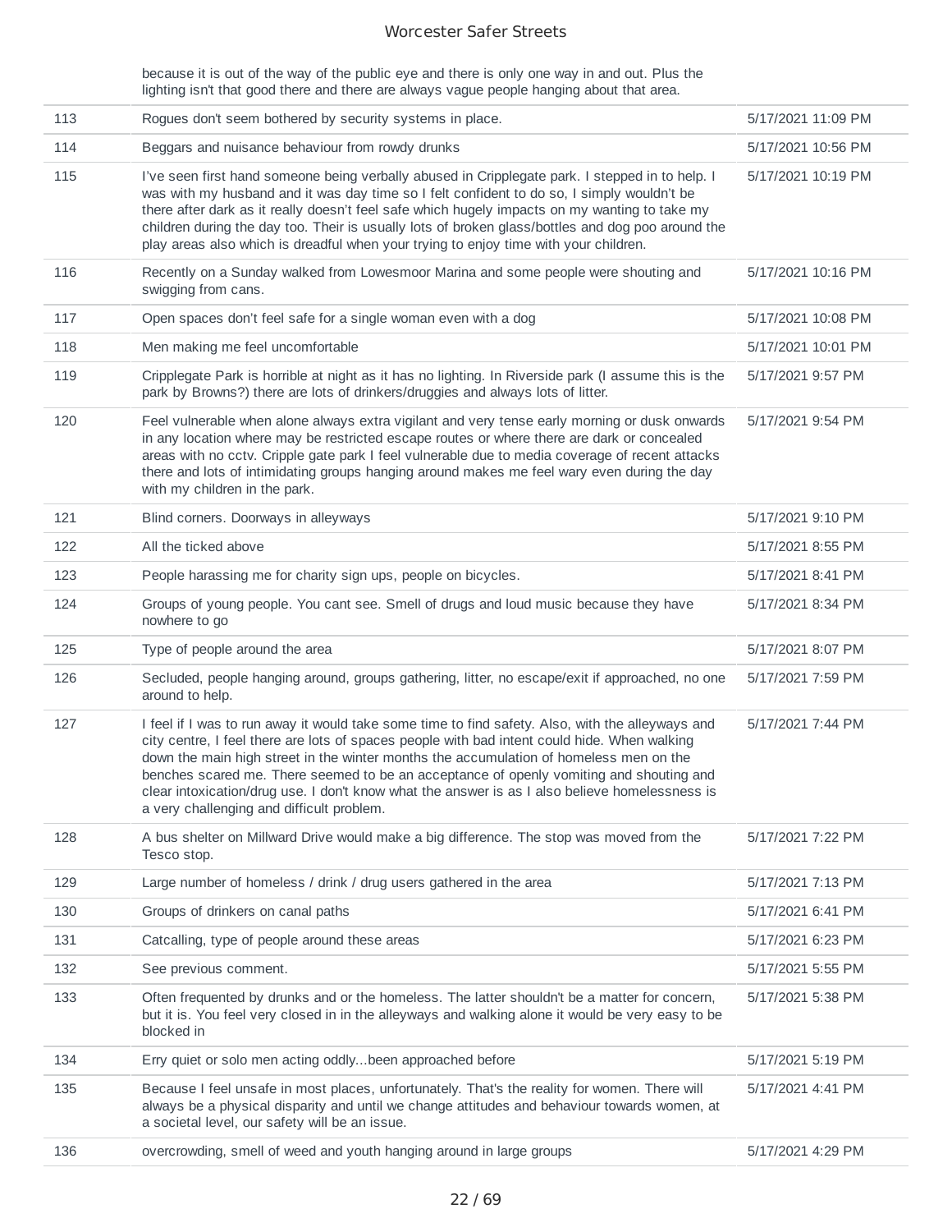| | | |
|---|---|---|
| | because it is out of the way of the public eye and there is only one way in and out. Plus the lighting isn't that good there and there are always vague people hanging about that area. | |
| 113 | Rogues don't seem bothered by security systems in place. | 5/17/2021 11:09 PM |
| 114 | Beggars and nuisance behaviour from rowdy drunks | 5/17/2021 10:56 PM |
| 115 | I've seen first hand someone being verbally abused in Cripplegate park. I stepped in to help. I was with my husband and it was day time so I felt confident to do so, I simply wouldn't be there after dark as it really doesn't feel safe which hugely impacts on my wanting to take my children during the day too. Their is usually lots of broken glass/bottles and dog poo around the play areas also which is dreadful when your trying to enjoy time with your children. | 5/17/2021 10:19 PM |
| 116 | Recently on a Sunday walked from Lowesmoor Marina and some people were shouting and swigging from cans. | 5/17/2021 10:16 PM |
| 117 | Open spaces don't feel safe for a single woman even with a dog | 5/17/2021 10:08 PM |
| 118 | Men making me feel uncomfortable | 5/17/2021 10:01 PM |
| 119 | Cripplegate Park is horrible at night as it has no lighting. In Riverside park (I assume this is the park by Browns?) there are lots of drinkers/druggies and always lots of litter. | 5/17/2021 9:57 PM |
| 120 | Feel vulnerable when alone always extra vigilant and very tense early morning or dusk onwards in any location where may be restricted escape routes or where there are dark or concealed areas with no cctv. Cripple gate park I feel vulnerable due to media coverage of recent attacks there and lots of intimidating groups hanging around makes me feel wary even during the day with my children in the park. | 5/17/2021 9:54 PM |
| 121 | Blind corners. Doorways in alleyways | 5/17/2021 9:10 PM |
| 122 | All the ticked above | 5/17/2021 8:55 PM |
| 123 | People harassing me for charity sign ups, people on bicycles. | 5/17/2021 8:41 PM |
| 124 | Groups of young people. You cant see. Smell of drugs and loud music because they have nowhere to go | 5/17/2021 8:34 PM |
| 125 | Type of people around the area | 5/17/2021 8:07 PM |
| 126 | Secluded, people hanging around, groups gathering, litter, no escape/exit if approached, no one around to help. | 5/17/2021 7:59 PM |
| 127 | I feel if I was to run away it would take some time to find safety. Also, with the alleyways and city centre, I feel there are lots of spaces people with bad intent could hide. When walking down the main high street in the winter months the accumulation of homeless men on the benches scared me. There seemed to be an acceptance of openly vomiting and shouting and clear intoxication/drug use. I don't know what the answer is as I also believe homelessness is a very challenging and difficult problem. | 5/17/2021 7:44 PM |
| 128 | A bus shelter on Millward Drive would make a big difference. The stop was moved from the Tesco stop. | 5/17/2021 7:22 PM |
| 129 | Large number of homeless / drink / drug users gathered in the area | 5/17/2021 7:13 PM |
| 130 | Groups of drinkers on canal paths | 5/17/2021 6:41 PM |
| 131 | Catcalling, type of people around these areas | 5/17/2021 6:23 PM |
| 132 | See previous comment. | 5/17/2021 5:55 PM |
| 133 | Often frequented by drunks and or the homeless. The latter shouldn't be a matter for concern, but it is. You feel very closed in in the alleyways and walking alone it would be very easy to be blocked in | 5/17/2021 5:38 PM |
| 134 | Erry quiet or solo men acting oddly...been approached before | 5/17/2021 5:19 PM |
| 135 | Because I feel unsafe in most places, unfortunately. That's the reality for women. There will always be a physical disparity and until we change attitudes and behaviour towards women, at a societal level, our safety will be an issue. | 5/17/2021 4:41 PM |
| 136 | overcrowding, smell of weed and youth hanging around in large groups | 5/17/2021 4:29 PM |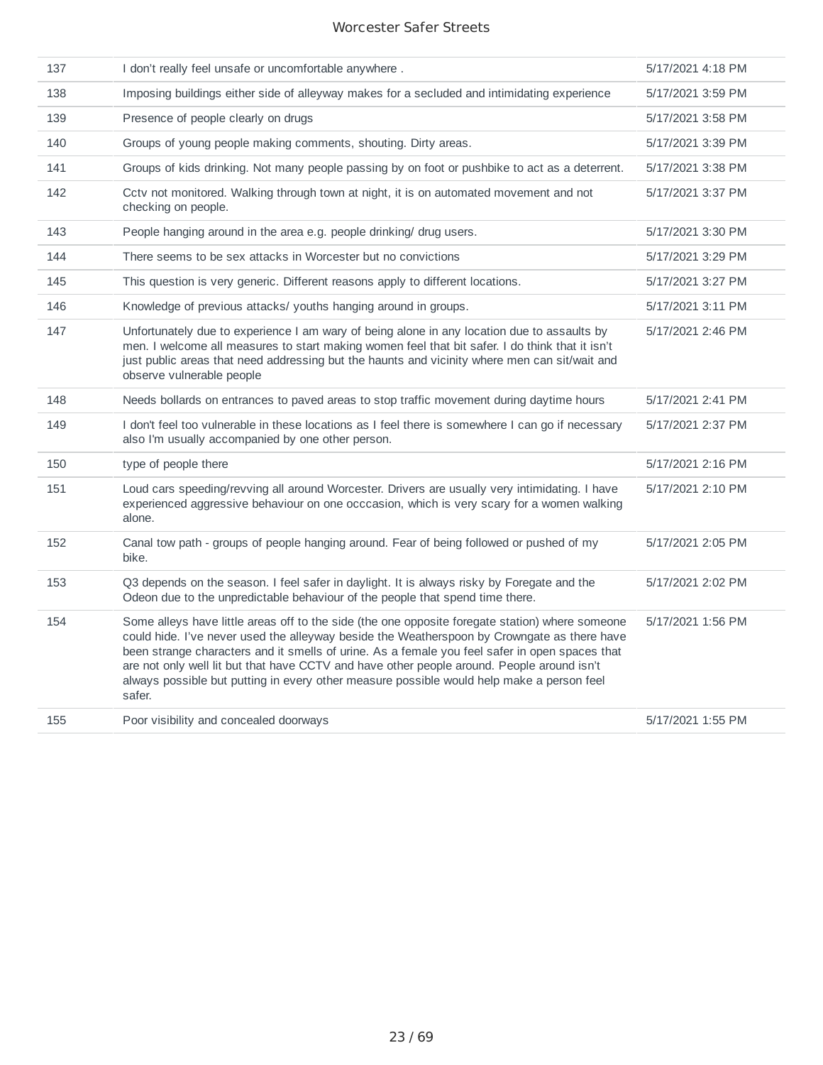| | | |
|---|---|---|
| 137 | I don't really feel unsafe or uncomfortable anywhere . | 5/17/2021 4:18 PM |
| 138 | Imposing buildings either side of alleyway makes for a secluded and intimidating experience | 5/17/2021 3:59 PM |
| 139 | Presence of people clearly on drugs | 5/17/2021 3:58 PM |
| 140 | Groups of young people making comments, shouting. Dirty areas. | 5/17/2021 3:39 PM |
| 141 | Groups of kids drinking. Not many people passing by on foot or pushbike to act as a deterrent. | 5/17/2021 3:38 PM |
| 142 | Cctv not monitored. Walking through town at night, it is on automated movement and not checking on people. | 5/17/2021 3:37 PM |
| 143 | People hanging around in the area e.g. people drinking/ drug users. | 5/17/2021 3:30 PM |
| 144 | There seems to be sex attacks in Worcester but no convictions | 5/17/2021 3:29 PM |
| 145 | This question is very generic. Different reasons apply to different locations. | 5/17/2021 3:27 PM |
| 146 | Knowledge of previous attacks/ youths hanging around in groups. | 5/17/2021 3:11 PM |
| 147 | Unfortunately due to experience I am wary of being alone in any location due to assaults by men. I welcome all measures to start making women feel that bit safer. I do think that it isn't just public areas that need addressing but the haunts and vicinity where men can sit/wait and observe vulnerable people | 5/17/2021 2:46 PM |
| 148 | Needs bollards on entrances to paved areas to stop traffic movement during daytime hours | 5/17/2021 2:41 PM |
| 149 | I don't feel too vulnerable in these locations as I feel there is somewhere I can go if necessary also I'm usually accompanied by one other person. | 5/17/2021 2:37 PM |
| 150 | type of people there | 5/17/2021 2:16 PM |
| 151 | Loud cars speeding/revving all around Worcester. Drivers are usually very intimidating. I have experienced aggressive behaviour on one occcasion, which is very scary for a women walking alone. | 5/17/2021 2:10 PM |
| 152 | Canal tow path - groups of people hanging around. Fear of being followed or pushed of my bike. | 5/17/2021 2:05 PM |
| 153 | Q3 depends on the season. I feel safer in daylight. It is always risky by Foregate and the Odeon due to the unpredictable behaviour of the people that spend time there. | 5/17/2021 2:02 PM |
| 154 | Some alleys have little areas off to the side (the one opposite foregate station) where someone could hide. I've never used the alleyway beside the Weatherspoon by Crowngate as there have been strange characters and it smells of urine. As a female you feel safer in open spaces that are not only well lit but that have CCTV and have other people around. People around isn't always possible but putting in every other measure possible would help make a person feel safer. | 5/17/2021 1:56 PM |
| 155 | Poor visibility and concealed doorways | 5/17/2021 1:55 PM |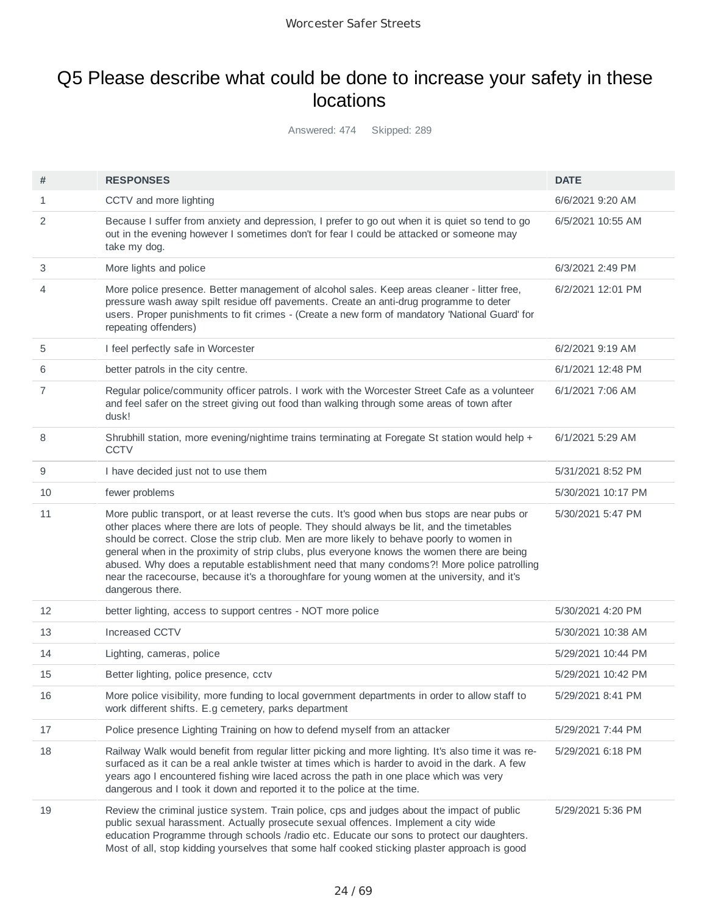# Q5 Please describe what could be done to increase your safety in these locations

Answered: 474 Skipped: 289

| # | RESPONSES | DATE |
|---|---|---|
| 1 | CCTV and more lighting | 6/6/2021 9:20 AM |
| 2 | Because I suffer from anxiety and depression, I prefer to go out when it is quiet so tend to go out in the evening however I sometimes don't for fear I could be attacked or someone may take my dog. | 6/5/2021 10:55 AM |
| 3 | More lights and police | 6/3/2021 2:49 PM |
| 4 | More police presence. Better management of alcohol sales. Keep areas cleaner - litter free, pressure wash away spilt residue off pavements. Create an anti-drug programme to deter users. Proper punishments to fit crimes - (Create a new form of mandatory 'National Guard' for repeating offenders) | 6/2/2021 12:01 PM |
| 5 | I feel perfectly safe in Worcester | 6/2/2021 9:19 AM |
| 6 | better patrols in the city centre. | 6/1/2021 12:48 PM |
| 7 | Regular police/community officer patrols. I work with the Worcester Street Cafe as a volunteer and feel safer on the street giving out food than walking through some areas of town after dusk! | 6/1/2021 7:06 AM |
| 8 | Shrubhill station, more evening/nighttime trains terminating at Foregate St station would help + CCTV | 6/1/2021 5:29 AM |
| 9 | I have decided just not to use them | 5/31/2021 8:52 PM |
| 10 | fewer problems | 5/30/2021 10:17 PM |
| 11 | More public transport, or at least reverse the cuts. It's good when bus stops are near pubs or other places where there are lots of people. They should always be lit, and the timetables should be correct. Close the strip club. Men are more likely to behave poorly to women in general when in the proximity of strip clubs, plus everyone knows the women there are being abused. Why does a reputable establishment need that many condoms?! More police patrolling near the racecourse, because it's a thoroughfare for young women at the university, and it's dangerous there. | 5/30/2021 5:47 PM |
| 12 | better lighting, access to support centres - NOT more police | 5/30/2021 4:20 PM |
| 13 | Increased CCTV | 5/30/2021 10:38 AM |
| 14 | Lighting, cameras, police | 5/29/2021 10:44 PM |
| 15 | Better lighting, police presence, cctv | 5/29/2021 10:42 PM |
| 16 | More police visibility, more funding to local government departments in order to allow staff to work different shifts. E.g cemetery, parks department | 5/29/2021 8:41 PM |
| 17 | Police presence Lighting Training on how to defend myself from an attacker | 5/29/2021 7:44 PM |
| 18 | Railway Walk would benefit from regular litter picking and more lighting. It's also time it was re-surfaced as it can be a real ankle twister at times which is harder to avoid in the dark. A few years ago I encountered fishing wire laced across the path in one place which was very dangerous and I took it down and reported it to the police at the time. | 5/29/2021 6:18 PM |
| 19 | Review the criminal justice system. Train police, cps and judges about the impact of public public sexual harassment. Actually prosecute sexual offences. Implement a city wide education Programme through schools /radio etc. Educate our sons to protect our daughters. Most of all, stop kidding yourselves that some half cooked sticking plaster approach is good | 5/29/2021 5:36 PM |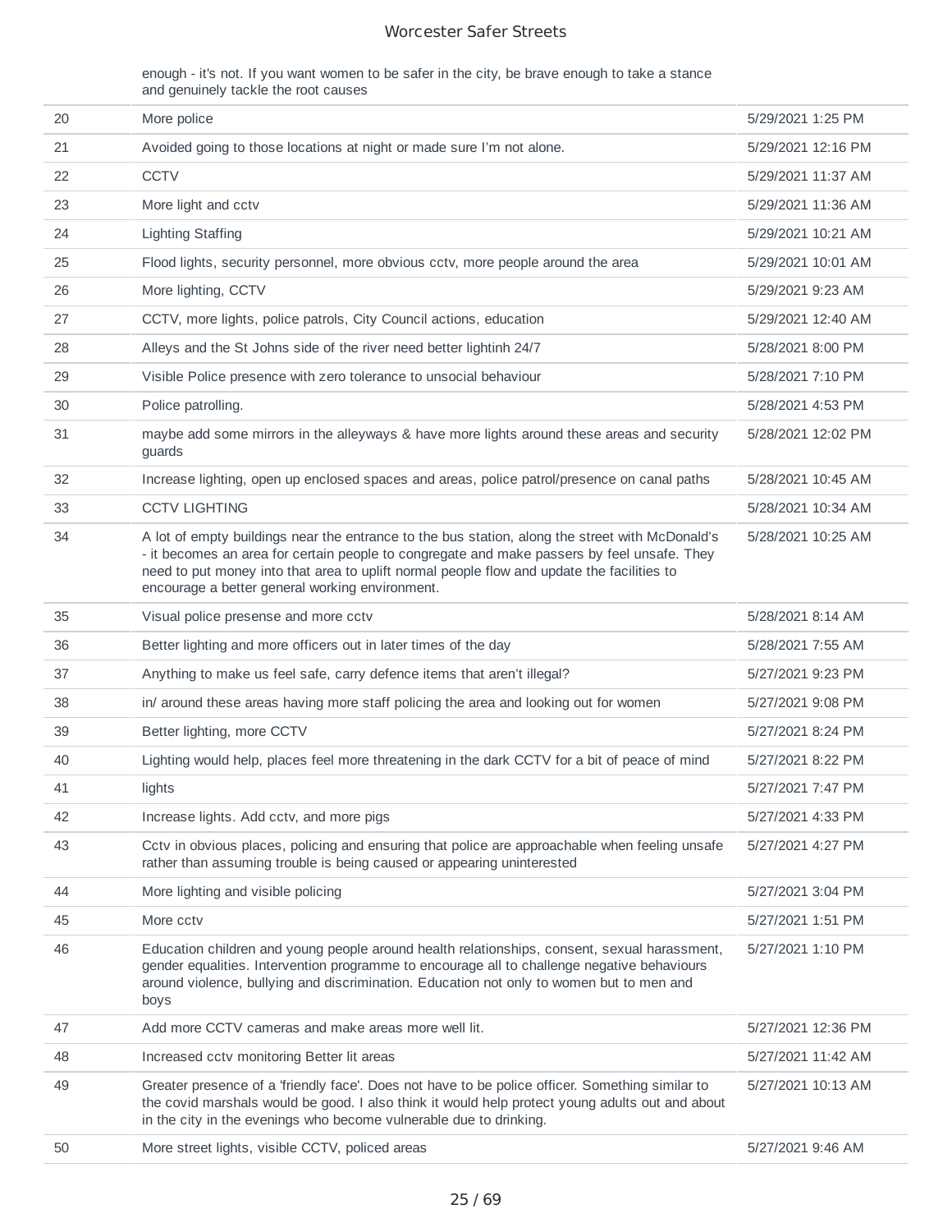enough - it's not. If you want women to be safer in the city, be brave enough to take a stance and genuinely tackle the root causes

| | | |
|---|---|---|
| 20 | More police | 5/29/2021 1:25 PM |
| 21 | Avoided going to those locations at night or made sure I'm not alone. | 5/29/2021 12:16 PM |
| 22 | CCTV | 5/29/2021 11:37 AM |
| 23 | More light and cctv | 5/29/2021 11:36 AM |
| 24 | Lighting Staffing | 5/29/2021 10:21 AM |
| 25 | Flood lights, security personnel, more obvious cctv, more people around the area | 5/29/2021 10:01 AM |
| 26 | More lighting, CCTV | 5/29/2021 9:23 AM |
| 27 | CCTV, more lights, police patrols, City Council actions, education | 5/29/2021 12:40 AM |
| 28 | Alleys and the St Johns side of the river need better lightinh 24/7 | 5/28/2021 8:00 PM |
| 29 | Visible Police presence with zero tolerance to unsocial behaviour | 5/28/2021 7:10 PM |
| 30 | Police patrolling. | 5/28/2021 4:53 PM |
| 31 | maybe add some mirrors in the alleyways & have more lights around these areas and security guards | 5/28/2021 12:02 PM |
| 32 | Increase lighting, open up enclosed spaces and areas, police patrol/presence on canal paths | 5/28/2021 10:45 AM |
| 33 | CCTV LIGHTING | 5/28/2021 10:34 AM |
| 34 | A lot of empty buildings near the entrance to the bus station, along the street with McDonald's - it becomes an area for certain people to congregate and make passers by feel unsafe. They need to put money into that area to uplift normal people flow and update the facilities to encourage a better general working environment. | 5/28/2021 10:25 AM |
| 35 | Visual police presense and more cctv | 5/28/2021 8:14 AM |
| 36 | Better lighting and more officers out in later times of the day | 5/28/2021 7:55 AM |
| 37 | Anything to make us feel safe, carry defence items that aren't illegal? | 5/27/2021 9:23 PM |
| 38 | in/ around these areas having more staff policing the area and looking out for women | 5/27/2021 9:08 PM |
| 39 | Better lighting, more CCTV | 5/27/2021 8:24 PM |
| 40 | Lighting would help, places feel more threatening in the dark CCTV for a bit of peace of mind | 5/27/2021 8:22 PM |
| 41 | lights | 5/27/2021 7:47 PM |
| 42 | Increase lights. Add cctv, and more pigs | 5/27/2021 4:33 PM |
| 43 | Cctv in obvious places, policing and ensuring that police are approachable when feeling unsafe rather than assuming trouble is being caused or appearing uninterested | 5/27/2021 4:27 PM |
| 44 | More lighting and visible policing | 5/27/2021 3:04 PM |
| 45 | More cctv | 5/27/2021 1:51 PM |
| 46 | Education children and young people around health relationships, consent, sexual harassment, gender equalities. Intervention programme to encourage all to challenge negative behaviours around violence, bullying and discrimination. Education not only to women but to men and boys | 5/27/2021 1:10 PM |
| 47 | Add more CCTV cameras and make areas more well lit. | 5/27/2021 12:36 PM |
| 48 | Increased cctv monitoring Better lit areas | 5/27/2021 11:42 AM |
| 49 | Greater presence of a 'friendly face'. Does not have to be police officer. Something similar to the covid marshals would be good. I also think it would help protect young adults out and about in the city in the evenings who become vulnerable due to drinking. | 5/27/2021 10:13 AM |
| 50 | More street lights, visible CCTV, policed areas | 5/27/2021 9:46 AM |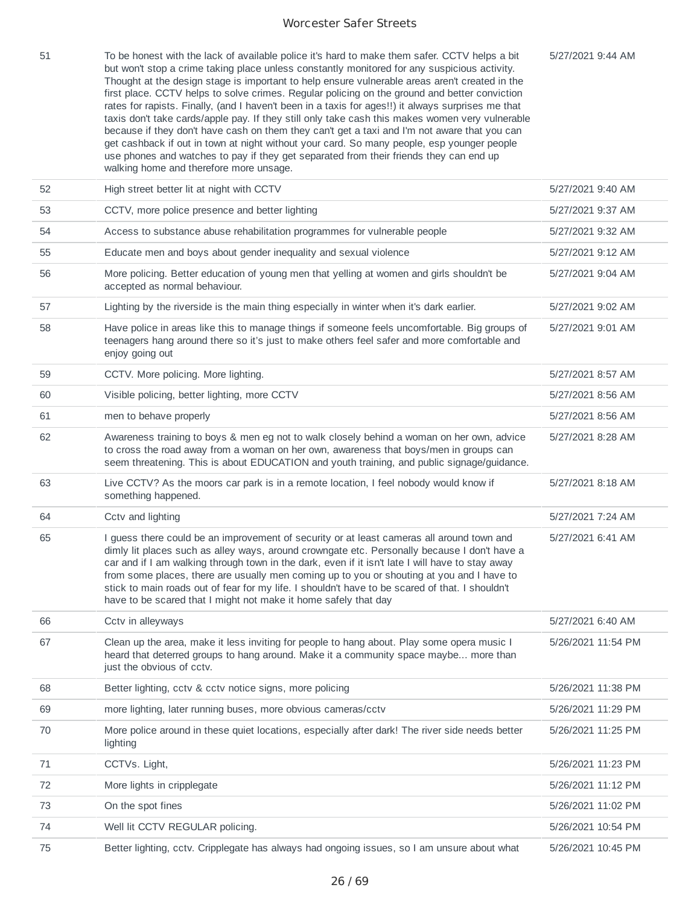| | | |
|---|---|---|
| 51 | To be honest with the lack of available police it's hard to make them safer. CCTV helps a bit but won't stop a crime taking place unless constantly monitored for any suspicious activity. Thought at the design stage is important to help ensure vulnerable areas aren't created in the first place. CCTV helps to solve crimes. Regular policing on the ground and better conviction rates for rapists. Finally, (and I haven't been in a taxis for ages!!) it always surprises me that taxis don't take cards/apple pay. If they still only take cash this makes women very vulnerable because if they don't have cash on them they can't get a taxi and I'm not aware that you can get cashback if out in town at night without your card. So many people, esp younger people use phones and watches to pay if they get separated from their friends they can end up walking home and therefore more unsage. | 5/27/2021 9:44 AM |
| 52 | High street better lit at night with CCTV | 5/27/2021 9:40 AM |
| 53 | CCTV, more police presence and better lighting | 5/27/2021 9:37 AM |
| 54 | Access to substance abuse rehabilitation programmes for vulnerable people | 5/27/2021 9:32 AM |
| 55 | Educate men and boys about gender inequality and sexual violence | 5/27/2021 9:12 AM |
| 56 | More policing. Better education of young men that yelling at women and girls shouldn't be accepted as normal behaviour. | 5/27/2021 9:04 AM |
| 57 | Lighting by the riverside is the main thing especially in winter when it's dark earlier. | 5/27/2021 9:02 AM |
| 58 | Have police in areas like this to manage things if someone feels uncomfortable. Big groups of teenagers hang around there so it's just to make others feel safer and more comfortable and enjoy going out | 5/27/2021 9:01 AM |
| 59 | CCTV. More policing. More lighting. | 5/27/2021 8:57 AM |
| 60 | Visible policing, better lighting, more CCTV | 5/27/2021 8:56 AM |
| 61 | men to behave properly | 5/27/2021 8:56 AM |
| 62 | Awareness training to boys & men eg not to walk closely behind a woman on her own, advice to cross the road away from a woman on her own, awareness that boys/men in groups can seem threatening. This is about EDUCATION and youth training, and public signage/guidance. | 5/27/2021 8:28 AM |
| 63 | Live CCTV? As the moors car park is in a remote location, I feel nobody would know if something happened. | 5/27/2021 8:18 AM |
| 64 | Cctv and lighting | 5/27/2021 7:24 AM |
| 65 | I guess there could be an improvement of security or at least cameras all around town and dimly lit places such as alley ways, around crowngate etc. Personally because I don't have a car and if I am walking through town in the dark, even if it isn't late I will have to stay away from some places, there are usually men coming up to you or shouting at you and I have to stick to main roads out of fear for my life. I shouldn't have to be scared of that. I shouldn't have to be scared that I might not make it home safely that day | 5/27/2021 6:41 AM |
| 66 | Cctv in alleyways | 5/27/2021 6:40 AM |
| 67 | Clean up the area, make it less inviting for people to hang about. Play some opera music I heard that deterred groups to hang around. Make it a community space maybe... more than just the obvious of cctv. | 5/26/2021 11:54 PM |
| 68 | Better lighting, cctv & cctv notice signs, more policing | 5/26/2021 11:38 PM |
| 69 | more lighting, later running buses, more obvious cameras/cctv | 5/26/2021 11:29 PM |
| 70 | More police around in these quiet locations, especially after dark! The river side needs better lighting | 5/26/2021 11:25 PM |
| 71 | CCTVs. Light, | 5/26/2021 11:23 PM |
| 72 | More lights in cripplegate | 5/26/2021 11:12 PM |
| 73 | On the spot fines | 5/26/2021 11:02 PM |
| 74 | Well lit CCTV REGULAR policing. | 5/26/2021 10:54 PM |
| 75 | Better lighting, cctv. Cripplegate has always had ongoing issues, so I am unsure about what | 5/26/2021 10:45 PM |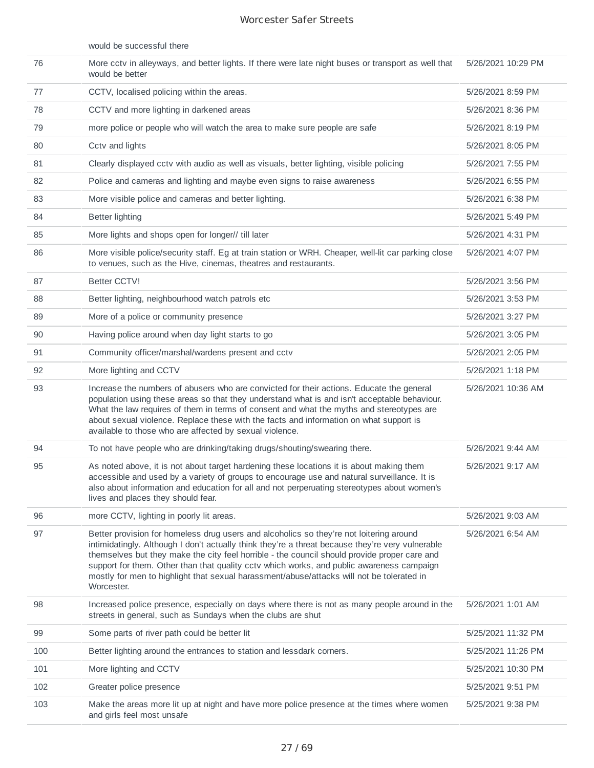| | | |
|---|---|---|
| | would be successful there | |
| 76 | More cctv in alleyways, and better lights. If there were late night buses or transport as well that would be better | 5/26/2021 10:29 PM |
| 77 | CCTV, localised policing within the areas. | 5/26/2021 8:59 PM |
| 78 | CCTV and more lighting in darkened areas | 5/26/2021 8:36 PM |
| 79 | more police or people who will watch the area to make sure people are safe | 5/26/2021 8:19 PM |
| 80 | Cctv and lights | 5/26/2021 8:05 PM |
| 81 | Clearly displayed cctv with audio as well as visuals, better lighting, visible policing | 5/26/2021 7:55 PM |
| 82 | Police and cameras and lighting and maybe even signs to raise awareness | 5/26/2021 6:55 PM |
| 83 | More visible police and cameras and better lighting. | 5/26/2021 6:38 PM |
| 84 | Better lighting | 5/26/2021 5:49 PM |
| 85 | More lights and shops open for longer// till later | 5/26/2021 4:31 PM |
| 86 | More visible police/security staff. Eg at train station or WRH. Cheaper, well-lit car parking close to venues, such as the Hive, cinemas, theatres and restaurants. | 5/26/2021 4:07 PM |
| 87 | Better CCTV! | 5/26/2021 3:56 PM |
| 88 | Better lighting, neighbourhood watch patrols etc | 5/26/2021 3:53 PM |
| 89 | More of a police or community presence | 5/26/2021 3:27 PM |
| 90 | Having police around when day light starts to go | 5/26/2021 3:05 PM |
| 91 | Community officer/marshal/wardens present and cctv | 5/26/2021 2:05 PM |
| 92 | More lighting and CCTV | 5/26/2021 1:18 PM |
| 93 | Increase the numbers of abusers who are convicted for their actions. Educate the general population using these areas so that they understand what is and isn't acceptable behaviour. What the law requires of them in terms of consent and what the myths and stereotypes are about sexual violence. Replace these with the facts and information on what support is available to those who are affected by sexual violence. | 5/26/2021 10:36 AM |
| 94 | To not have people who are drinking/taking drugs/shouting/swearing there. | 5/26/2021 9:44 AM |
| 95 | As noted above, it is not about target hardening these locations it is about making them accessible and used by a variety of groups to encourage use and natural surveillance. It is also about information and education for all and not perperuating stereotypes about women's lives and places they should fear. | 5/26/2021 9:17 AM |
| 96 | more CCTV, lighting in poorly lit areas. | 5/26/2021 9:03 AM |
| 97 | Better provision for homeless drug users and alcoholics so they're not loitering around intimidatingly. Although I don't actually think they're a threat because they're very vulnerable themselves but they make the city feel horrible - the council should provide proper care and support for them. Other than that quality cctv which works, and public awareness campaign mostly for men to highlight that sexual harassment/abuse/attacks will not be tolerated in Worcester. | 5/26/2021 6:54 AM |
| 98 | Increased police presence, especially on days where there is not as many people around in the streets in general, such as Sundays when the clubs are shut | 5/26/2021 1:01 AM |
| 99 | Some parts of river path could be better lit | 5/25/2021 11:32 PM |
| 100 | Better lighting around the entrances to station and lessdark corners. | 5/25/2021 11:26 PM |
| 101 | More lighting and CCTV | 5/25/2021 10:30 PM |
| 102 | Greater police presence | 5/25/2021 9:51 PM |
| 103 | Make the areas more lit up at night and have more police presence at the times where women and girls feel most unsafe | 5/25/2021 9:38 PM |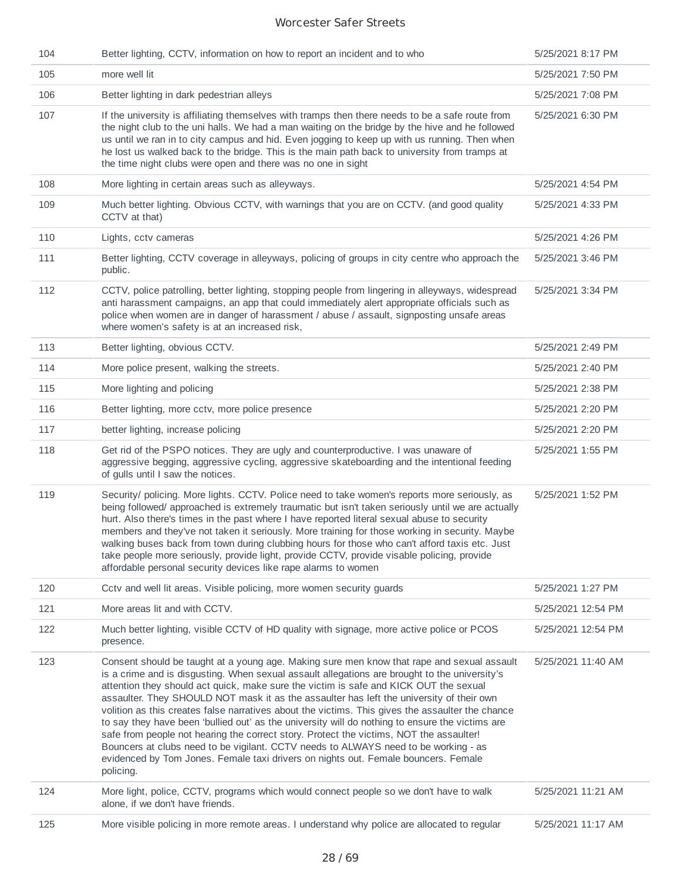| | | |
|---|---|---|
| 104 | Better lighting, CCTV, information on how to report an incident and to who | 5/25/2021 8:17 PM |
| 105 | more well lit | 5/25/2021 7:50 PM |
| 106 | Better lighting in dark pedestrian alleys | 5/25/2021 7:08 PM |
| 107 | If the university is affiliating themselves with tramps then there needs to be a safe route from the night club to the uni halls. We had a man waiting on the bridge by the hive and he followed us until we ran in to city campus and hid. Even jogging to keep up with us running. Then when he lost us walked back to the bridge. This is the main path back to university from tramps at the time night clubs were open and there was no one in sight | 5/25/2021 6:30 PM |
| 108 | More lighting in certain areas such as alleyways. | 5/25/2021 4:54 PM |
| 109 | Much better lighting. Obvious CCTV, with warnings that you are on CCTV. (and good quality CCTV at that) | 5/25/2021 4:33 PM |
| 110 | Lights, cctv cameras | 5/25/2021 4:26 PM |
| 111 | Better lighting, CCTV coverage in alleyways, policing of groups in city centre who approach the public. | 5/25/2021 3:46 PM |
| 112 | CCTV, police patrolling, better lighting, stopping people from lingering in alleyways, widespread anti harassment campaigns, an app that could immediately alert appropriate officials such as police when women are in danger of harassment / abuse / assault, signposting unsafe areas where women's safety is at an increased risk, | 5/25/2021 3:34 PM |
| 113 | Better lighting, obvious CCTV. | 5/25/2021 2:49 PM |
| 114 | More police present, walking the streets. | 5/25/2021 2:40 PM |
| 115 | More lighting and policing | 5/25/2021 2:38 PM |
| 116 | Better lighting, more cctv, more police presence | 5/25/2021 2:20 PM |
| 117 | better lighting, increase policing | 5/25/2021 2:20 PM |
| 118 | Get rid of the PSPO notices. They are ugly and counterproductive. I was unaware of aggressive begging, aggressive cycling, aggressive skateboarding and the intentional feeding of gulls until I saw the notices. | 5/25/2021 1:55 PM |
| 119 | Security/ policing. More lights. CCTV. Police need to take women's reports more seriously, as being followed/ approached is extremely traumatic but isn't taken seriously until we are actually hurt. Also there's times in the past where I have reported literal sexual abuse to security members and they've not taken it seriously. More training for those working in security. Maybe walking buses back from town during clubbing hours for those who can't afford taxis etc. Just take people more seriously, provide light, provide CCTV, provide visable policing, provide affordable personal security devices like rape alarms to women | 5/25/2021 1:52 PM |
| 120 | Cctv and well lit areas. Visible policing, more women security guards | 5/25/2021 1:27 PM |
| 121 | More areas lit and with CCTV. | 5/25/2021 12:54 PM |
| 122 | Much better lighting, visible CCTV of HD quality with signage, more active police or PCOS presence. | 5/25/2021 12:54 PM |
| 123 | Consent should be taught at a young age. Making sure men know that rape and sexual assault is a crime and is disgusting. When sexual assault allegations are brought to the university's attention they should act quick, make sure the victim is safe and KICK OUT the sexual assaulter. They SHOULD NOT mask it as the assaulter has left the university of their own volition as this creates false narratives about the victims. This gives the assaulter the chance to say they have been 'bullied out' as the university will do nothing to ensure the victims are safe from people not hearing the correct story. Protect the victims, NOT the assaulter! Bouncers at clubs need to be vigilant. CCTV needs to ALWAYS need to be working - as evidenced by Tom Jones. Female taxi drivers on nights out. Female bouncers. Female policing. | 5/25/2021 11:40 AM |
| 124 | More light, police, CCTV, programs which would connect people so we don't have to walk alone, if we don't have friends. | 5/25/2021 11:21 AM |
| 125 | More visible policing in more remote areas. I understand why police are allocated to regular | 5/25/2021 11:17 AM |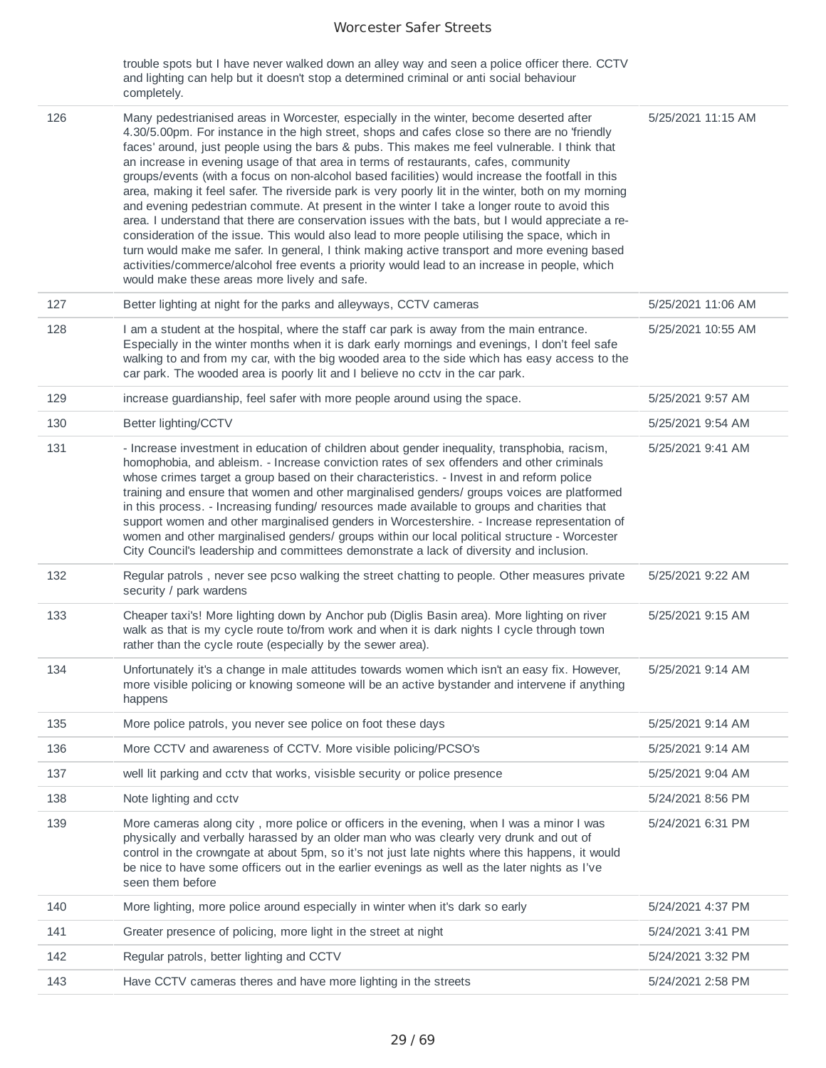| | | |
|---|---|---|
| | trouble spots but I have never walked down an alley way and seen a police officer there. CCTV and lighting can help but it doesn't stop a determined criminal or anti social behaviour completely. | |
| 126 | Many pedestrianised areas in Worcester, especially in the winter, become deserted after 4.30/5.00pm. For instance in the high street, shops and cafes close so there are no 'friendly faces' around, just people using the bars & pubs. This makes me feel vulnerable. I think that an increase in evening usage of that area in terms of restaurants, cafes, community groups/events (with a focus on non-alcohol based facilities) would increase the footfall in this area, making it feel safer. The riverside park is very poorly lit in the winter, both on my morning and evening pedestrian commute. At present in the winter I take a longer route to avoid this area. I understand that there are conservation issues with the bats, but I would appreciate a re-consideration of the issue. This would also lead to more people utilising the space, which in turn would make me safer. In general, I think making active transport and more evening based activities/commerce/alcohol free events a priority would lead to an increase in people, which would make these areas more lively and safe. | 5/25/2021 11:15 AM |
| 127 | Better lighting at night for the parks and alleyways, CCTV cameras | 5/25/2021 11:06 AM |
| 128 | I am a student at the hospital, where the staff car park is away from the main entrance. Especially in the winter months when it is dark early mornings and evenings, I don't feel safe walking to and from my car, with the big wooded area to the side which has easy access to the car park. The wooded area is poorly lit and I believe no cctv in the car park. | 5/25/2021 10:55 AM |
| 129 | increase guardianship, feel safer with more people around using the space. | 5/25/2021 9:57 AM |
| 130 | Better lighting/CCTV | 5/25/2021 9:54 AM |
| 131 | - Increase investment in education of children about gender inequality, transphobia, racism, homophobia, and ableism. - Increase conviction rates of sex offenders and other criminals whose crimes target a group based on their characteristics. - Invest in and reform police training and ensure that women and other marginalised genders/ groups voices are platformed in this process. - Increasing funding/ resources made available to groups and charities that support women and other marginalised genders in Worcestershire. - Increase representation of women and other marginalised genders/ groups within our local political structure - Worcester City Council's leadership and committees demonstrate a lack of diversity and inclusion. | 5/25/2021 9:41 AM |
| 132 | Regular patrols , never see pcso walking the street chatting to people. Other measures private security / park wardens | 5/25/2021 9:22 AM |
| 133 | Cheaper taxi's! More lighting down by Anchor pub (Diglis Basin area). More lighting on river walk as that is my cycle route to/from work and when it is dark nights I cycle through town rather than the cycle route (especially by the sewer area). | 5/25/2021 9:15 AM |
| 134 | Unfortunately it's a change in male attitudes towards women which isn't an easy fix. However, more visible policing or knowing someone will be an active bystander and intervene if anything happens | 5/25/2021 9:14 AM |
| 135 | More police patrols, you never see police on foot these days | 5/25/2021 9:14 AM |
| 136 | More CCTV and awareness of CCTV. More visible policing/PCSO's | 5/25/2021 9:14 AM |
| 137 | well lit parking and cctv that works, visisble security or police presence | 5/25/2021 9:04 AM |
| 138 | Note lighting and cctv | 5/24/2021 8:56 PM |
| 139 | More cameras along city , more police or officers in the evening, when I was a minor I was physically and verbally harassed by an older man who was clearly very drunk and out of control in the crowngate at about 5pm, so it's not just late nights where this happens, it would be nice to have some officers out in the earlier evenings as well as the later nights as I've seen them before | 5/24/2021 6:31 PM |
| 140 | More lighting, more police around especially in winter when it's dark so early | 5/24/2021 4:37 PM |
| 141 | Greater presence of policing, more light in the street at night | 5/24/2021 3:41 PM |
| 142 | Regular patrols, better lighting and CCTV | 5/24/2021 3:32 PM |
| 143 | Have CCTV cameras theres and have more lighting in the streets | 5/24/2021 2:58 PM |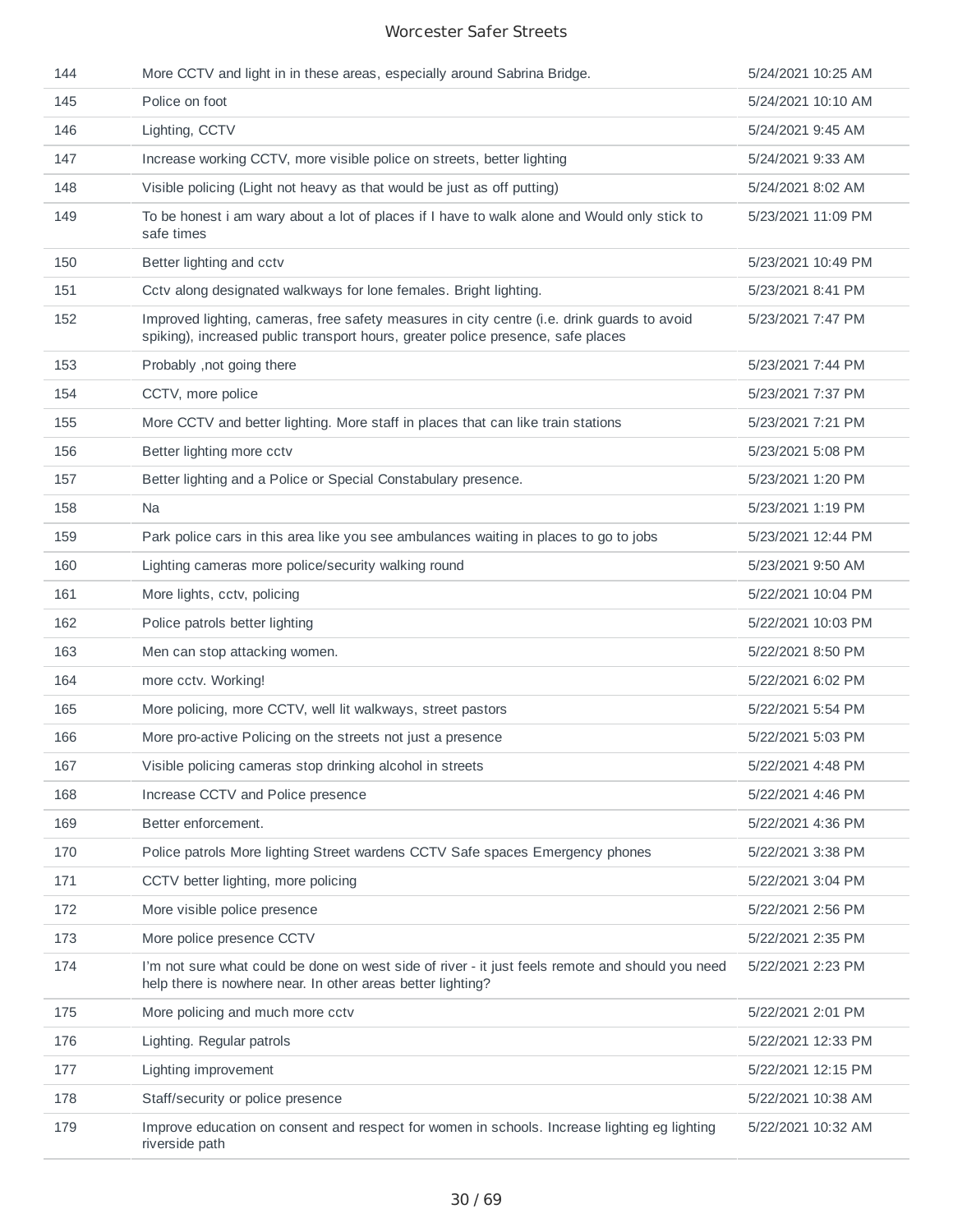| 144 | More CCTV and light in in these areas, especially around Sabrina Bridge. | 5/24/2021 10:25 AM |
|---|---|---|
| 145 | Police on foot | 5/24/2021 10:10 AM |
| 146 | Lighting, CCTV | 5/24/2021 9:45 AM |
| 147 | Increase working CCTV, more visible police on streets, better lighting | 5/24/2021 9:33 AM |
| 148 | Visible policing (Light not heavy as that would be just as off putting) | 5/24/2021 8:02 AM |
| 149 | To be honest i am wary about a lot of places if I have to walk alone and Would only stick to safe times | 5/23/2021 11:09 PM |
| 150 | Better lighting and cctv | 5/23/2021 10:49 PM |
| 151 | Cctv along designated walkways for lone females. Bright lighting. | 5/23/2021 8:41 PM |
| 152 | Improved lighting, cameras, free safety measures in city centre (i.e. drink guards to avoid spiking), increased public transport hours, greater police presence, safe places | 5/23/2021 7:47 PM |
| 153 | Probably ,not going there | 5/23/2021 7:44 PM |
| 154 | CCTV, more police | 5/23/2021 7:37 PM |
| 155 | More CCTV and better lighting. More staff in places that can like train stations | 5/23/2021 7:21 PM |
| 156 | Better lighting more cctv | 5/23/2021 5:08 PM |
| 157 | Better lighting and a Police or Special Constabulary presence. | 5/23/2021 1:20 PM |
| 158 | Na | 5/23/2021 1:19 PM |
| 159 | Park police cars in this area like you see ambulances waiting in places to go to jobs | 5/23/2021 12:44 PM |
| 160 | Lighting cameras more police/security walking round | 5/23/2021 9:50 AM |
| 161 | More lights, cctv, policing | 5/22/2021 10:04 PM |
| 162 | Police patrols better lighting | 5/22/2021 10:03 PM |
| 163 | Men can stop attacking women. | 5/22/2021 8:50 PM |
| 164 | more cctv. Working! | 5/22/2021 6:02 PM |
| 165 | More policing, more CCTV, well lit walkways, street pastors | 5/22/2021 5:54 PM |
| 166 | More pro-active Policing on the streets not just a presence | 5/22/2021 5:03 PM |
| 167 | Visible policing cameras stop drinking alcohol in streets | 5/22/2021 4:48 PM |
| 168 | Increase CCTV and Police presence | 5/22/2021 4:46 PM |
| 169 | Better enforcement. | 5/22/2021 4:36 PM |
| 170 | Police patrols More lighting Street wardens CCTV Safe spaces Emergency phones | 5/22/2021 3:38 PM |
| 171 | CCTV better lighting, more policing | 5/22/2021 3:04 PM |
| 172 | More visible police presence | 5/22/2021 2:56 PM |
| 173 | More police presence CCTV | 5/22/2021 2:35 PM |
| 174 | I'm not sure what could be done on west side of river - it just feels remote and should you need help there is nowhere near. In other areas better lighting? | 5/22/2021 2:23 PM |
| 175 | More policing and much more cctv | 5/22/2021 2:01 PM |
| 176 | Lighting. Regular patrols | 5/22/2021 12:33 PM |
| 177 | Lighting improvement | 5/22/2021 12:15 PM |
| 178 | Staff/security or police presence | 5/22/2021 10:38 AM |
| 179 | Improve education on consent and respect for women in schools. Increase lighting eg lighting riverside path | 5/22/2021 10:32 AM |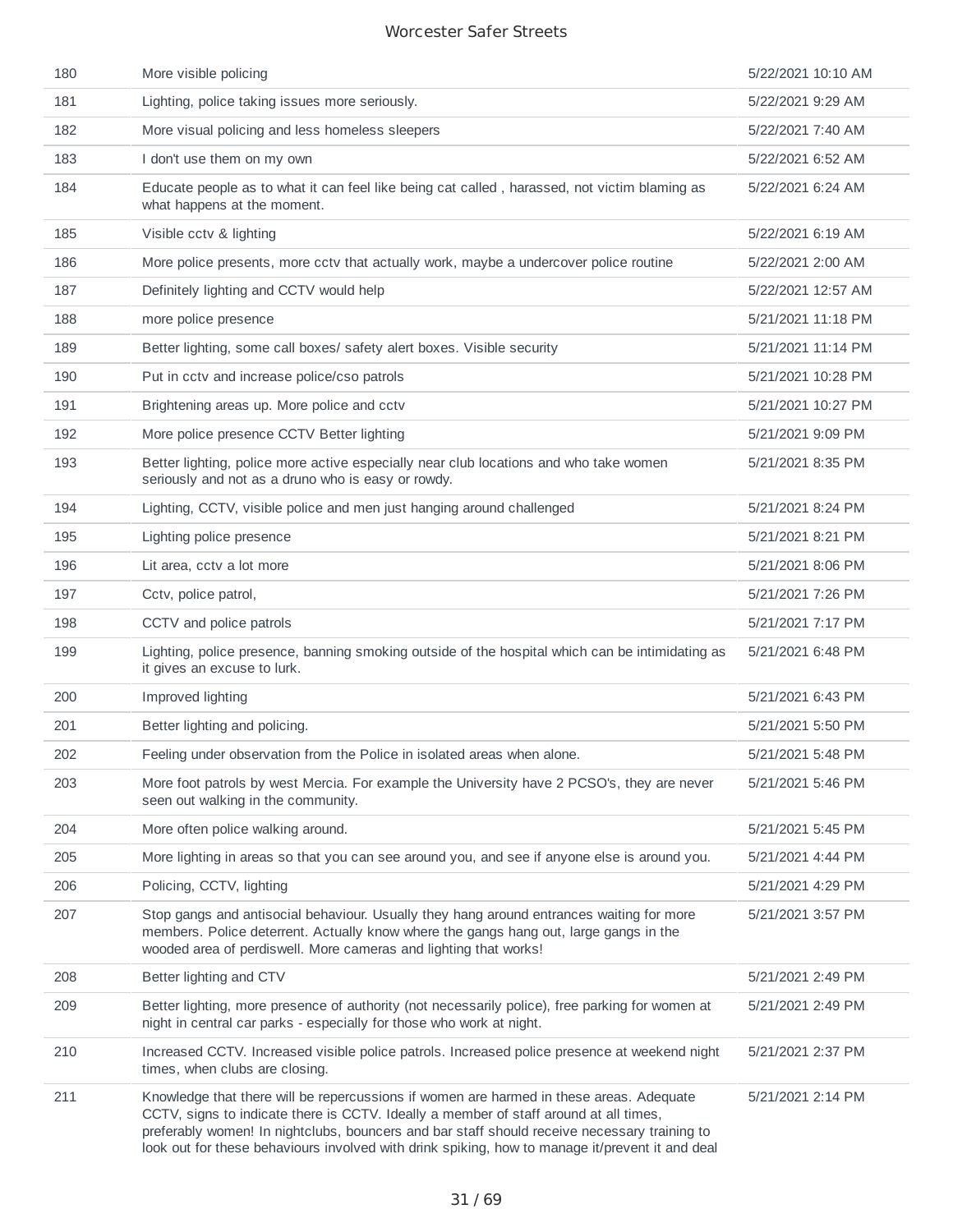| | | |
|---|---|---|
| 180 | More visible policing | 5/22/2021 10:10 AM |
| 181 | Lighting, police taking issues more seriously. | 5/22/2021 9:29 AM |
| 182 | More visual policing and less homeless sleepers | 5/22/2021 7:40 AM |
| 183 | I don't use them on my own | 5/22/2021 6:52 AM |
| 184 | Educate people as to what it can feel like being cat called , harassed, not victim blaming as what happens at the moment. | 5/22/2021 6:24 AM |
| 185 | Visible cctv & lighting | 5/22/2021 6:19 AM |
| 186 | More police presents, more cctv that actually work, maybe a undercover police routine | 5/22/2021 2:00 AM |
| 187 | Definitely lighting and CCTV would help | 5/22/2021 12:57 AM |
| 188 | more police presence | 5/21/2021 11:18 PM |
| 189 | Better lighting, some call boxes/ safety alert boxes. Visible security | 5/21/2021 11:14 PM |
| 190 | Put in cctv and increase police/cso patrols | 5/21/2021 10:28 PM |
| 191 | Brightening areas up. More police and cctv | 5/21/2021 10:27 PM |
| 192 | More police presence CCTV Better lighting | 5/21/2021 9:09 PM |
| 193 | Better lighting, police more active especially near club locations and who take women seriously and not as a druno who is easy or rowdy. | 5/21/2021 8:35 PM |
| 194 | Lighting, CCTV, visible police and men just hanging around challenged | 5/21/2021 8:24 PM |
| 195 | Lighting police presence | 5/21/2021 8:21 PM |
| 196 | Lit area, cctv a lot more | 5/21/2021 8:06 PM |
| 197 | Cctv, police patrol, | 5/21/2021 7:26 PM |
| 198 | CCTV and police patrols | 5/21/2021 7:17 PM |
| 199 | Lighting, police presence, banning smoking outside of the hospital which can be intimidating as it gives an excuse to lurk. | 5/21/2021 6:48 PM |
| 200 | Improved lighting | 5/21/2021 6:43 PM |
| 201 | Better lighting and policing. | 5/21/2021 5:50 PM |
| 202 | Feeling under observation from the Police in isolated areas when alone. | 5/21/2021 5:48 PM |
| 203 | More foot patrols by west Mercia. For example the University have 2 PCSO's, they are never seen out walking in the community. | 5/21/2021 5:46 PM |
| 204 | More often police walking around. | 5/21/2021 5:45 PM |
| 205 | More lighting in areas so that you can see around you, and see if anyone else is around you. | 5/21/2021 4:44 PM |
| 206 | Policing, CCTV, lighting | 5/21/2021 4:29 PM |
| 207 | Stop gangs and antisocial behaviour. Usually they hang around entrances waiting for more members. Police deterrent. Actually know where the gangs hang out, large gangs in the wooded area of perdiswell. More cameras and lighting that works! | 5/21/2021 3:57 PM |
| 208 | Better lighting and CTV | 5/21/2021 2:49 PM |
| 209 | Better lighting, more presence of authority (not necessarily police), free parking for women at night in central car parks - especially for those who work at night. | 5/21/2021 2:49 PM |
| 210 | Increased CCTV. Increased visible police patrols. Increased police presence at weekend night times, when clubs are closing. | 5/21/2021 2:37 PM |
| 211 | Knowledge that there will be repercussions if women are harmed in these areas. Adequate CCTV, signs to indicate there is CCTV. Ideally a member of staff around at all times, preferably women! In nightclubs, bouncers and bar staff should receive necessary training to look out for these behaviours involved with drink spiking, how to manage it/prevent it and deal | 5/21/2021 2:14 PM |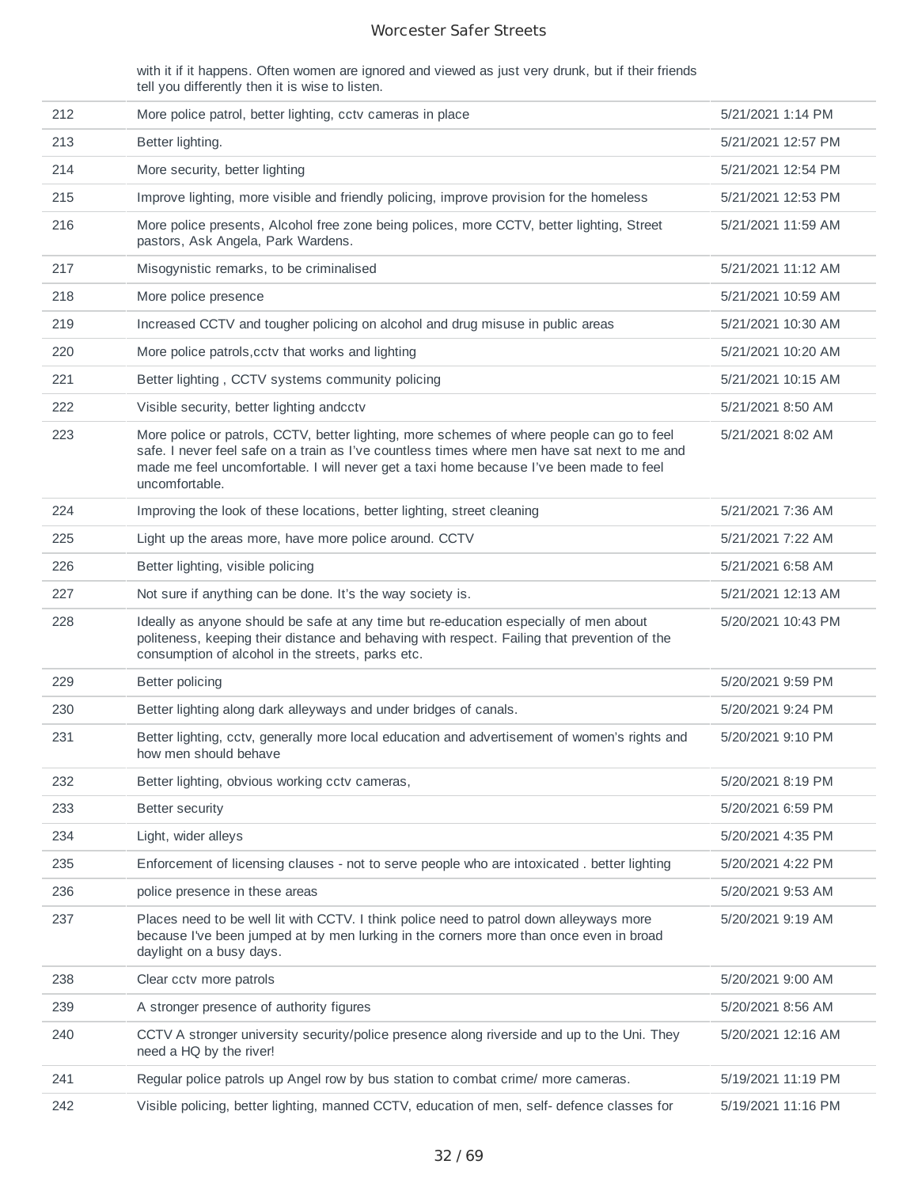| | with it if it happens. Often women are ignored and viewed as just very drunk, but if their friends tell you differently then it is wise to listen. | |
|---|---|---|
| 212 | More police patrol, better lighting, cctv cameras in place | 5/21/2021 1:14 PM |
| 213 | Better lighting. | 5/21/2021 12:57 PM |
| 214 | More security, better lighting | 5/21/2021 12:54 PM |
| 215 | Improve lighting, more visible and friendly policing, improve provision for the homeless | 5/21/2021 12:53 PM |
| 216 | More police presents, Alcohol free zone being polices, more CCTV, better lighting, Street pastors, Ask Angela, Park Wardens. | 5/21/2021 11:59 AM |
| 217 | Misogynistic remarks, to be criminalised | 5/21/2021 11:12 AM |
| 218 | More police presence | 5/21/2021 10:59 AM |
| 219 | Increased CCTV and tougher policing on alcohol and drug misuse in public areas | 5/21/2021 10:30 AM |
| 220 | More police patrols,cctv that works and lighting | 5/21/2021 10:20 AM |
| 221 | Better lighting , CCTV systems community policing | 5/21/2021 10:15 AM |
| 222 | Visible security, better lighting andcctv | 5/21/2021 8:50 AM |
| 223 | More police or patrols, CCTV, better lighting, more schemes of where people can go to feel safe. I never feel safe on a train as I've countless times where men have sat next to me and made me feel uncomfortable. I will never get a taxi home because I've been made to feel uncomfortable. | 5/21/2021 8:02 AM |
| 224 | Improving the look of these locations, better lighting, street cleaning | 5/21/2021 7:36 AM |
| 225 | Light up the areas more, have more police around. CCTV | 5/21/2021 7:22 AM |
| 226 | Better lighting, visible policing | 5/21/2021 6:58 AM |
| 227 | Not sure if anything can be done. It's the way society is. | 5/21/2021 12:13 AM |
| 228 | Ideally as anyone should be safe at any time but re-education especially of men about politeness, keeping their distance and behaving with respect. Failing that prevention of the consumption of alcohol in the streets, parks etc. | 5/20/2021 10:43 PM |
| 229 | Better policing | 5/20/2021 9:59 PM |
| 230 | Better lighting along dark alleyways and under bridges of canals. | 5/20/2021 9:24 PM |
| 231 | Better lighting, cctv, generally more local education and advertisement of women's rights and how men should behave | 5/20/2021 9:10 PM |
| 232 | Better lighting, obvious working cctv cameras, | 5/20/2021 8:19 PM |
| 233 | Better security | 5/20/2021 6:59 PM |
| 234 | Light, wider alleys | 5/20/2021 4:35 PM |
| 235 | Enforcement of licensing clauses - not to serve people who are intoxicated . better lighting | 5/20/2021 4:22 PM |
| 236 | police presence in these areas | 5/20/2021 9:53 AM |
| 237 | Places need to be well lit with CCTV. I think police need to patrol down alleyways more because I've been jumped at by men lurking in the corners more than once even in broad daylight on a busy days. | 5/20/2021 9:19 AM |
| 238 | Clear cctv more patrols | 5/20/2021 9:00 AM |
| 239 | A stronger presence of authority figures | 5/20/2021 8:56 AM |
| 240 | CCTV A stronger university security/police presence along riverside and up to the Uni. They need a HQ by the river! | 5/20/2021 12:16 AM |
| 241 | Regular police patrols up Angel row by bus station to combat crime/ more cameras. | 5/19/2021 11:19 PM |
| 242 | Visible policing, better lighting, manned CCTV, education of men, self- defence classes for | 5/19/2021 11:16 PM |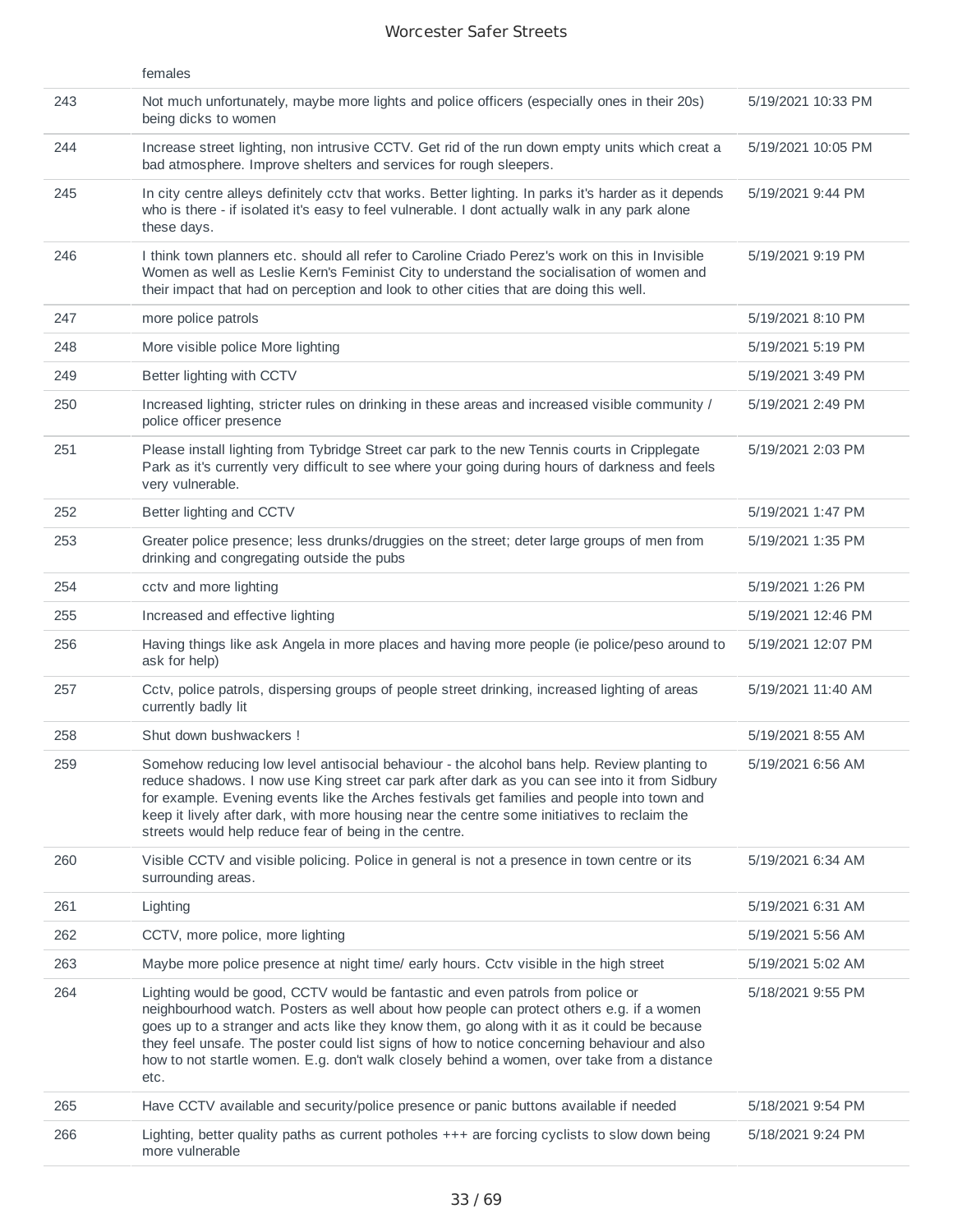| | | |
|---|---|---|
| | females | |
| 243 | Not much unfortunately, maybe more lights and police officers (especially ones in their 20s) being dicks to women | 5/19/2021 10:33 PM |
| 244 | Increase street lighting, non intrusive CCTV. Get rid of the run down empty units which creat a bad atmosphere. Improve shelters and services for rough sleepers. | 5/19/2021 10:05 PM |
| 245 | In city centre alleys definitely cctv that works. Better lighting. In parks it's harder as it depends who is there - if isolated it's easy to feel vulnerable. I dont actually walk in any park alone these days. | 5/19/2021 9:44 PM |
| 246 | I think town planners etc. should all refer to Caroline Criado Perez's work on this in Invisible Women as well as Leslie Kern's Feminist City to understand the socialisation of women and their impact that had on perception and look to other cities that are doing this well. | 5/19/2021 9:19 PM |
| 247 | more police patrols | 5/19/2021 8:10 PM |
| 248 | More visible police More lighting | 5/19/2021 5:19 PM |
| 249 | Better lighting with CCTV | 5/19/2021 3:49 PM |
| 250 | Increased lighting, stricter rules on drinking in these areas and increased visible community / police officer presence | 5/19/2021 2:49 PM |
| 251 | Please install lighting from Tybridge Street car park to the new Tennis courts in Cripplegate Park as it's currently very difficult to see where your going during hours of darkness and feels very vulnerable. | 5/19/2021 2:03 PM |
| 252 | Better lighting and CCTV | 5/19/2021 1:47 PM |
| 253 | Greater police presence; less drunks/druggies on the street; deter large groups of men from drinking and congregating outside the pubs | 5/19/2021 1:35 PM |
| 254 | cctv and more lighting | 5/19/2021 1:26 PM |
| 255 | Increased and effective lighting | 5/19/2021 12:46 PM |
| 256 | Having things like ask Angela in more places and having more people (ie police/peso around to ask for help) | 5/19/2021 12:07 PM |
| 257 | Cctv, police patrols, dispersing groups of people street drinking, increased lighting of areas currently badly lit | 5/19/2021 11:40 AM |
| 258 | Shut down bushwackers ! | 5/19/2021 8:55 AM |
| 259 | Somehow reducing low level antisocial behaviour - the alcohol bans help. Review planting to reduce shadows. I now use King street car park after dark as you can see into it from Sidbury for example. Evening events like the Arches festivals get families and people into town and keep it lively after dark, with more housing near the centre some initiatives to reclaim the streets would help reduce fear of being in the centre. | 5/19/2021 6:56 AM |
| 260 | Visible CCTV and visible policing. Police in general is not a presence in town centre or its surrounding areas. | 5/19/2021 6:34 AM |
| 261 | Lighting | 5/19/2021 6:31 AM |
| 262 | CCTV, more police, more lighting | 5/19/2021 5:56 AM |
| 263 | Maybe more police presence at night time/ early hours. Cctv visible in the high street | 5/19/2021 5:02 AM |
| 264 | Lighting would be good, CCTV would be fantastic and even patrols from police or neighbourhood watch. Posters as well about how people can protect others e.g. if a women goes up to a stranger and acts like they know them, go along with it as it could be because they feel unsafe. The poster could list signs of how to notice concerning behaviour and also how to not startle women. E.g. don't walk closely behind a women, over take from a distance etc. | 5/18/2021 9:55 PM |
| 265 | Have CCTV available and security/police presence or panic buttons available if needed | 5/18/2021 9:54 PM |
| 266 | Lighting, better quality paths as current potholes +++ are forcing cyclists to slow down being more vulnerable | 5/18/2021 9:24 PM |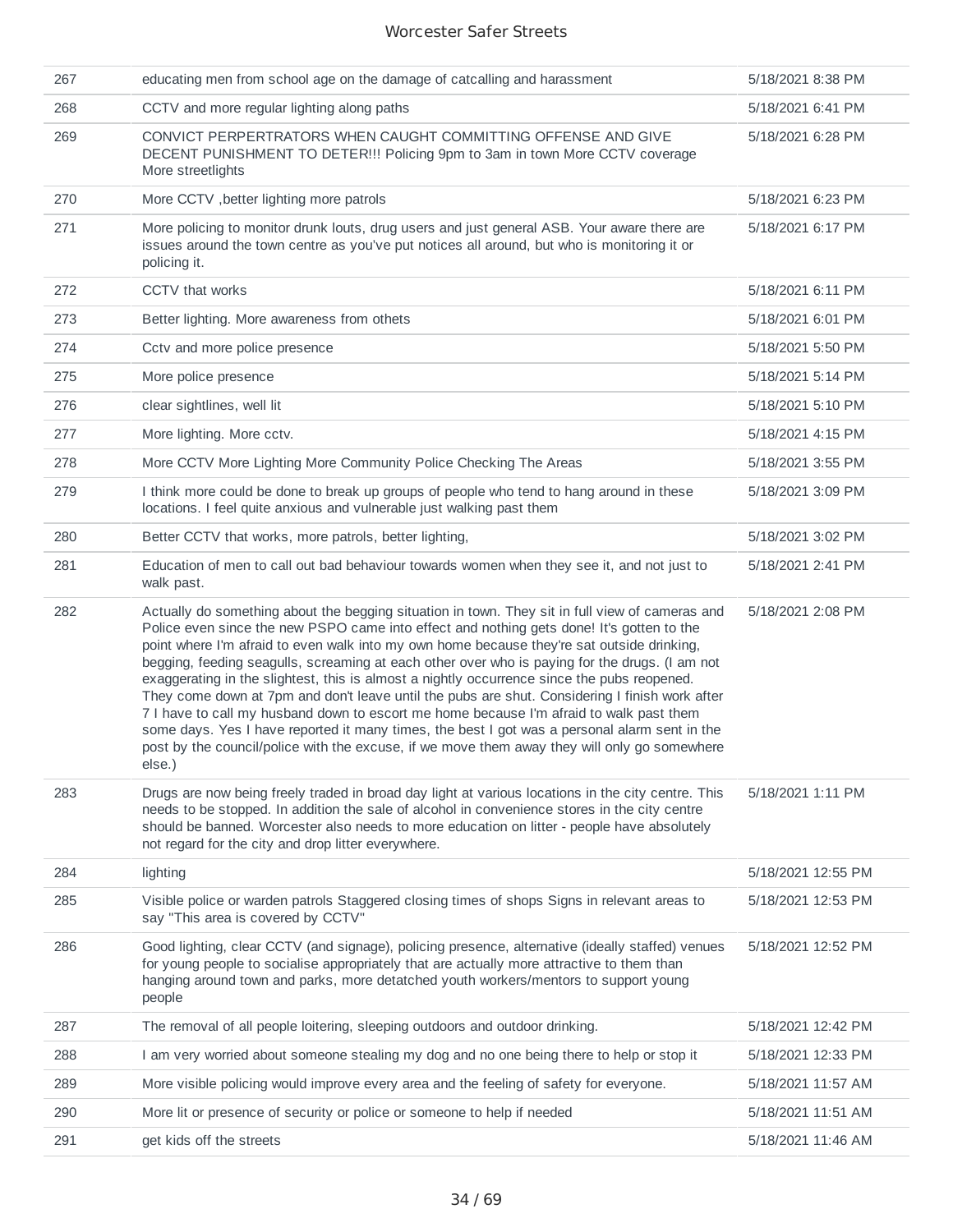| | | |
|---|---|---|
| 267 | educating men from school age on the damage of catcalling and harassment | 5/18/2021 8:38 PM |
| 268 | CCTV and more regular lighting along paths | 5/18/2021 6:41 PM |
| 269 | CONVICT PERPERTRATORS WHEN CAUGHT COMMITTING OFFENSE AND GIVE DECENT PUNISHMENT TO DETER!!! Policing 9pm to 3am in town More CCTV coverage More streetlights | 5/18/2021 6:28 PM |
| 270 | More CCTV ,better lighting more patrols | 5/18/2021 6:23 PM |
| 271 | More policing to monitor drunk louts, drug users and just general ASB. Your aware there are issues around the town centre as you've put notices all around, but who is monitoring it or policing it. | 5/18/2021 6:17 PM |
| 272 | CCTV that works | 5/18/2021 6:11 PM |
| 273 | Better lighting. More awareness from othets | 5/18/2021 6:01 PM |
| 274 | Cctv and more police presence | 5/18/2021 5:50 PM |
| 275 | More police presence | 5/18/2021 5:14 PM |
| 276 | clear sightlines, well lit | 5/18/2021 5:10 PM |
| 277 | More lighting. More cctv. | 5/18/2021 4:15 PM |
| 278 | More CCTV More Lighting More Community Police Checking The Areas | 5/18/2021 3:55 PM |
| 279 | I think more could be done to break up groups of people who tend to hang around in these locations. I feel quite anxious and vulnerable just walking past them | 5/18/2021 3:09 PM |
| 280 | Better CCTV that works, more patrols, better lighting, | 5/18/2021 3:02 PM |
| 281 | Education of men to call out bad behaviour towards women when they see it, and not just to walk past. | 5/18/2021 2:41 PM |
| 282 | Actually do something about the begging situation in town. They sit in full view of cameras and Police even since the new PSPO came into effect and nothing gets done! It's gotten to the point where I'm afraid to even walk into my own home because they're sat outside drinking, begging, feeding seagulls, screaming at each other over who is paying for the drugs. (I am not exaggerating in the slightest, this is almost a nightly occurrence since the pubs reopened. They come down at 7pm and don't leave until the pubs are shut. Considering I finish work after 7 I have to call my husband down to escort me home because I'm afraid to walk past them some days. Yes I have reported it many times, the best I got was a personal alarm sent in the post by the council/police with the excuse, if we move them away they will only go somewhere else.) | 5/18/2021 2:08 PM |
| 283 | Drugs are now being freely traded in broad day light at various locations in the city centre. This needs to be stopped. In addition the sale of alcohol in convenience stores in the city centre should be banned. Worcester also needs to more education on litter - people have absolutely not regard for the city and drop litter everywhere. | 5/18/2021 1:11 PM |
| 284 | lighting | 5/18/2021 12:55 PM |
| 285 | Visible police or warden patrols Staggered closing times of shops Signs in relevant areas to say "This area is covered by CCTV" | 5/18/2021 12:53 PM |
| 286 | Good lighting, clear CCTV (and signage), policing presence, alternative (ideally staffed) venues for young people to socialise appropriately that are actually more attractive to them than hanging around town and parks, more detatched youth workers/mentors to support young people | 5/18/2021 12:52 PM |
| 287 | The removal of all people loitering, sleeping outdoors and outdoor drinking. | 5/18/2021 12:42 PM |
| 288 | I am very worried about someone stealing my dog and no one being there to help or stop it | 5/18/2021 12:33 PM |
| 289 | More visible policing would improve every area and the feeling of safety for everyone. | 5/18/2021 11:57 AM |
| 290 | More lit or presence of security or police or someone to help if needed | 5/18/2021 11:51 AM |
| 291 | get kids off the streets | 5/18/2021 11:46 AM |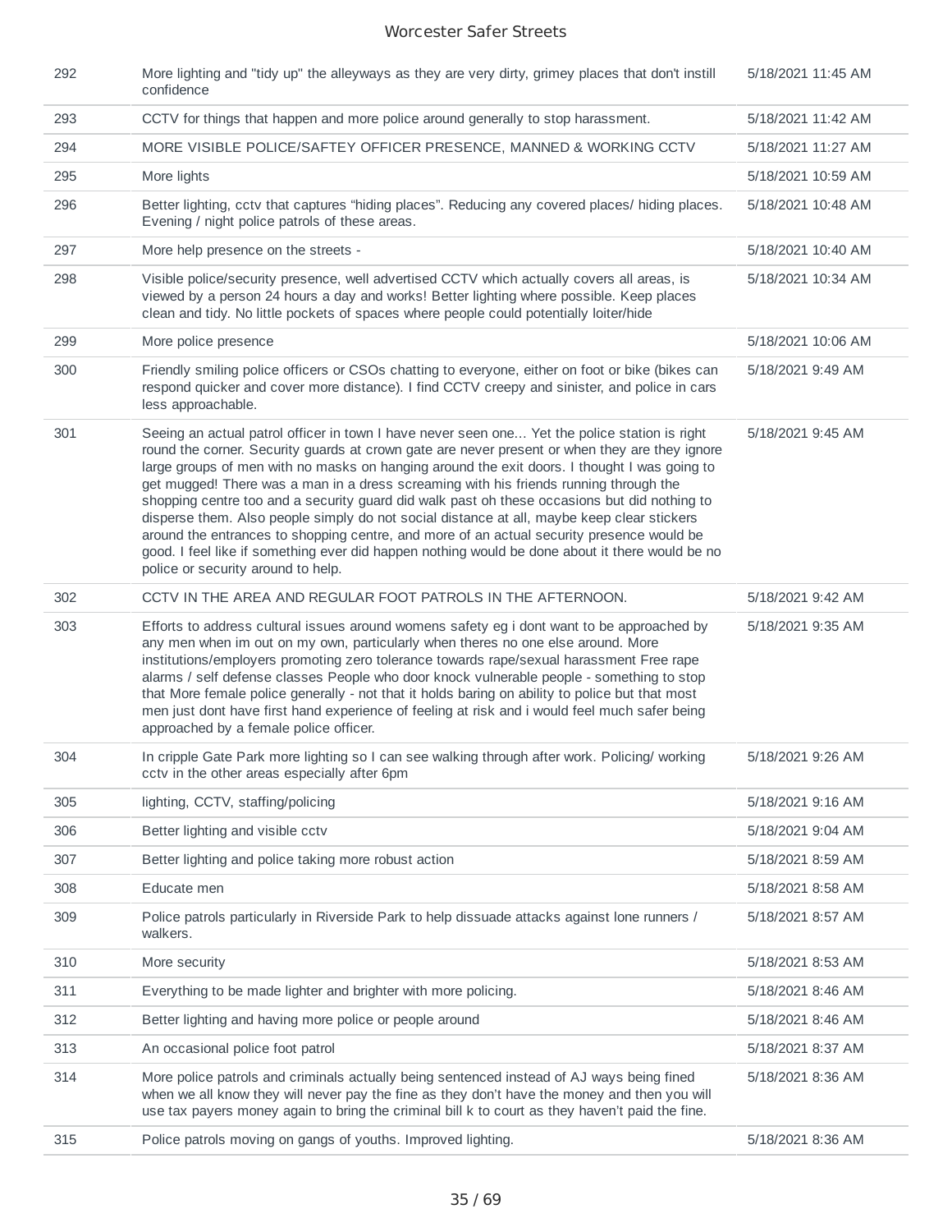| | | |
|---|---|---|
| 292 | More lighting and "tidy up" the alleyways as they are very dirty, grimey places that don't instill confidence | 5/18/2021 11:45 AM |
| 293 | CCTV for things that happen and more police around generally to stop harassment. | 5/18/2021 11:42 AM |
| 294 | MORE VISIBLE POLICE/SAFTEY OFFICER PRESENCE, MANNED & WORKING CCTV | 5/18/2021 11:27 AM |
| 295 | More lights | 5/18/2021 10:59 AM |
| 296 | Better lighting, cctv that captures "hiding places". Reducing any covered places/ hiding places. Evening / night police patrols of these areas. | 5/18/2021 10:48 AM |
| 297 | More help presence on the streets - | 5/18/2021 10:40 AM |
| 298 | Visible police/security presence, well advertised CCTV which actually covers all areas, is viewed by a person 24 hours a day and works! Better lighting where possible. Keep places clean and tidy. No little pockets of spaces where people could potentially loiter/hide | 5/18/2021 10:34 AM |
| 299 | More police presence | 5/18/2021 10:06 AM |
| 300 | Friendly smiling police officers or CSOs chatting to everyone, either on foot or bike (bikes can respond quicker and cover more distance). I find CCTV creepy and sinister, and police in cars less approachable. | 5/18/2021 9:49 AM |
| 301 | Seeing an actual patrol officer in town I have never seen one... Yet the police station is right round the corner. Security guards at crown gate are never present or when they are they ignore large groups of men with no masks on hanging around the exit doors. I thought I was going to get mugged! There was a man in a dress screaming with his friends running through the shopping centre too and a security guard did walk past oh these occasions but did nothing to disperse them. Also people simply do not social distance at all, maybe keep clear stickers around the entrances to shopping centre, and more of an actual security presence would be good. I feel like if something ever did happen nothing would be done about it there would be no police or security around to help. | 5/18/2021 9:45 AM |
| 302 | CCTV IN THE AREA AND REGULAR FOOT PATROLS IN THE AFTERNOON. | 5/18/2021 9:42 AM |
| 303 | Efforts to address cultural issues around womens safety eg i dont want to be approached by any men when im out on my own, particularly when theres no one else around. More institutions/employers promoting zero tolerance towards rape/sexual harassment Free rape alarms / self defense classes People who door knock vulnerable people - something to stop that More female police generally - not that it holds baring on ability to police but that most men just dont have first hand experience of feeling at risk and i would feel much safer being approached by a female police officer. | 5/18/2021 9:35 AM |
| 304 | In cripple Gate Park more lighting so I can see walking through after work. Policing/ working cctv in the other areas especially after 6pm | 5/18/2021 9:26 AM |
| 305 | lighting, CCTV, staffing/policing | 5/18/2021 9:16 AM |
| 306 | Better lighting and visible cctv | 5/18/2021 9:04 AM |
| 307 | Better lighting and police taking more robust action | 5/18/2021 8:59 AM |
| 308 | Educate men | 5/18/2021 8:58 AM |
| 309 | Police patrols particularly in Riverside Park to help dissuade attacks against lone runners / walkers. | 5/18/2021 8:57 AM |
| 310 | More security | 5/18/2021 8:53 AM |
| 311 | Everything to be made lighter and brighter with more policing. | 5/18/2021 8:46 AM |
| 312 | Better lighting and having more police or people around | 5/18/2021 8:46 AM |
| 313 | An occasional police foot patrol | 5/18/2021 8:37 AM |
| 314 | More police patrols and criminals actually being sentenced instead of AJ ways being fined when we all know they will never pay the fine as they don't have the money and then you will use tax payers money again to bring the criminal bill k to court as they haven't paid the fine. | 5/18/2021 8:36 AM |
| 315 | Police patrols moving on gangs of youths. Improved lighting. | 5/18/2021 8:36 AM |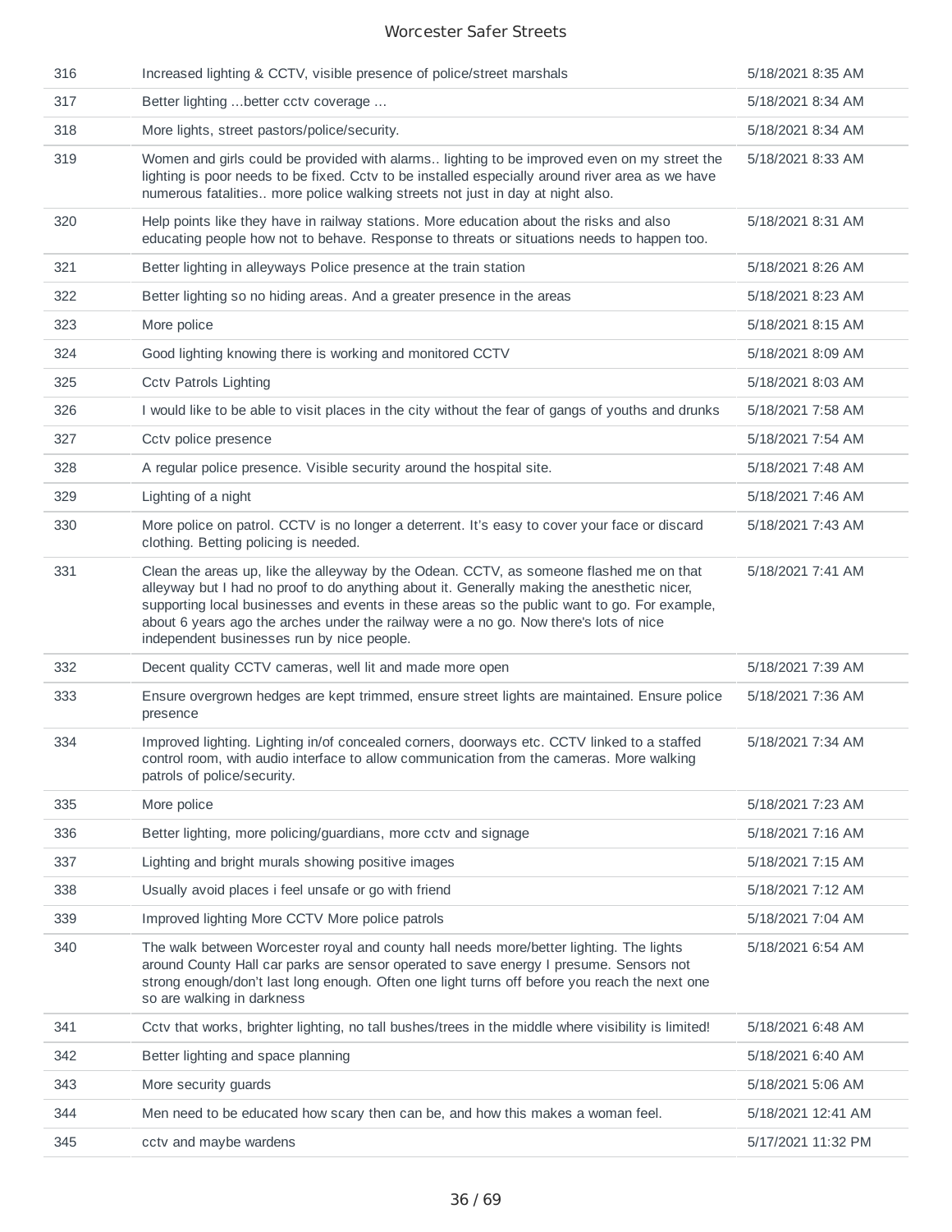| | | |
|---|---|---|
| 316 | Increased lighting & CCTV, visible presence of police/street marshals | 5/18/2021 8:35 AM |
| 317 | Better lighting ...better cctv coverage ... | 5/18/2021 8:34 AM |
| 318 | More lights, street pastors/police/security. | 5/18/2021 8:34 AM |
| 319 | Women and girls could be provided with alarms.. lighting to be improved even on my street the lighting is poor needs to be fixed. Cctv to be installed especially around river area as we have numerous fatalities.. more police walking streets not just in day at night also. | 5/18/2021 8:33 AM |
| 320 | Help points like they have in railway stations. More education about the risks and also educating people how not to behave. Response to threats or situations needs to happen too. | 5/18/2021 8:31 AM |
| 321 | Better lighting in alleyways Police presence at the train station | 5/18/2021 8:26 AM |
| 322 | Better lighting so no hiding areas. And a greater presence in the areas | 5/18/2021 8:23 AM |
| 323 | More police | 5/18/2021 8:15 AM |
| 324 | Good lighting knowing there is working and monitored CCTV | 5/18/2021 8:09 AM |
| 325 | Cctv Patrols Lighting | 5/18/2021 8:03 AM |
| 326 | I would like to be able to visit places in the city without the fear of gangs of youths and drunks | 5/18/2021 7:58 AM |
| 327 | Cctv police presence | 5/18/2021 7:54 AM |
| 328 | A regular police presence. Visible security around the hospital site. | 5/18/2021 7:48 AM |
| 329 | Lighting of a night | 5/18/2021 7:46 AM |
| 330 | More police on patrol. CCTV is no longer a deterrent. It's easy to cover your face or discard clothing. Betting policing is needed. | 5/18/2021 7:43 AM |
| 331 | Clean the areas up, like the alleyway by the Odean. CCTV, as someone flashed me on that alleyway but I had no proof to do anything about it. Generally making the anesthetic nicer, supporting local businesses and events in these areas so the public want to go. For example, about 6 years ago the arches under the railway were a no go. Now there's lots of nice independent businesses run by nice people. | 5/18/2021 7:41 AM |
| 332 | Decent quality CCTV cameras, well lit and made more open | 5/18/2021 7:39 AM |
| 333 | Ensure overgrown hedges are kept trimmed, ensure street lights are maintained. Ensure police presence | 5/18/2021 7:36 AM |
| 334 | Improved lighting. Lighting in/of concealed corners, doorways etc. CCTV linked to a staffed control room, with audio interface to allow communication from the cameras. More walking patrols of police/security. | 5/18/2021 7:34 AM |
| 335 | More police | 5/18/2021 7:23 AM |
| 336 | Better lighting, more policing/guardians, more cctv and signage | 5/18/2021 7:16 AM |
| 337 | Lighting and bright murals showing positive images | 5/18/2021 7:15 AM |
| 338 | Usually avoid places i feel unsafe or go with friend | 5/18/2021 7:12 AM |
| 339 | Improved lighting More CCTV More police patrols | 5/18/2021 7:04 AM |
| 340 | The walk between Worcester royal and county hall needs more/better lighting. The lights around County Hall car parks are sensor operated to save energy I presume. Sensors not strong enough/don't last long enough. Often one light turns off before you reach the next one so are walking in darkness | 5/18/2021 6:54 AM |
| 341 | Cctv that works, brighter lighting, no tall bushes/trees in the middle where visibility is limited! | 5/18/2021 6:48 AM |
| 342 | Better lighting and space planning | 5/18/2021 6:40 AM |
| 343 | More security guards | 5/18/2021 5:06 AM |
| 344 | Men need to be educated how scary then can be, and how this makes a woman feel. | 5/18/2021 12:41 AM |
| 345 | cctv and maybe wardens | 5/17/2021 11:32 PM |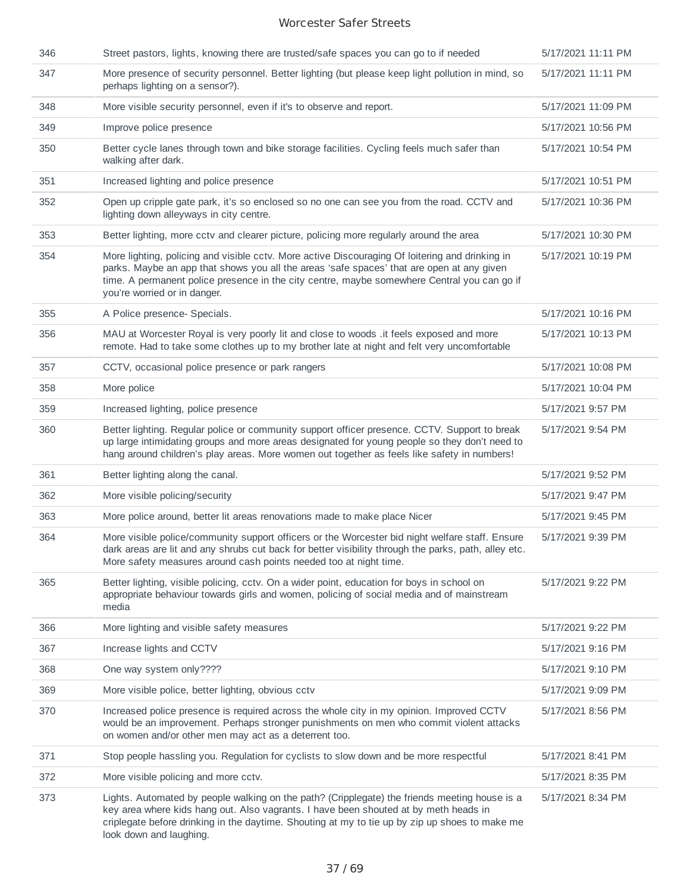| | | |
|---|---|---|
| 346 | Street pastors, lights, knowing there are trusted/safe spaces you can go to if needed | 5/17/2021 11:11 PM |
| 347 | More presence of security personnel. Better lighting (but please keep light pollution in mind, so perhaps lighting on a sensor?). | 5/17/2021 11:11 PM |
| 348 | More visible security personnel, even if it's to observe and report. | 5/17/2021 11:09 PM |
| 349 | Improve police presence | 5/17/2021 10:56 PM |
| 350 | Better cycle lanes through town and bike storage facilities. Cycling feels much safer than walking after dark. | 5/17/2021 10:54 PM |
| 351 | Increased lighting and police presence | 5/17/2021 10:51 PM |
| 352 | Open up cripple gate park, it's so enclosed so no one can see you from the road. CCTV and lighting down alleyways in city centre. | 5/17/2021 10:36 PM |
| 353 | Better lighting, more cctv and clearer picture, policing more regularly around the area | 5/17/2021 10:30 PM |
| 354 | More lighting, policing and visible cctv. More active Discouraging Of loitering and drinking in parks. Maybe an app that shows you all the areas 'safe spaces' that are open at any given time. A permanent police presence in the city centre, maybe somewhere Central you can go if you're worried or in danger. | 5/17/2021 10:19 PM |
| 355 | A Police presence- Specials. | 5/17/2021 10:16 PM |
| 356 | MAU at Worcester Royal is very poorly lit and close to woods .it feels exposed and more remote. Had to take some clothes up to my brother late at night and felt very uncomfortable | 5/17/2021 10:13 PM |
| 357 | CCTV, occasional police presence or park rangers | 5/17/2021 10:08 PM |
| 358 | More police | 5/17/2021 10:04 PM |
| 359 | Increased lighting, police presence | 5/17/2021 9:57 PM |
| 360 | Better lighting. Regular police or community support officer presence. CCTV. Support to break up large intimidating groups and more areas designated for young people so they don't need to hang around children's play areas. More women out together as feels like safety in numbers! | 5/17/2021 9:54 PM |
| 361 | Better lighting along the canal. | 5/17/2021 9:52 PM |
| 362 | More visible policing/security | 5/17/2021 9:47 PM |
| 363 | More police around, better lit areas renovations made to make place Nicer | 5/17/2021 9:45 PM |
| 364 | More visible police/community support officers or the Worcester bid night welfare staff. Ensure dark areas are lit and any shrubs cut back for better visibility through the parks, path, alley etc. More safety measures around cash points needed too at night time. | 5/17/2021 9:39 PM |
| 365 | Better lighting, visible policing, cctv. On a wider point, education for boys in school on appropriate behaviour towards girls and women, policing of social media and of mainstream media | 5/17/2021 9:22 PM |
| 366 | More lighting and visible safety measures | 5/17/2021 9:22 PM |
| 367 | Increase lights and CCTV | 5/17/2021 9:16 PM |
| 368 | One way system only???? | 5/17/2021 9:10 PM |
| 369 | More visible police, better lighting, obvious cctv | 5/17/2021 9:09 PM |
| 370 | Increased police presence is required across the whole city in my opinion. Improved CCTV would be an improvement. Perhaps stronger punishments on men who commit violent attacks on women and/or other men may act as a deterrent too. | 5/17/2021 8:56 PM |
| 371 | Stop people hassling you. Regulation for cyclists to slow down and be more respectful | 5/17/2021 8:41 PM |
| 372 | More visible policing and more cctv. | 5/17/2021 8:35 PM |
| 373 | Lights. Automated by people walking on the path? (Cripplegate) the friends meeting house is a key area where kids hang out. Also vagrants. I have been shouted at by meth heads in criplegate before drinking in the daytime. Shouting at my to tie up by zip up shoes to make me look down and laughing. | 5/17/2021 8:34 PM |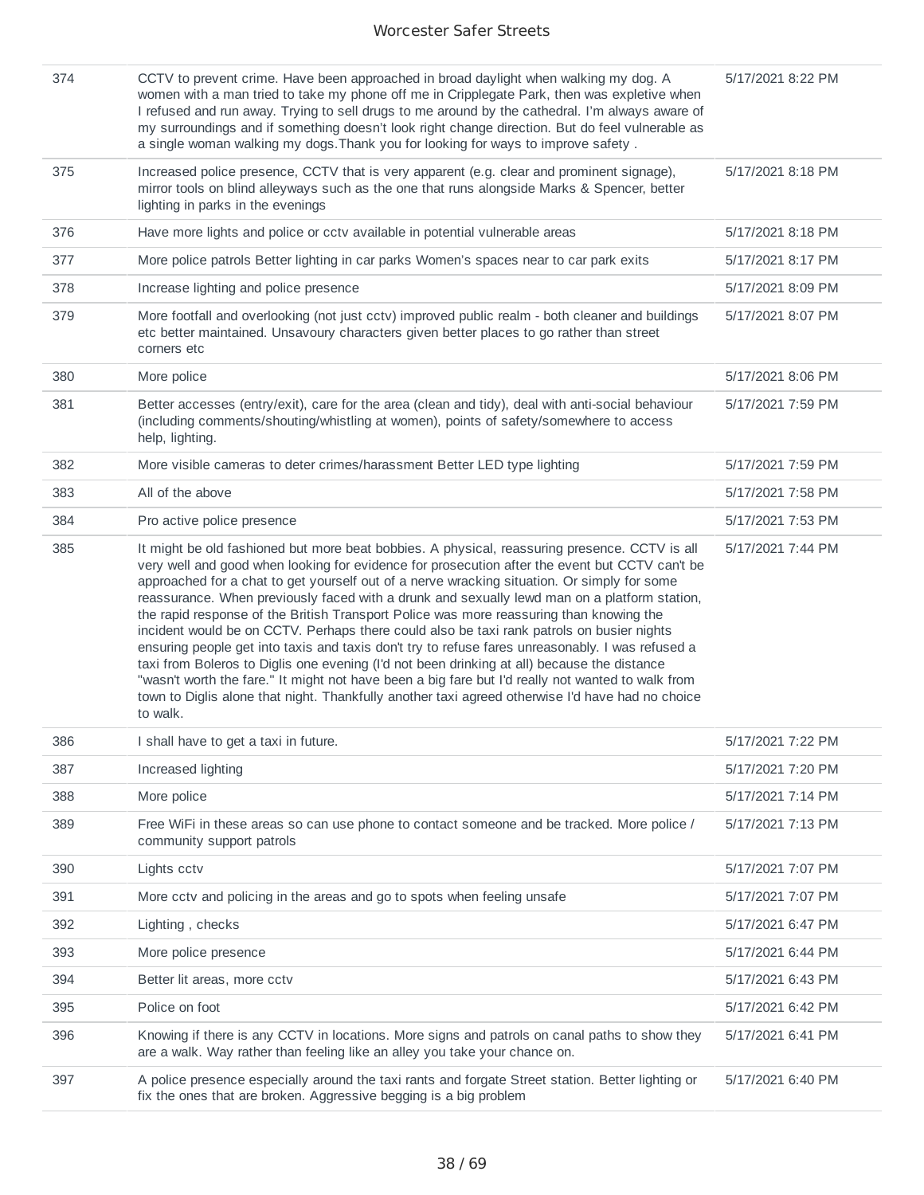| | | |
|---|---|---|
| 374 | CCTV to prevent crime. Have been approached in broad daylight when walking my dog. A women with a man tried to take my phone off me in Cripplegate Park, then was expletive when I refused and run away. Trying to sell drugs to me around by the cathedral. I'm always aware of my surroundings and if something doesn't look right change direction. But do feel vulnerable as a single woman walking my dogs.Thank you for looking for ways to improve safety . | 5/17/2021 8:22 PM |
| 375 | Increased police presence, CCTV that is very apparent (e.g. clear and prominent signage), mirror tools on blind alleyways such as the one that runs alongside Marks & Spencer, better lighting in parks in the evenings | 5/17/2021 8:18 PM |
| 376 | Have more lights and police or cctv available in potential vulnerable areas | 5/17/2021 8:18 PM |
| 377 | More police patrols Better lighting in car parks Women's spaces near to car park exits | 5/17/2021 8:17 PM |
| 378 | Increase lighting and police presence | 5/17/2021 8:09 PM |
| 379 | More footfall and overlooking (not just cctv) improved public realm - both cleaner and buildings etc better maintained. Unsavoury characters given better places to go rather than street corners etc | 5/17/2021 8:07 PM |
| 380 | More police | 5/17/2021 8:06 PM |
| 381 | Better accesses (entry/exit), care for the area (clean and tidy), deal with anti-social behaviour (including comments/shouting/whistling at women), points of safety/somewhere to access help, lighting. | 5/17/2021 7:59 PM |
| 382 | More visible cameras to deter crimes/harassment Better LED type lighting | 5/17/2021 7:59 PM |
| 383 | All of the above | 5/17/2021 7:58 PM |
| 384 | Pro active police presence | 5/17/2021 7:53 PM |
| 385 | It might be old fashioned but more beat bobbies. A physical, reassuring presence. CCTV is all very well and good when looking for evidence for prosecution after the event but CCTV can't be approached for a chat to get yourself out of a nerve wracking situation. Or simply for some reassurance. When previously faced with a drunk and sexually lewd man on a platform station, the rapid response of the British Transport Police was more reassuring than knowing the incident would be on CCTV. Perhaps there could also be taxi rank patrols on busier nights ensuring people get into taxis and taxis don't try to refuse fares unreasonably. I was refused a taxi from Boleros to Diglis one evening (I'd not been drinking at all) because the distance "wasn't worth the fare." It might not have been a big fare but I'd really not wanted to walk from town to Diglis alone that night. Thankfully another taxi agreed otherwise I'd have had no choice to walk. | 5/17/2021 7:44 PM |
| 386 | I shall have to get a taxi in future. | 5/17/2021 7:22 PM |
| 387 | Increased lighting | 5/17/2021 7:20 PM |
| 388 | More police | 5/17/2021 7:14 PM |
| 389 | Free WiFi in these areas so can use phone to contact someone and be tracked. More police / community support patrols | 5/17/2021 7:13 PM |
| 390 | Lights cctv | 5/17/2021 7:07 PM |
| 391 | More cctv and policing in the areas and go to spots when feeling unsafe | 5/17/2021 7:07 PM |
| 392 | Lighting , checks | 5/17/2021 6:47 PM |
| 393 | More police presence | 5/17/2021 6:44 PM |
| 394 | Better lit areas, more cctv | 5/17/2021 6:43 PM |
| 395 | Police on foot | 5/17/2021 6:42 PM |
| 396 | Knowing if there is any CCTV in locations. More signs and patrols on canal paths to show they are a walk. Way rather than feeling like an alley you take your chance on. | 5/17/2021 6:41 PM |
| 397 | A police presence especially around the taxi rants and forgate Street station. Better lighting or fix the ones that are broken. Aggressive begging is a big problem | 5/17/2021 6:40 PM |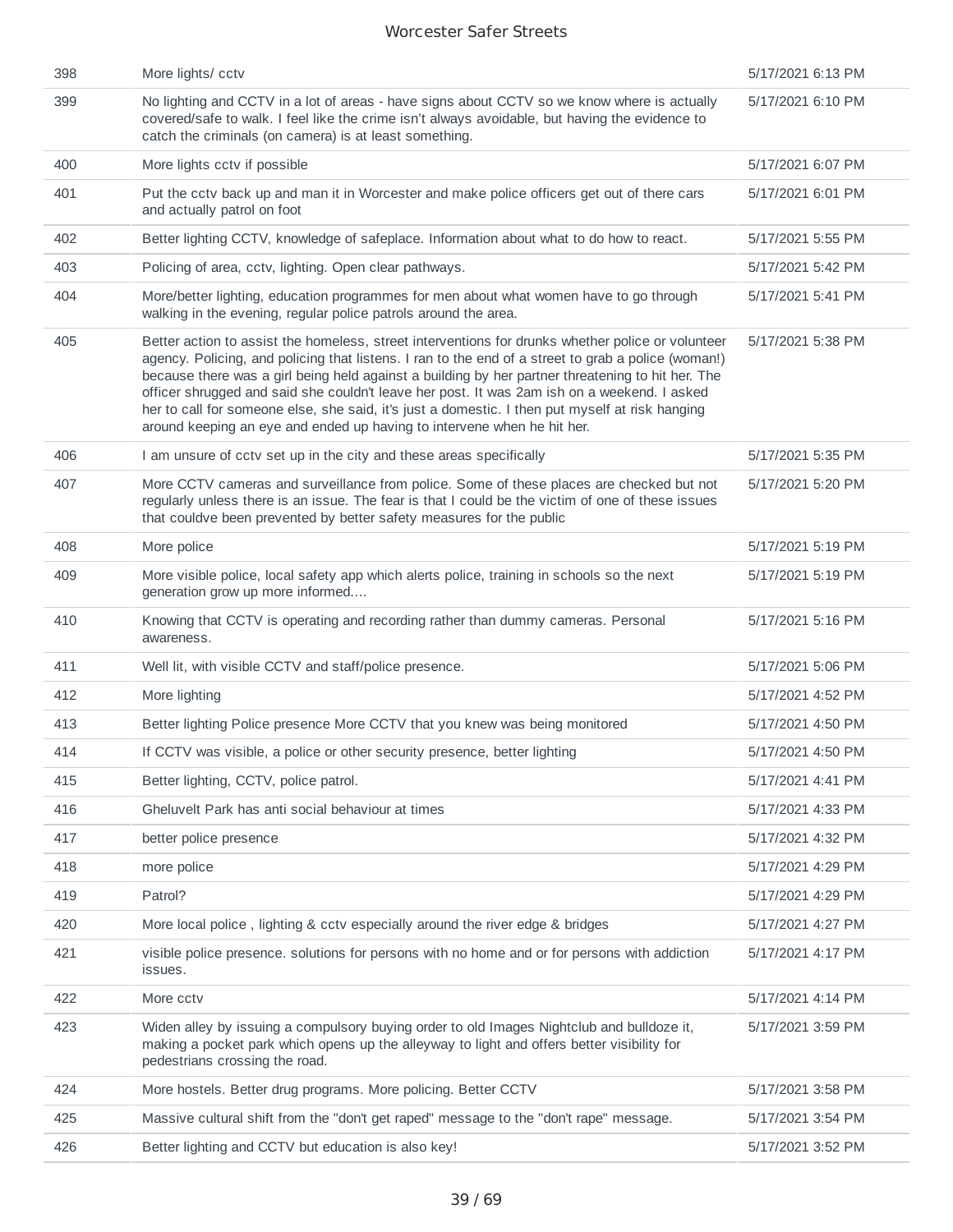| | | |
|---|---|---|
| 398 | More lights/ cctv | 5/17/2021 6:13 PM |
| 399 | No lighting and CCTV in a lot of areas - have signs about CCTV so we know where is actually covered/safe to walk. I feel like the crime isn't always avoidable, but having the evidence to catch the criminals (on camera) is at least something. | 5/17/2021 6:10 PM |
| 400 | More lights cctv if possible | 5/17/2021 6:07 PM |
| 401 | Put the cctv back up and man it in Worcester and make police officers get out of there cars and actually patrol on foot | 5/17/2021 6:01 PM |
| 402 | Better lighting CCTV, knowledge of safeplace. Information about what to do how to react. | 5/17/2021 5:55 PM |
| 403 | Policing of area, cctv, lighting. Open clear pathways. | 5/17/2021 5:42 PM |
| 404 | More/better lighting, education programmes for men about what women have to go through walking in the evening, regular police patrols around the area. | 5/17/2021 5:41 PM |
| 405 | Better action to assist the homeless, street interventions for drunks whether police or volunteer agency. Policing, and policing that listens. I ran to the end of a street to grab a police (woman!) because there was a girl being held against a building by her partner threatening to hit her. The officer shrugged and said she couldn't leave her post. It was 2am ish on a weekend. I asked her to call for someone else, she said, it's just a domestic. I then put myself at risk hanging around keeping an eye and ended up having to intervene when he hit her. | 5/17/2021 5:38 PM |
| 406 | I am unsure of cctv set up in the city and these areas specifically | 5/17/2021 5:35 PM |
| 407 | More CCTV cameras and surveillance from police. Some of these places are checked but not regularly unless there is an issue. The fear is that I could be the victim of one of these issues that couldve been prevented by better safety measures for the public | 5/17/2021 5:20 PM |
| 408 | More police | 5/17/2021 5:19 PM |
| 409 | More visible police, local safety app which alerts police, training in schools so the next generation grow up more informed.... | 5/17/2021 5:19 PM |
| 410 | Knowing that CCTV is operating and recording rather than dummy cameras. Personal awareness. | 5/17/2021 5:16 PM |
| 411 | Well lit, with visible CCTV and staff/police presence. | 5/17/2021 5:06 PM |
| 412 | More lighting | 5/17/2021 4:52 PM |
| 413 | Better lighting Police presence More CCTV that you knew was being monitored | 5/17/2021 4:50 PM |
| 414 | If CCTV was visible, a police or other security presence, better lighting | 5/17/2021 4:50 PM |
| 415 | Better lighting, CCTV, police patrol. | 5/17/2021 4:41 PM |
| 416 | Gheluvelt Park has anti social behaviour at times | 5/17/2021 4:33 PM |
| 417 | better police presence | 5/17/2021 4:32 PM |
| 418 | more police | 5/17/2021 4:29 PM |
| 419 | Patrol? | 5/17/2021 4:29 PM |
| 420 | More local police , lighting & cctv especially around the river edge & bridges | 5/17/2021 4:27 PM |
| 421 | visible police presence. solutions for persons with no home and or for persons with addiction issues. | 5/17/2021 4:17 PM |
| 422 | More cctv | 5/17/2021 4:14 PM |
| 423 | Widen alley by issuing a compulsory buying order to old Images Nightclub and bulldoze it, making a pocket park which opens up the alleyway to light and offers better visibility for pedestrians crossing the road. | 5/17/2021 3:59 PM |
| 424 | More hostels. Better drug programs. More policing. Better CCTV | 5/17/2021 3:58 PM |
| 425 | Massive cultural shift from the "don't get raped" message to the "don't rape" message. | 5/17/2021 3:54 PM |
| 426 | Better lighting and CCTV but education is also key! | 5/17/2021 3:52 PM |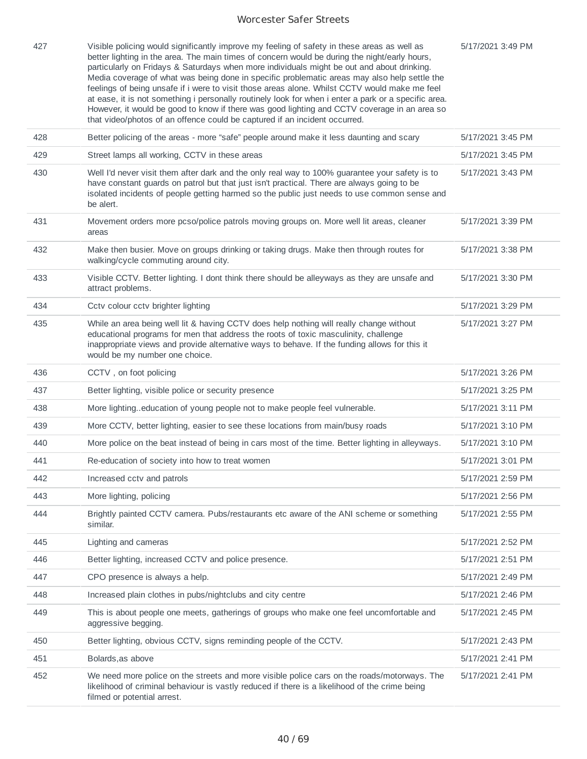| | | |
|---|---|---|
| 427 | Visible policing would significantly improve my feeling of safety in these areas as well as better lighting in the area. The main times of concern would be during the night/early hours, particularly on Fridays & Saturdays when more individuals might be out and about drinking. Media coverage of what was being done in specific problematic areas may also help settle the feelings of being unsafe if i were to visit those areas alone. Whilst CCTV would make me feel at ease, it is not something i personally routinely look for when i enter a park or a specific area. However, it would be good to know if there was good lighting and CCTV coverage in an area so that video/photos of an offence could be captured if an incident occurred. | 5/17/2021 3:49 PM |
| 428 | Better policing of the areas - more "safe" people around make it less daunting and scary | 5/17/2021 3:45 PM |
| 429 | Street lamps all working, CCTV in these areas | 5/17/2021 3:45 PM |
| 430 | Well I'd never visit them after dark and the only real way to 100% guarantee your safety is to have constant guards on patrol but that just isn't practical. There are always going to be isolated incidents of people getting harmed so the public just needs to use common sense and be alert. | 5/17/2021 3:43 PM |
| 431 | Movement orders more pcso/police patrols moving groups on. More well lit areas, cleaner areas | 5/17/2021 3:39 PM |
| 432 | Make then busier. Move on groups drinking or taking drugs. Make then through routes for walking/cycle commuting around city. | 5/17/2021 3:38 PM |
| 433 | Visible CCTV. Better lighting. I dont think there should be alleyways as they are unsafe and attract problems. | 5/17/2021 3:30 PM |
| 434 | Cctv colour cctv brighter lighting | 5/17/2021 3:29 PM |
| 435 | While an area being well lit & having CCTV does help nothing will really change without educational programs for men that address the roots of toxic masculinity, challenge inappropriate views and provide alternative ways to behave. If the funding allows for this it would be my number one choice. | 5/17/2021 3:27 PM |
| 436 | CCTV , on foot policing | 5/17/2021 3:26 PM |
| 437 | Better lighting, visible police or security presence | 5/17/2021 3:25 PM |
| 438 | More lighting..education of young people not to make people feel vulnerable. | 5/17/2021 3:11 PM |
| 439 | More CCTV, better lighting, easier to see these locations from main/busy roads | 5/17/2021 3:10 PM |
| 440 | More police on the beat instead of being in cars most of the time. Better lighting in alleyways. | 5/17/2021 3:10 PM |
| 441 | Re-education of society into how to treat women | 5/17/2021 3:01 PM |
| 442 | Increased cctv and patrols | 5/17/2021 2:59 PM |
| 443 | More lighting, policing | 5/17/2021 2:56 PM |
| 444 | Brightly painted CCTV camera. Pubs/restaurants etc aware of the ANI scheme or something similar. | 5/17/2021 2:55 PM |
| 445 | Lighting and cameras | 5/17/2021 2:52 PM |
| 446 | Better lighting, increased CCTV and police presence. | 5/17/2021 2:51 PM |
| 447 | CPO presence is always a help. | 5/17/2021 2:49 PM |
| 448 | Increased plain clothes in pubs/nightclubs and city centre | 5/17/2021 2:46 PM |
| 449 | This is about people one meets, gatherings of groups who make one feel uncomfortable and aggressive begging. | 5/17/2021 2:45 PM |
| 450 | Better lighting, obvious CCTV, signs reminding people of the CCTV. | 5/17/2021 2:43 PM |
| 451 | Bolards,as above | 5/17/2021 2:41 PM |
| 452 | We need more police on the streets and more visible police cars on the roads/motorways. The likelihood of criminal behaviour is vastly reduced if there is a likelihood of the crime being filmed or potential arrest. | 5/17/2021 2:41 PM |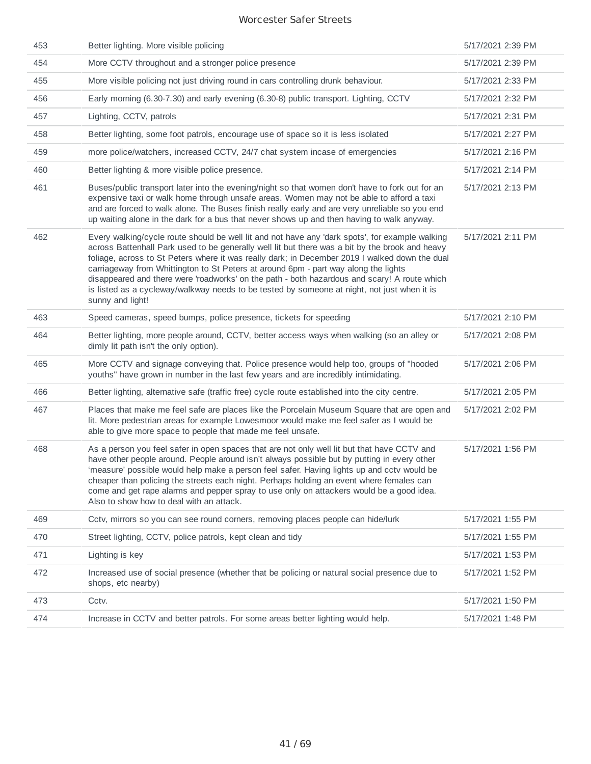| | | |
|---|---|---|
| 453 | Better lighting. More visible policing | 5/17/2021 2:39 PM |
| 454 | More CCTV throughout and a stronger police presence | 5/17/2021 2:39 PM |
| 455 | More visible policing not just driving round in cars controlling drunk behaviour. | 5/17/2021 2:33 PM |
| 456 | Early morning (6.30-7.30) and early evening (6.30-8) public transport. Lighting, CCTV | 5/17/2021 2:32 PM |
| 457 | Lighting, CCTV, patrols | 5/17/2021 2:31 PM |
| 458 | Better lighting, some foot patrols, encourage use of space so it is less isolated | 5/17/2021 2:27 PM |
| 459 | more police/watchers, increased CCTV, 24/7 chat system incase of emergencies | 5/17/2021 2:16 PM |
| 460 | Better lighting & more visible police presence. | 5/17/2021 2:14 PM |
| 461 | Buses/public transport later into the evening/night so that women don't have to fork out for an expensive taxi or walk home through unsafe areas. Women may not be able to afford a taxi and are forced to walk alone. The Buses finish really early and are very unreliable so you end up waiting alone in the dark for a bus that never shows up and then having to walk anyway. | 5/17/2021 2:13 PM |
| 462 | Every walking/cycle route should be well lit and not have any 'dark spots', for example walking across Battenhall Park used to be generally well lit but there was a bit by the brook and heavy foliage, across to St Peters where it was really dark; in December 2019 I walked down the dual carriageway from Whittington to St Peters at around 6pm - part way along the lights disappeared and there were 'roadworks' on the path - both hazardous and scary! A route which is listed as a cycleway/walkway needs to be tested by someone at night, not just when it is sunny and light! | 5/17/2021 2:11 PM |
| 463 | Speed cameras, speed bumps, police presence, tickets for speeding | 5/17/2021 2:10 PM |
| 464 | Better lighting, more people around, CCTV, better access ways when walking (so an alley or dimly lit path isn't the only option). | 5/17/2021 2:08 PM |
| 465 | More CCTV and signage conveying that. Police presence would help too, groups of "hooded youths" have grown in number in the last few years and are incredibly intimidating. | 5/17/2021 2:06 PM |
| 466 | Better lighting, alternative safe (traffic free) cycle route established into the city centre. | 5/17/2021 2:05 PM |
| 467 | Places that make me feel safe are places like the Porcelain Museum Square that are open and lit. More pedestrian areas for example Lowesmoor would make me feel safer as I would be able to give more space to people that made me feel unsafe. | 5/17/2021 2:02 PM |
| 468 | As a person you feel safer in open spaces that are not only well lit but that have CCTV and have other people around. People around isn't always possible but by putting in every other 'measure' possible would help make a person feel safer. Having lights up and cctv would be cheaper than policing the streets each night. Perhaps holding an event where females can come and get rape alarms and pepper spray to use only on attackers would be a good idea. Also to show how to deal with an attack. | 5/17/2021 1:56 PM |
| 469 | Cctv, mirrors so you can see round corners, removing places people can hide/lurk | 5/17/2021 1:55 PM |
| 470 | Street lighting, CCTV, police patrols, kept clean and tidy | 5/17/2021 1:55 PM |
| 471 | Lighting is key | 5/17/2021 1:53 PM |
| 472 | Increased use of social presence (whether that be policing or natural social presence due to shops, etc nearby) | 5/17/2021 1:52 PM |
| 473 | Cctv. | 5/17/2021 1:50 PM |
| 474 | Increase in CCTV and better patrols. For some areas better lighting would help. | 5/17/2021 1:48 PM |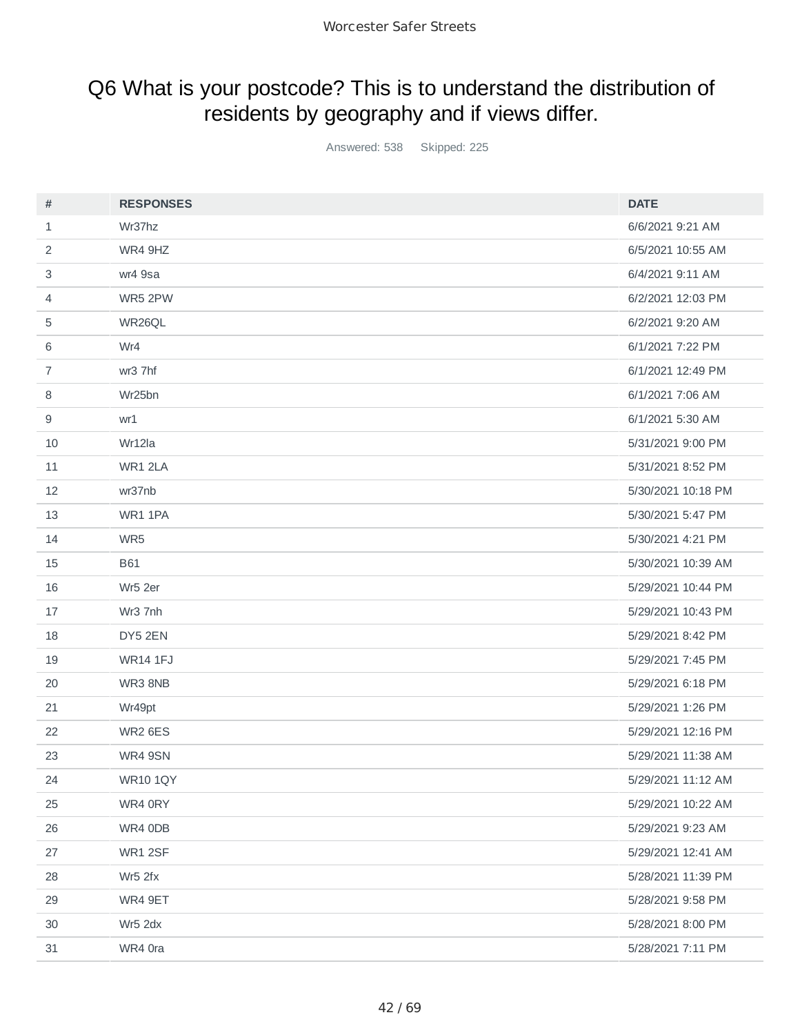## Q6 What is your postcode? This is to understand the distribution of residents by geography and if views differ.

Answered: 538 Skipped: 225

| # | RESPONSES | DATE |
|---|---|---|
| 1 | Wr37hz | 6/6/2021 9:21 AM |
| 2 | WR4 9HZ | 6/5/2021 10:55 AM |
| 3 | wr4 9sa | 6/4/2021 9:11 AM |
| 4 | WR5 2PW | 6/2/2021 12:03 PM |
| 5 | WR26QL | 6/2/2021 9:20 AM |
| 6 | Wr4 | 6/1/2021 7:22 PM |
| 7 | wr3 7hf | 6/1/2021 12:49 PM |
| 8 | Wr25bn | 6/1/2021 7:06 AM |
| 9 | wr1 | 6/1/2021 5:30 AM |
| 10 | Wr12la | 5/31/2021 9:00 PM |
| 11 | WR1 2LA | 5/31/2021 8:52 PM |
| 12 | wr37nb | 5/30/2021 10:18 PM |
| 13 | WR1 1PA | 5/30/2021 5:47 PM |
| 14 | WR5 | 5/30/2021 4:21 PM |
| 15 | B61 | 5/30/2021 10:39 AM |
| 16 | Wr5 2er | 5/29/2021 10:44 PM |
| 17 | Wr3 7nh | 5/29/2021 10:43 PM |
| 18 | DY5 2EN | 5/29/2021 8:42 PM |
| 19 | WR14 1FJ | 5/29/2021 7:45 PM |
| 20 | WR3 8NB | 5/29/2021 6:18 PM |
| 21 | Wr49pt | 5/29/2021 1:26 PM |
| 22 | WR2 6ES | 5/29/2021 12:16 PM |
| 23 | WR4 9SN | 5/29/2021 11:38 AM |
| 24 | WR10 1QY | 5/29/2021 11:12 AM |
| 25 | WR4 0RY | 5/29/2021 10:22 AM |
| 26 | WR4 0DB | 5/29/2021 9:23 AM |
| 27 | WR1 2SF | 5/29/2021 12:41 AM |
| 28 | Wr5 2fx | 5/28/2021 11:39 PM |
| 29 | WR4 9ET | 5/28/2021 9:58 PM |
| 30 | Wr5 2dx | 5/28/2021 8:00 PM |
| 31 | WR4 0ra | 5/28/2021 7:11 PM |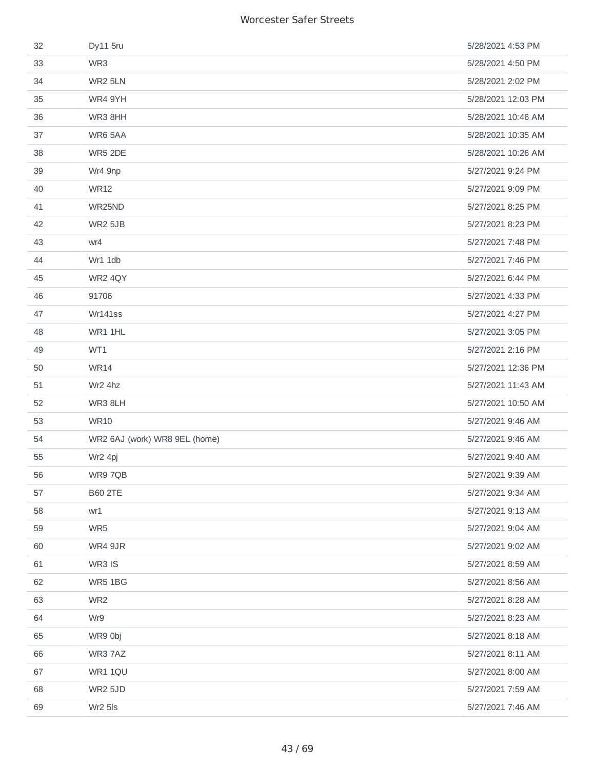| | | |
|---|---|---|
| 32 | Dy11 5ru | 5/28/2021 4:53 PM |
| 33 | WR3 | 5/28/2021 4:50 PM |
| 34 | WR2 5LN | 5/28/2021 2:02 PM |
| 35 | WR4 9YH | 5/28/2021 12:03 PM |
| 36 | WR3 8HH | 5/28/2021 10:46 AM |
| 37 | WR6 5AA | 5/28/2021 10:35 AM |
| 38 | WR5 2DE | 5/28/2021 10:26 AM |
| 39 | Wr4 9np | 5/27/2021 9:24 PM |
| 40 | WR12 | 5/27/2021 9:09 PM |
| 41 | WR25ND | 5/27/2021 8:25 PM |
| 42 | WR2 5JB | 5/27/2021 8:23 PM |
| 43 | wr4 | 5/27/2021 7:48 PM |
| 44 | Wr1 1db | 5/27/2021 7:46 PM |
| 45 | WR2 4QY | 5/27/2021 6:44 PM |
| 46 | 91706 | 5/27/2021 4:33 PM |
| 47 | Wr141ss | 5/27/2021 4:27 PM |
| 48 | WR1 1HL | 5/27/2021 3:05 PM |
| 49 | WT1 | 5/27/2021 2:16 PM |
| 50 | WR14 | 5/27/2021 12:36 PM |
| 51 | Wr2 4hz | 5/27/2021 11:43 AM |
| 52 | WR3 8LH | 5/27/2021 10:50 AM |
| 53 | WR10 | 5/27/2021 9:46 AM |
| 54 | WR2 6AJ (work) WR8 9EL (home) | 5/27/2021 9:46 AM |
| 55 | Wr2 4pj | 5/27/2021 9:40 AM |
| 56 | WR9 7QB | 5/27/2021 9:39 AM |
| 57 | B60 2TE | 5/27/2021 9:34 AM |
| 58 | wr1 | 5/27/2021 9:13 AM |
| 59 | WR5 | 5/27/2021 9:04 AM |
| 60 | WR4 9JR | 5/27/2021 9:02 AM |
| 61 | WR3 IS | 5/27/2021 8:59 AM |
| 62 | WR5 1BG | 5/27/2021 8:56 AM |
| 63 | WR2 | 5/27/2021 8:28 AM |
| 64 | Wr9 | 5/27/2021 8:23 AM |
| 65 | WR9 0bj | 5/27/2021 8:18 AM |
| 66 | WR3 7AZ | 5/27/2021 8:11 AM |
| 67 | WR1 1QU | 5/27/2021 8:00 AM |
| 68 | WR2 5JD | 5/27/2021 7:59 AM |
| 69 | Wr2 5ls | 5/27/2021 7:46 AM |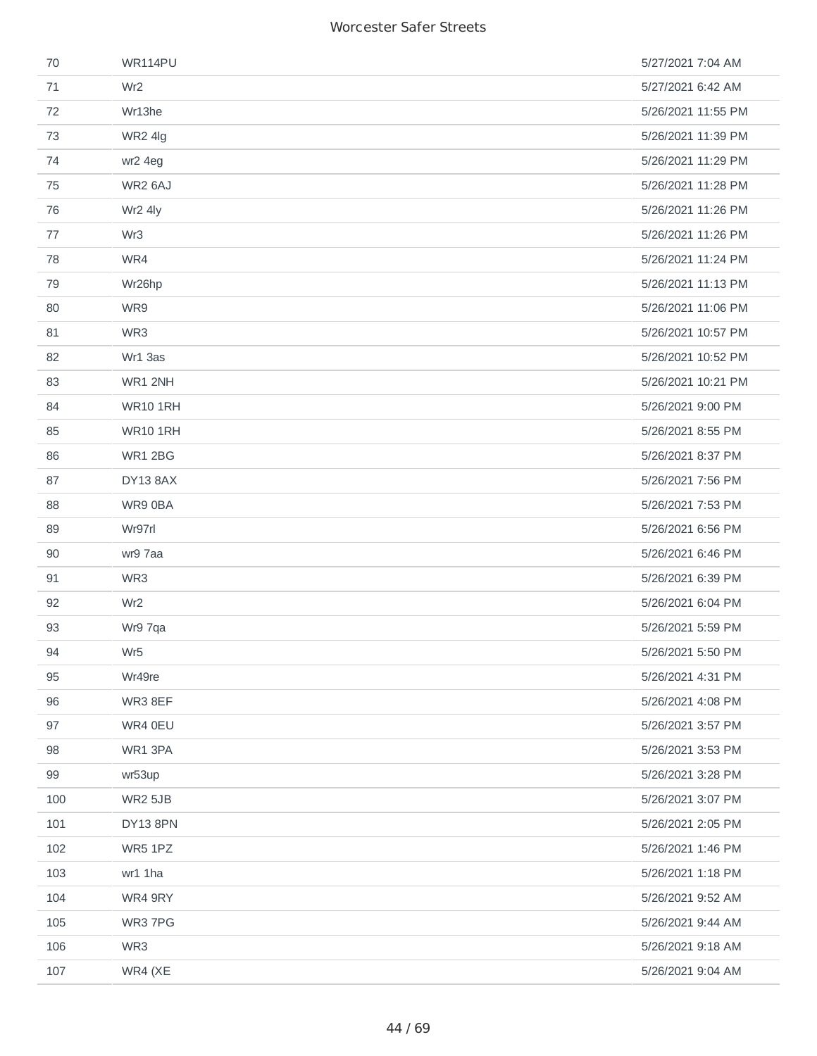| | | |
|---|---|---|
| 70 | WR114PU | 5/27/2021 7:04 AM |
| 71 | Wr2 | 5/27/2021 6:42 AM |
| 72 | Wr13he | 5/26/2021 11:55 PM |
| 73 | WR2 4lg | 5/26/2021 11:39 PM |
| 74 | wr2 4eg | 5/26/2021 11:29 PM |
| 75 | WR2 6AJ | 5/26/2021 11:28 PM |
| 76 | Wr2 4ly | 5/26/2021 11:26 PM |
| 77 | Wr3 | 5/26/2021 11:26 PM |
| 78 | WR4 | 5/26/2021 11:24 PM |
| 79 | Wr26hp | 5/26/2021 11:13 PM |
| 80 | WR9 | 5/26/2021 11:06 PM |
| 81 | WR3 | 5/26/2021 10:57 PM |
| 82 | Wr1 3as | 5/26/2021 10:52 PM |
| 83 | WR1 2NH | 5/26/2021 10:21 PM |
| 84 | WR10 1RH | 5/26/2021 9:00 PM |
| 85 | WR10 1RH | 5/26/2021 8:55 PM |
| 86 | WR1 2BG | 5/26/2021 8:37 PM |
| 87 | DY13 8AX | 5/26/2021 7:56 PM |
| 88 | WR9 0BA | 5/26/2021 7:53 PM |
| 89 | Wr97rl | 5/26/2021 6:56 PM |
| 90 | wr9 7aa | 5/26/2021 6:46 PM |
| 91 | WR3 | 5/26/2021 6:39 PM |
| 92 | Wr2 | 5/26/2021 6:04 PM |
| 93 | Wr9 7qa | 5/26/2021 5:59 PM |
| 94 | Wr5 | 5/26/2021 5:50 PM |
| 95 | Wr49re | 5/26/2021 4:31 PM |
| 96 | WR3 8EF | 5/26/2021 4:08 PM |
| 97 | WR4 0EU | 5/26/2021 3:57 PM |
| 98 | WR1 3PA | 5/26/2021 3:53 PM |
| 99 | wr53up | 5/26/2021 3:28 PM |
| 100 | WR2 5JB | 5/26/2021 3:07 PM |
| 101 | DY13 8PN | 5/26/2021 2:05 PM |
| 102 | WR5 1PZ | 5/26/2021 1:46 PM |
| 103 | wr1 1ha | 5/26/2021 1:18 PM |
| 104 | WR4 9RY | 5/26/2021 9:52 AM |
| 105 | WR3 7PG | 5/26/2021 9:44 AM |
| 106 | WR3 | 5/26/2021 9:18 AM |
| 107 | WR4 (XE | 5/26/2021 9:04 AM |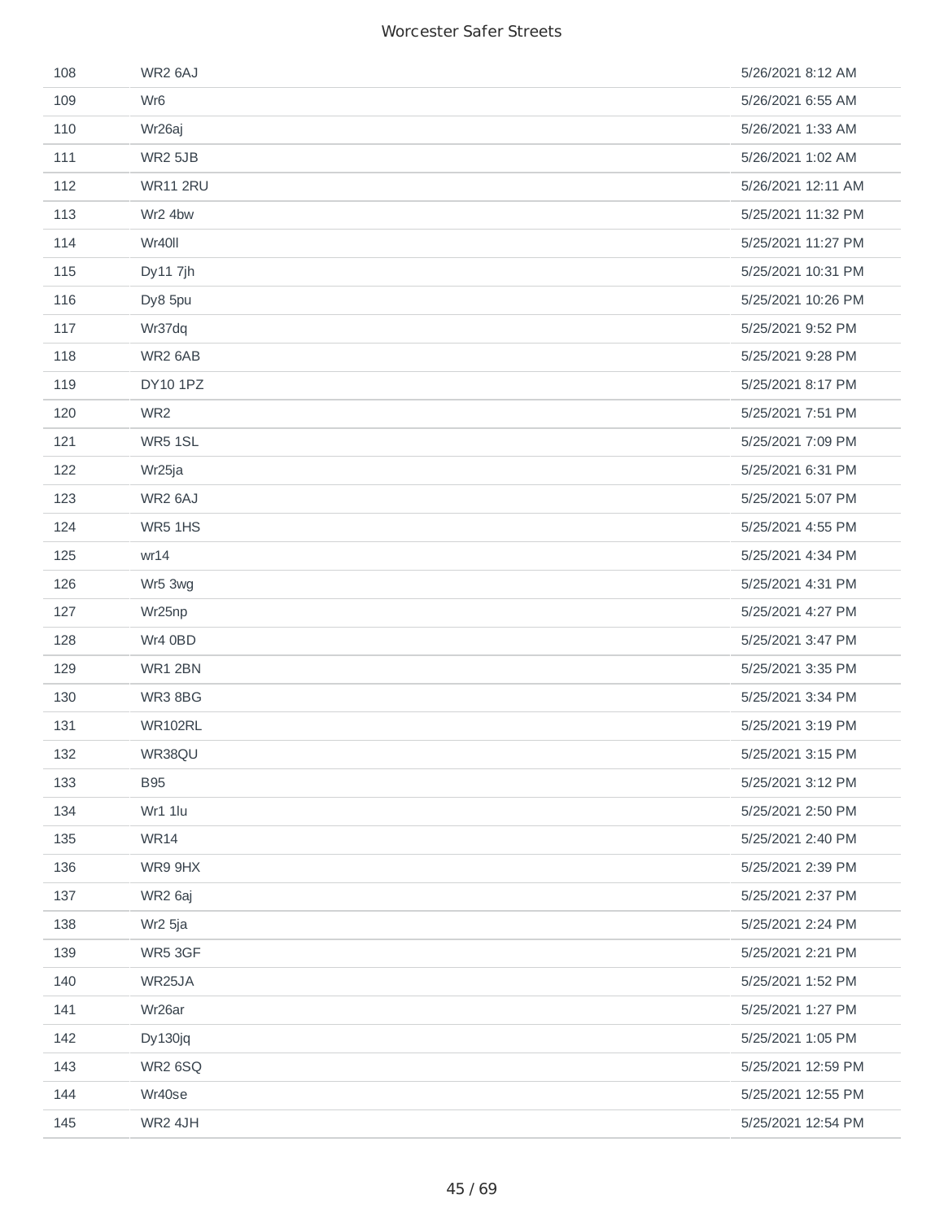| | | |
|---|---|---|
| 108 | WR2 6AJ | 5/26/2021 8:12 AM |
| 109 | Wr6 | 5/26/2021 6:55 AM |
| 110 | Wr26aj | 5/26/2021 1:33 AM |
| 111 | WR2 5JB | 5/26/2021 1:02 AM |
| 112 | WR11 2RU | 5/26/2021 12:11 AM |
| 113 | Wr2 4bw | 5/25/2021 11:32 PM |
| 114 | Wr40ll | 5/25/2021 11:27 PM |
| 115 | Dy11 7jh | 5/25/2021 10:31 PM |
| 116 | Dy8 5pu | 5/25/2021 10:26 PM |
| 117 | Wr37dq | 5/25/2021 9:52 PM |
| 118 | WR2 6AB | 5/25/2021 9:28 PM |
| 119 | DY10 1PZ | 5/25/2021 8:17 PM |
| 120 | WR2 | 5/25/2021 7:51 PM |
| 121 | WR5 1SL | 5/25/2021 7:09 PM |
| 122 | Wr25ja | 5/25/2021 6:31 PM |
| 123 | WR2 6AJ | 5/25/2021 5:07 PM |
| 124 | WR5 1HS | 5/25/2021 4:55 PM |
| 125 | wr14 | 5/25/2021 4:34 PM |
| 126 | Wr5 3wg | 5/25/2021 4:31 PM |
| 127 | Wr25np | 5/25/2021 4:27 PM |
| 128 | Wr4 0BD | 5/25/2021 3:47 PM |
| 129 | WR1 2BN | 5/25/2021 3:35 PM |
| 130 | WR3 8BG | 5/25/2021 3:34 PM |
| 131 | WR102RL | 5/25/2021 3:19 PM |
| 132 | WR38QU | 5/25/2021 3:15 PM |
| 133 | B95 | 5/25/2021 3:12 PM |
| 134 | Wr1 1lu | 5/25/2021 2:50 PM |
| 135 | WR14 | 5/25/2021 2:40 PM |
| 136 | WR9 9HX | 5/25/2021 2:39 PM |
| 137 | WR2 6aj | 5/25/2021 2:37 PM |
| 138 | Wr2 5ja | 5/25/2021 2:24 PM |
| 139 | WR5 3GF | 5/25/2021 2:21 PM |
| 140 | WR25JA | 5/25/2021 1:52 PM |
| 141 | Wr26ar | 5/25/2021 1:27 PM |
| 142 | Dy130jq | 5/25/2021 1:05 PM |
| 143 | WR2 6SQ | 5/25/2021 12:59 PM |
| 144 | Wr40se | 5/25/2021 12:55 PM |
| 145 | WR2 4JH | 5/25/2021 12:54 PM |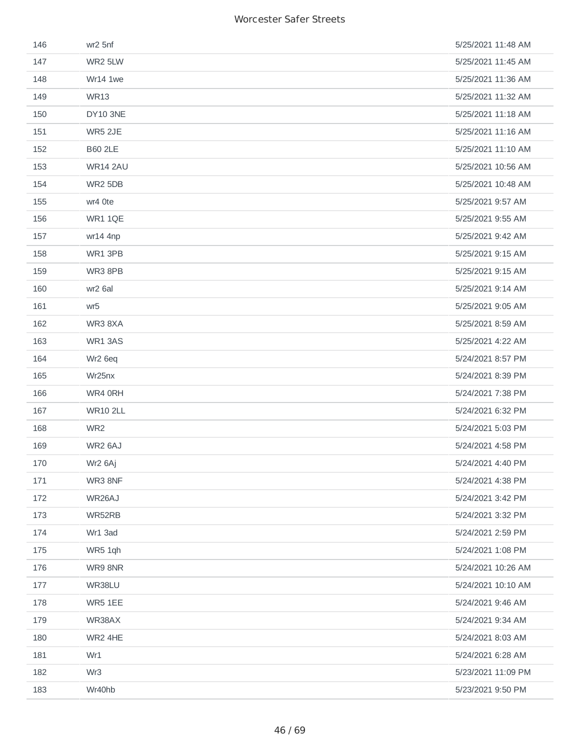| | | |
|---|---|---|
| 146 | wr2 5nf | 5/25/2021 11:48 AM |
| 147 | WR2 5LW | 5/25/2021 11:45 AM |
| 148 | Wr14 1we | 5/25/2021 11:36 AM |
| 149 | WR13 | 5/25/2021 11:32 AM |
| 150 | DY10 3NE | 5/25/2021 11:18 AM |
| 151 | WR5 2JE | 5/25/2021 11:16 AM |
| 152 | B60 2LE | 5/25/2021 11:10 AM |
| 153 | WR14 2AU | 5/25/2021 10:56 AM |
| 154 | WR2 5DB | 5/25/2021 10:48 AM |
| 155 | wr4 0te | 5/25/2021 9:57 AM |
| 156 | WR1 1QE | 5/25/2021 9:55 AM |
| 157 | wr14 4np | 5/25/2021 9:42 AM |
| 158 | WR1 3PB | 5/25/2021 9:15 AM |
| 159 | WR3 8PB | 5/25/2021 9:15 AM |
| 160 | wr2 6al | 5/25/2021 9:14 AM |
| 161 | wr5 | 5/25/2021 9:05 AM |
| 162 | WR3 8XA | 5/25/2021 8:59 AM |
| 163 | WR1 3AS | 5/25/2021 4:22 AM |
| 164 | Wr2 6eq | 5/24/2021 8:57 PM |
| 165 | Wr25nx | 5/24/2021 8:39 PM |
| 166 | WR4 0RH | 5/24/2021 7:38 PM |
| 167 | WR10 2LL | 5/24/2021 6:32 PM |
| 168 | WR2 | 5/24/2021 5:03 PM |
| 169 | WR2 6AJ | 5/24/2021 4:58 PM |
| 170 | Wr2 6Aj | 5/24/2021 4:40 PM |
| 171 | WR3 8NF | 5/24/2021 4:38 PM |
| 172 | WR26AJ | 5/24/2021 3:42 PM |
| 173 | WR52RB | 5/24/2021 3:32 PM |
| 174 | Wr1 3ad | 5/24/2021 2:59 PM |
| 175 | WR5 1qh | 5/24/2021 1:08 PM |
| 176 | WR9 8NR | 5/24/2021 10:26 AM |
| 177 | WR38LU | 5/24/2021 10:10 AM |
| 178 | WR5 1EE | 5/24/2021 9:46 AM |
| 179 | WR38AX | 5/24/2021 9:34 AM |
| 180 | WR2 4HE | 5/24/2021 8:03 AM |
| 181 | Wr1 | 5/24/2021 6:28 AM |
| 182 | Wr3 | 5/23/2021 11:09 PM |
| 183 | Wr40hb | 5/23/2021 9:50 PM |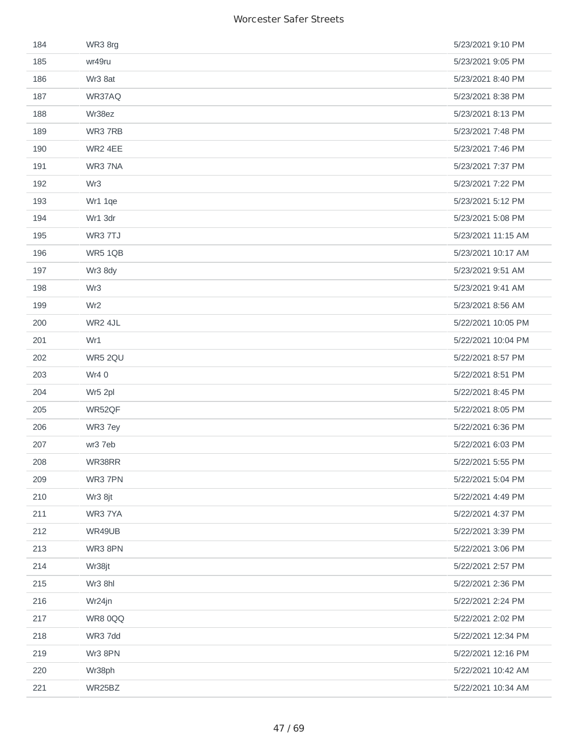| | | |
|---|---|---|
| 184 | WR3 8rg | 5/23/2021 9:10 PM |
| 185 | wr49ru | 5/23/2021 9:05 PM |
| 186 | Wr3 8at | 5/23/2021 8:40 PM |
| 187 | WR37AQ | 5/23/2021 8:38 PM |
| 188 | Wr38ez | 5/23/2021 8:13 PM |
| 189 | WR3 7RB | 5/23/2021 7:48 PM |
| 190 | WR2 4EE | 5/23/2021 7:46 PM |
| 191 | WR3 7NA | 5/23/2021 7:37 PM |
| 192 | Wr3 | 5/23/2021 7:22 PM |
| 193 | Wr1 1qe | 5/23/2021 5:12 PM |
| 194 | Wr1 3dr | 5/23/2021 5:08 PM |
| 195 | WR3 7TJ | 5/23/2021 11:15 AM |
| 196 | WR5 1QB | 5/23/2021 10:17 AM |
| 197 | Wr3 8dy | 5/23/2021 9:51 AM |
| 198 | Wr3 | 5/23/2021 9:41 AM |
| 199 | Wr2 | 5/23/2021 8:56 AM |
| 200 | WR2 4JL | 5/22/2021 10:05 PM |
| 201 | Wr1 | 5/22/2021 10:04 PM |
| 202 | WR5 2QU | 5/22/2021 8:57 PM |
| 203 | Wr4 0 | 5/22/2021 8:51 PM |
| 204 | Wr5 2pl | 5/22/2021 8:45 PM |
| 205 | WR52QF | 5/22/2021 8:05 PM |
| 206 | WR3 7ey | 5/22/2021 6:36 PM |
| 207 | wr3 7eb | 5/22/2021 6:03 PM |
| 208 | WR38RR | 5/22/2021 5:55 PM |
| 209 | WR3 7PN | 5/22/2021 5:04 PM |
| 210 | Wr3 8jt | 5/22/2021 4:49 PM |
| 211 | WR3 7YA | 5/22/2021 4:37 PM |
| 212 | WR49UB | 5/22/2021 3:39 PM |
| 213 | WR3 8PN | 5/22/2021 3:06 PM |
| 214 | Wr38jt | 5/22/2021 2:57 PM |
| 215 | Wr3 8hl | 5/22/2021 2:36 PM |
| 216 | Wr24jn | 5/22/2021 2:24 PM |
| 217 | WR8 0QQ | 5/22/2021 2:02 PM |
| 218 | WR3 7dd | 5/22/2021 12:34 PM |
| 219 | Wr3 8PN | 5/22/2021 12:16 PM |
| 220 | Wr38ph | 5/22/2021 10:42 AM |
| 221 | WR25BZ | 5/22/2021 10:34 AM |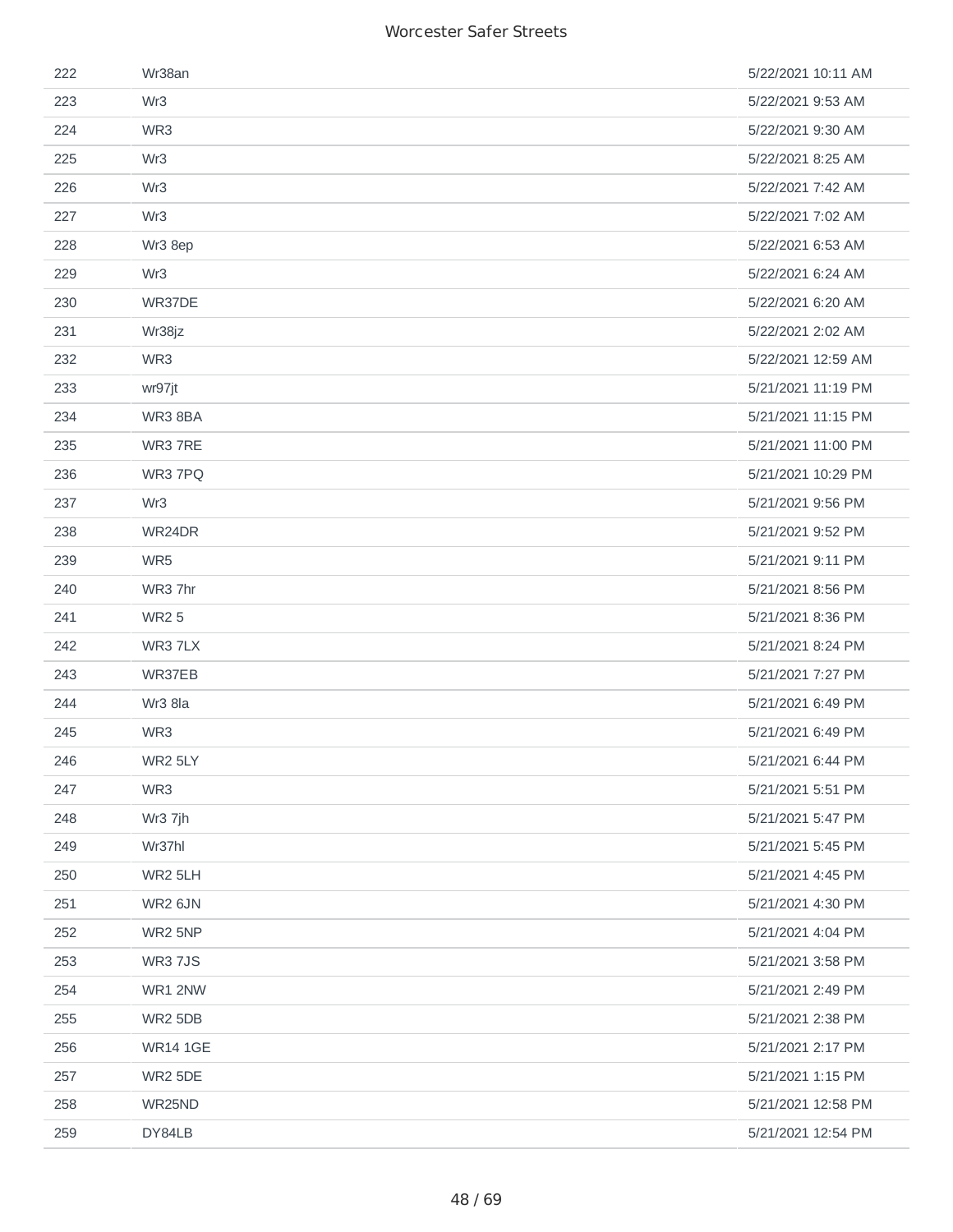| | | |
|---|---|---|
| 222 | Wr38an | 5/22/2021 10:11 AM |
| 223 | Wr3 | 5/22/2021 9:53 AM |
| 224 | WR3 | 5/22/2021 9:30 AM |
| 225 | Wr3 | 5/22/2021 8:25 AM |
| 226 | Wr3 | 5/22/2021 7:42 AM |
| 227 | Wr3 | 5/22/2021 7:02 AM |
| 228 | Wr3 8ep | 5/22/2021 6:53 AM |
| 229 | Wr3 | 5/22/2021 6:24 AM |
| 230 | WR37DE | 5/22/2021 6:20 AM |
| 231 | Wr38jz | 5/22/2021 2:02 AM |
| 232 | WR3 | 5/22/2021 12:59 AM |
| 233 | wr97jt | 5/21/2021 11:19 PM |
| 234 | WR3 8BA | 5/21/2021 11:15 PM |
| 235 | WR3 7RE | 5/21/2021 11:00 PM |
| 236 | WR3 7PQ | 5/21/2021 10:29 PM |
| 237 | Wr3 | 5/21/2021 9:56 PM |
| 238 | WR24DR | 5/21/2021 9:52 PM |
| 239 | WR5 | 5/21/2021 9:11 PM |
| 240 | WR3 7hr | 5/21/2021 8:56 PM |
| 241 | WR2 5 | 5/21/2021 8:36 PM |
| 242 | WR3 7LX | 5/21/2021 8:24 PM |
| 243 | WR37EB | 5/21/2021 7:27 PM |
| 244 | Wr3 8la | 5/21/2021 6:49 PM |
| 245 | WR3 | 5/21/2021 6:49 PM |
| 246 | WR2 5LY | 5/21/2021 6:44 PM |
| 247 | WR3 | 5/21/2021 5:51 PM |
| 248 | Wr3 7jh | 5/21/2021 5:47 PM |
| 249 | Wr37hl | 5/21/2021 5:45 PM |
| 250 | WR2 5LH | 5/21/2021 4:45 PM |
| 251 | WR2 6JN | 5/21/2021 4:30 PM |
| 252 | WR2 5NP | 5/21/2021 4:04 PM |
| 253 | WR3 7JS | 5/21/2021 3:58 PM |
| 254 | WR1 2NW | 5/21/2021 2:49 PM |
| 255 | WR2 5DB | 5/21/2021 2:38 PM |
| 256 | WR14 1GE | 5/21/2021 2:17 PM |
| 257 | WR2 5DE | 5/21/2021 1:15 PM |
| 258 | WR25ND | 5/21/2021 12:58 PM |
| 259 | DY84LB | 5/21/2021 12:54 PM |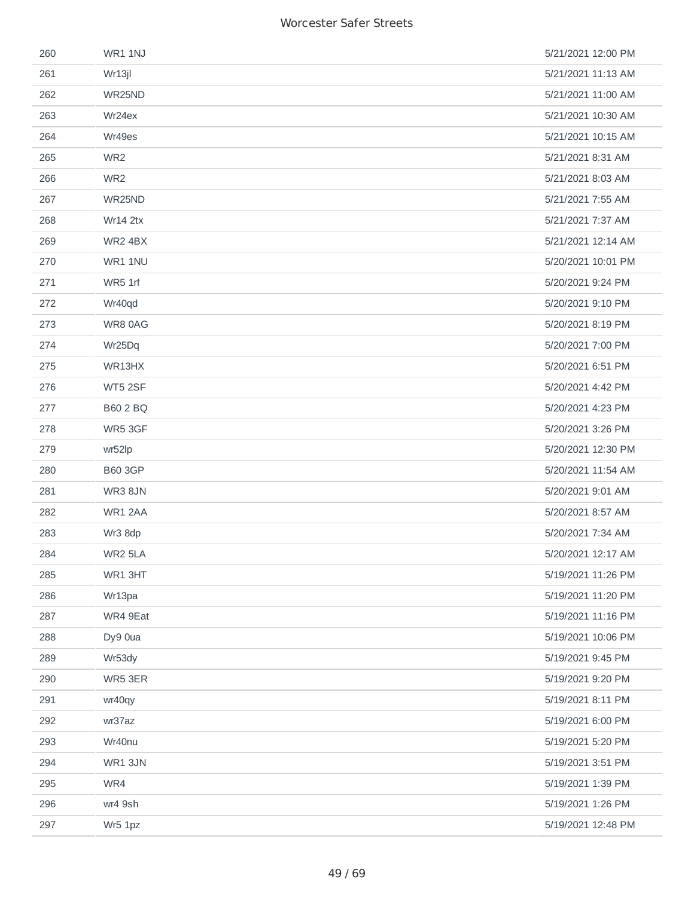| | | |
|---|---|---|
| 260 | WR1 1NJ | 5/21/2021 12:00 PM |
| 261 | Wr13jl | 5/21/2021 11:13 AM |
| 262 | WR25ND | 5/21/2021 11:00 AM |
| 263 | Wr24ex | 5/21/2021 10:30 AM |
| 264 | Wr49es | 5/21/2021 10:15 AM |
| 265 | WR2 | 5/21/2021 8:31 AM |
| 266 | WR2 | 5/21/2021 8:03 AM |
| 267 | WR25ND | 5/21/2021 7:55 AM |
| 268 | Wr14 2tx | 5/21/2021 7:37 AM |
| 269 | WR2 4BX | 5/21/2021 12:14 AM |
| 270 | WR1 1NU | 5/20/2021 10:01 PM |
| 271 | WR5 1rf | 5/20/2021 9:24 PM |
| 272 | Wr40qd | 5/20/2021 9:10 PM |
| 273 | WR8 0AG | 5/20/2021 8:19 PM |
| 274 | Wr25Dq | 5/20/2021 7:00 PM |
| 275 | WR13HX | 5/20/2021 6:51 PM |
| 276 | WT5 2SF | 5/20/2021 4:42 PM |
| 277 | B60 2 BQ | 5/20/2021 4:23 PM |
| 278 | WR5 3GF | 5/20/2021 3:26 PM |
| 279 | wr52lp | 5/20/2021 12:30 PM |
| 280 | B60 3GP | 5/20/2021 11:54 AM |
| 281 | WR3 8JN | 5/20/2021 9:01 AM |
| 282 | WR1 2AA | 5/20/2021 8:57 AM |
| 283 | Wr3 8dp | 5/20/2021 7:34 AM |
| 284 | WR2 5LA | 5/20/2021 12:17 AM |
| 285 | WR1 3HT | 5/19/2021 11:26 PM |
| 286 | Wr13pa | 5/19/2021 11:20 PM |
| 287 | WR4 9Eat | 5/19/2021 11:16 PM |
| 288 | Dy9 0ua | 5/19/2021 10:06 PM |
| 289 | Wr53dy | 5/19/2021 9:45 PM |
| 290 | WR5 3ER | 5/19/2021 9:20 PM |
| 291 | wr40qy | 5/19/2021 8:11 PM |
| 292 | wr37az | 5/19/2021 6:00 PM |
| 293 | Wr40nu | 5/19/2021 5:20 PM |
| 294 | WR1 3JN | 5/19/2021 3:51 PM |
| 295 | WR4 | 5/19/2021 1:39 PM |
| 296 | wr4 9sh | 5/19/2021 1:26 PM |
| 297 | Wr5 1pz | 5/19/2021 12:48 PM |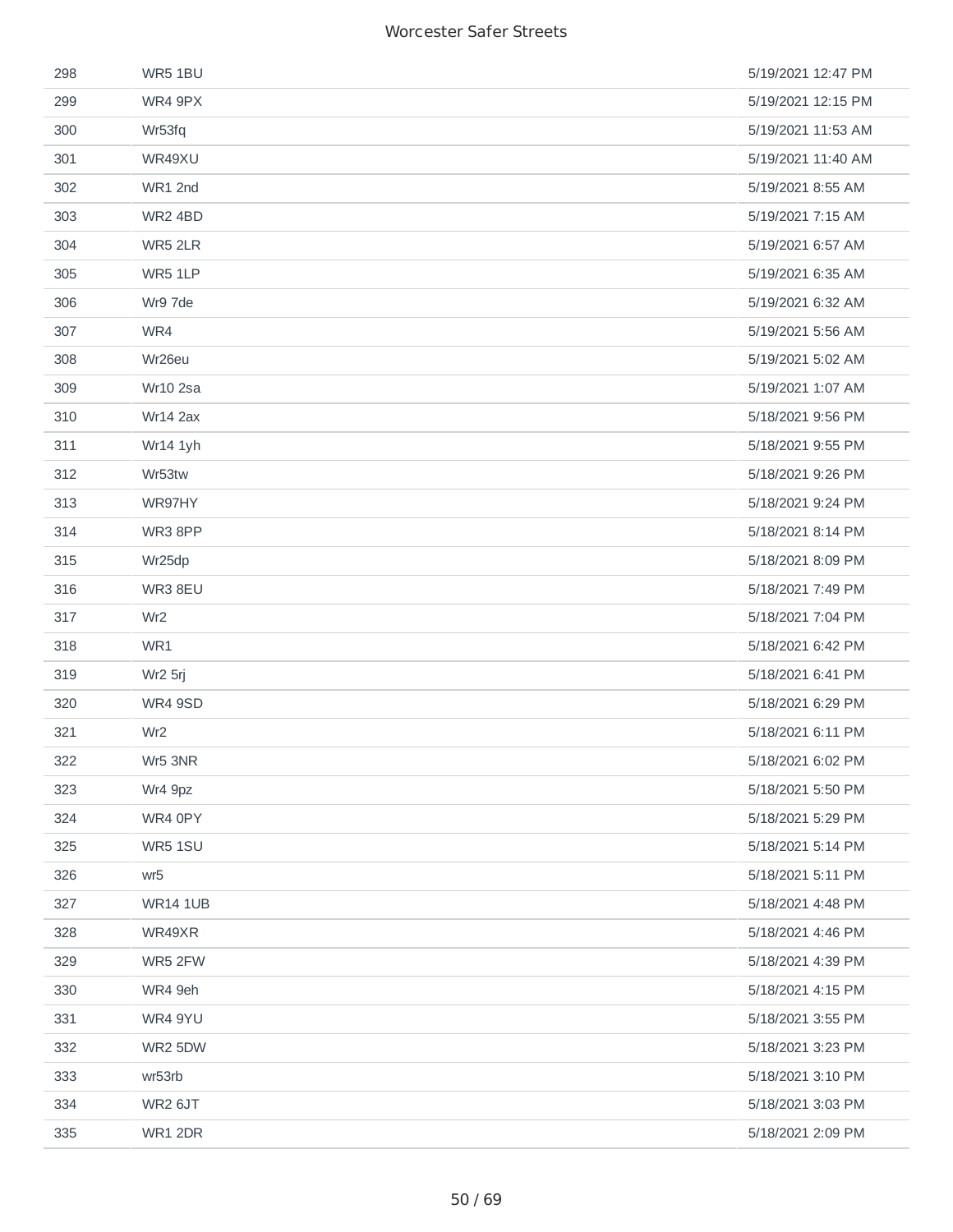| | | |
|---|---|---|
| 298 | WR5 1BU | 5/19/2021 12:47 PM |
| 299 | WR4 9PX | 5/19/2021 12:15 PM |
| 300 | Wr53fq | 5/19/2021 11:53 AM |
| 301 | WR49XU | 5/19/2021 11:40 AM |
| 302 | WR1 2nd | 5/19/2021 8:55 AM |
| 303 | WR2 4BD | 5/19/2021 7:15 AM |
| 304 | WR5 2LR | 5/19/2021 6:57 AM |
| 305 | WR5 1LP | 5/19/2021 6:35 AM |
| 306 | Wr9 7de | 5/19/2021 6:32 AM |
| 307 | WR4 | 5/19/2021 5:56 AM |
| 308 | Wr26eu | 5/19/2021 5:02 AM |
| 309 | Wr10 2sa | 5/19/2021 1:07 AM |
| 310 | Wr14 2ax | 5/18/2021 9:56 PM |
| 311 | Wr14 1yh | 5/18/2021 9:55 PM |
| 312 | Wr53tw | 5/18/2021 9:26 PM |
| 313 | WR97HY | 5/18/2021 9:24 PM |
| 314 | WR3 8PP | 5/18/2021 8:14 PM |
| 315 | Wr25dp | 5/18/2021 8:09 PM |
| 316 | WR3 8EU | 5/18/2021 7:49 PM |
| 317 | Wr2 | 5/18/2021 7:04 PM |
| 318 | WR1 | 5/18/2021 6:42 PM |
| 319 | Wr2 5rj | 5/18/2021 6:41 PM |
| 320 | WR4 9SD | 5/18/2021 6:29 PM |
| 321 | Wr2 | 5/18/2021 6:11 PM |
| 322 | Wr5 3NR | 5/18/2021 6:02 PM |
| 323 | Wr4 9pz | 5/18/2021 5:50 PM |
| 324 | WR4 0PY | 5/18/2021 5:29 PM |
| 325 | WR5 1SU | 5/18/2021 5:14 PM |
| 326 | wr5 | 5/18/2021 5:11 PM |
| 327 | WR14 1UB | 5/18/2021 4:48 PM |
| 328 | WR49XR | 5/18/2021 4:46 PM |
| 329 | WR5 2FW | 5/18/2021 4:39 PM |
| 330 | WR4 9eh | 5/18/2021 4:15 PM |
| 331 | WR4 9YU | 5/18/2021 3:55 PM |
| 332 | WR2 5DW | 5/18/2021 3:23 PM |
| 333 | wr53rb | 5/18/2021 3:10 PM |
| 334 | WR2 6JT | 5/18/2021 3:03 PM |
| 335 | WR1 2DR | 5/18/2021 2:09 PM |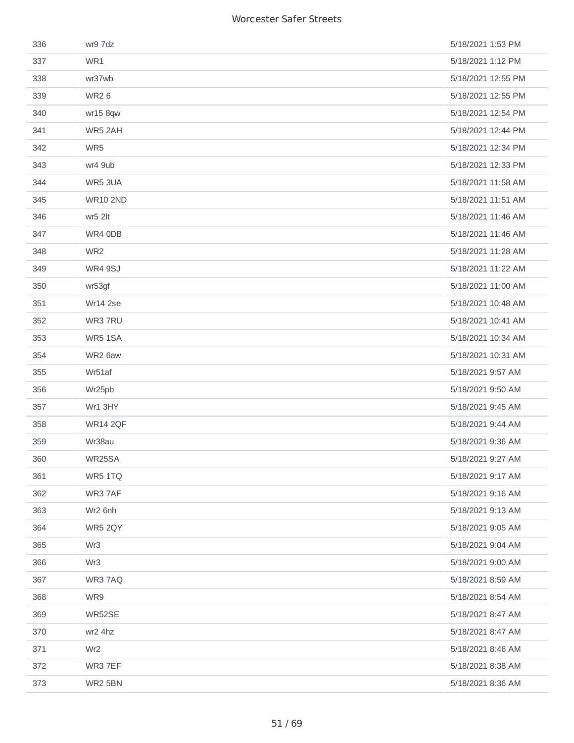| | | |
|---|---|---|
| 336 | wr9 7dz | 5/18/2021 1:53 PM |
| 337 | WR1 | 5/18/2021 1:12 PM |
| 338 | wr37wb | 5/18/2021 12:55 PM |
| 339 | WR2 6 | 5/18/2021 12:55 PM |
| 340 | wr15 8qw | 5/18/2021 12:54 PM |
| 341 | WR5 2AH | 5/18/2021 12:44 PM |
| 342 | WR5 | 5/18/2021 12:34 PM |
| 343 | wr4 9ub | 5/18/2021 12:33 PM |
| 344 | WR5 3UA | 5/18/2021 11:58 AM |
| 345 | WR10 2ND | 5/18/2021 11:51 AM |
| 346 | wr5 2lt | 5/18/2021 11:46 AM |
| 347 | WR4 0DB | 5/18/2021 11:46 AM |
| 348 | WR2 | 5/18/2021 11:28 AM |
| 349 | WR4 9SJ | 5/18/2021 11:22 AM |
| 350 | wr53gf | 5/18/2021 11:00 AM |
| 351 | Wr14 2se | 5/18/2021 10:48 AM |
| 352 | WR3 7RU | 5/18/2021 10:41 AM |
| 353 | WR5 1SA | 5/18/2021 10:34 AM |
| 354 | WR2 6aw | 5/18/2021 10:31 AM |
| 355 | Wr51af | 5/18/2021 9:57 AM |
| 356 | Wr25pb | 5/18/2021 9:50 AM |
| 357 | Wr1 3HY | 5/18/2021 9:45 AM |
| 358 | WR14 2QF | 5/18/2021 9:44 AM |
| 359 | Wr38au | 5/18/2021 9:36 AM |
| 360 | WR25SA | 5/18/2021 9:27 AM |
| 361 | WR5 1TQ | 5/18/2021 9:17 AM |
| 362 | WR3 7AF | 5/18/2021 9:16 AM |
| 363 | Wr2 6nh | 5/18/2021 9:13 AM |
| 364 | WR5 2QY | 5/18/2021 9:05 AM |
| 365 | Wr3 | 5/18/2021 9:04 AM |
| 366 | Wr3 | 5/18/2021 9:00 AM |
| 367 | WR3 7AQ | 5/18/2021 8:59 AM |
| 368 | WR9 | 5/18/2021 8:54 AM |
| 369 | WR52SE | 5/18/2021 8:47 AM |
| 370 | wr2 4hz | 5/18/2021 8:47 AM |
| 371 | Wr2 | 5/18/2021 8:46 AM |
| 372 | WR3 7EF | 5/18/2021 8:38 AM |
| 373 | WR2 5BN | 5/18/2021 8:36 AM |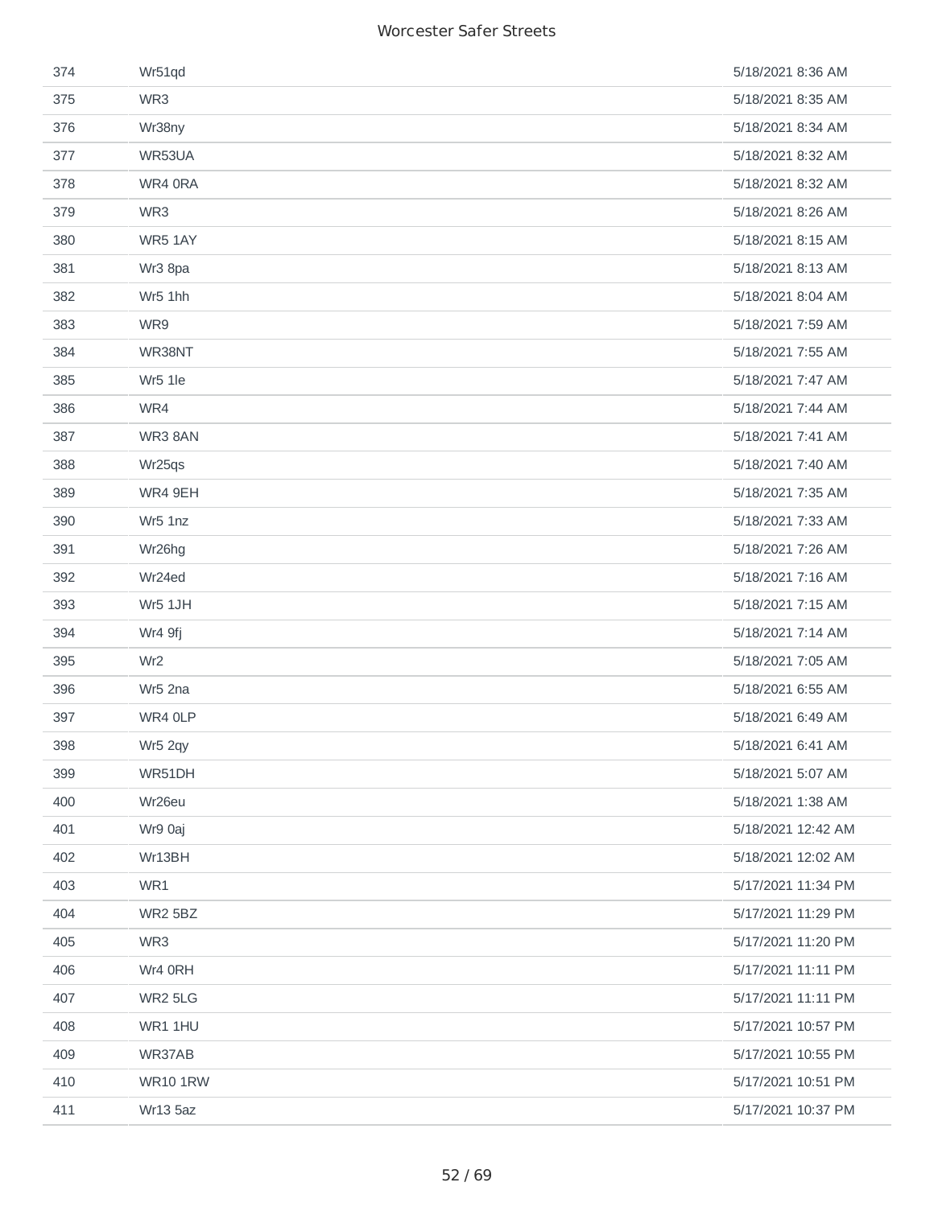| | | |
|---|---|---|
| 374 | Wr51qd | 5/18/2021 8:36 AM |
| 375 | WR3 | 5/18/2021 8:35 AM |
| 376 | Wr38ny | 5/18/2021 8:34 AM |
| 377 | WR53UA | 5/18/2021 8:32 AM |
| 378 | WR4 0RA | 5/18/2021 8:32 AM |
| 379 | WR3 | 5/18/2021 8:26 AM |
| 380 | WR5 1AY | 5/18/2021 8:15 AM |
| 381 | Wr3 8pa | 5/18/2021 8:13 AM |
| 382 | Wr5 1hh | 5/18/2021 8:04 AM |
| 383 | WR9 | 5/18/2021 7:59 AM |
| 384 | WR38NT | 5/18/2021 7:55 AM |
| 385 | Wr5 1le | 5/18/2021 7:47 AM |
| 386 | WR4 | 5/18/2021 7:44 AM |
| 387 | WR3 8AN | 5/18/2021 7:41 AM |
| 388 | Wr25qs | 5/18/2021 7:40 AM |
| 389 | WR4 9EH | 5/18/2021 7:35 AM |
| 390 | Wr5 1nz | 5/18/2021 7:33 AM |
| 391 | Wr26hg | 5/18/2021 7:26 AM |
| 392 | Wr24ed | 5/18/2021 7:16 AM |
| 393 | Wr5 1JH | 5/18/2021 7:15 AM |
| 394 | Wr4 9fj | 5/18/2021 7:14 AM |
| 395 | Wr2 | 5/18/2021 7:05 AM |
| 396 | Wr5 2na | 5/18/2021 6:55 AM |
| 397 | WR4 0LP | 5/18/2021 6:49 AM |
| 398 | Wr5 2qy | 5/18/2021 6:41 AM |
| 399 | WR51DH | 5/18/2021 5:07 AM |
| 400 | Wr26eu | 5/18/2021 1:38 AM |
| 401 | Wr9 0aj | 5/18/2021 12:42 AM |
| 402 | Wr13BH | 5/18/2021 12:02 AM |
| 403 | WR1 | 5/17/2021 11:34 PM |
| 404 | WR2 5BZ | 5/17/2021 11:29 PM |
| 405 | WR3 | 5/17/2021 11:20 PM |
| 406 | Wr4 0RH | 5/17/2021 11:11 PM |
| 407 | WR2 5LG | 5/17/2021 11:11 PM |
| 408 | WR1 1HU | 5/17/2021 10:57 PM |
| 409 | WR37AB | 5/17/2021 10:55 PM |
| 410 | WR10 1RW | 5/17/2021 10:51 PM |
| 411 | Wr13 5az | 5/17/2021 10:37 PM |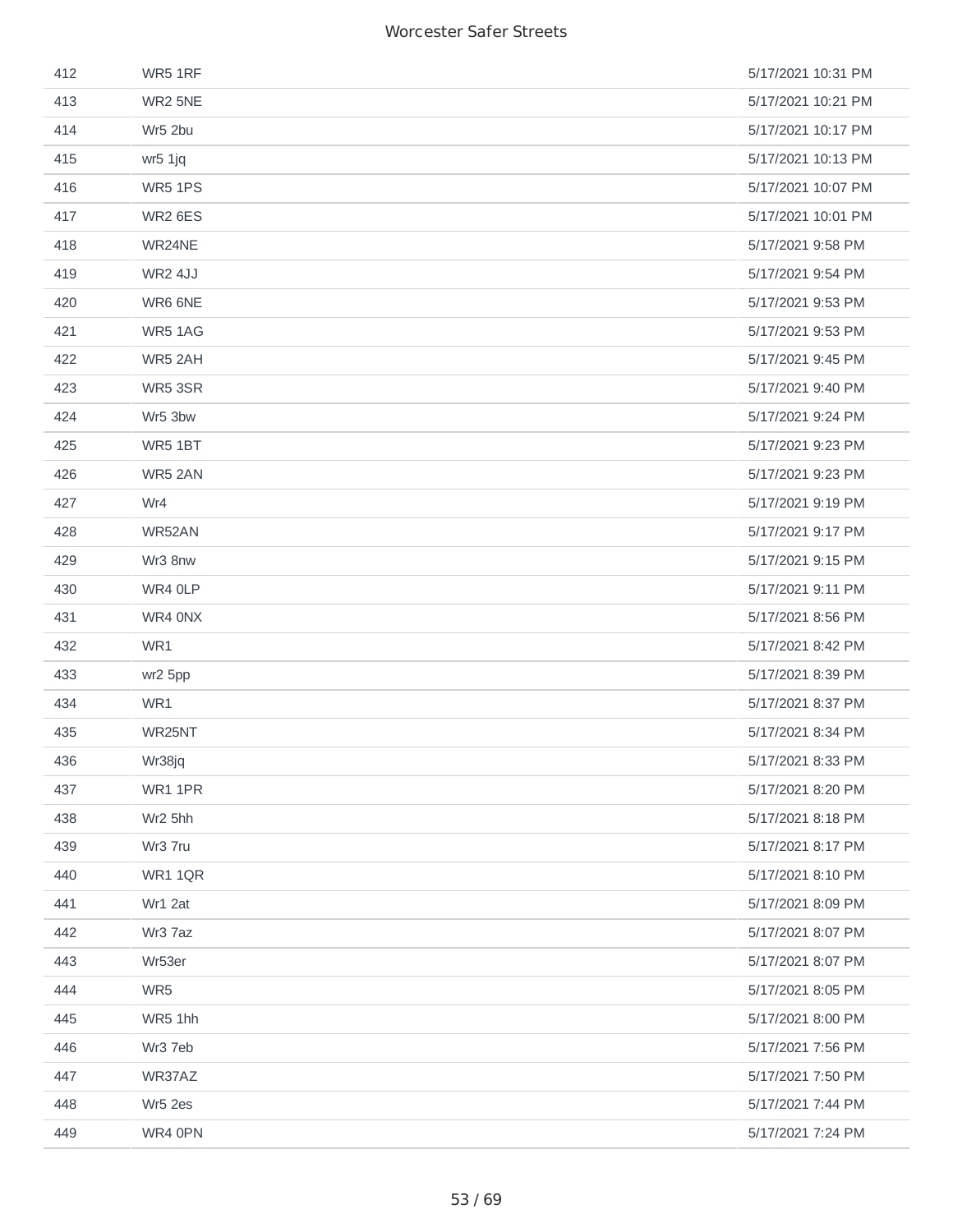| | | |
|---|---|---|
| 412 | WR5 1RF | 5/17/2021 10:31 PM |
| 413 | WR2 5NE | 5/17/2021 10:21 PM |
| 414 | Wr5 2bu | 5/17/2021 10:17 PM |
| 415 | wr5 1jq | 5/17/2021 10:13 PM |
| 416 | WR5 1PS | 5/17/2021 10:07 PM |
| 417 | WR2 6ES | 5/17/2021 10:01 PM |
| 418 | WR24NE | 5/17/2021 9:58 PM |
| 419 | WR2 4JJ | 5/17/2021 9:54 PM |
| 420 | WR6 6NE | 5/17/2021 9:53 PM |
| 421 | WR5 1AG | 5/17/2021 9:53 PM |
| 422 | WR5 2AH | 5/17/2021 9:45 PM |
| 423 | WR5 3SR | 5/17/2021 9:40 PM |
| 424 | Wr5 3bw | 5/17/2021 9:24 PM |
| 425 | WR5 1BT | 5/17/2021 9:23 PM |
| 426 | WR5 2AN | 5/17/2021 9:23 PM |
| 427 | Wr4 | 5/17/2021 9:19 PM |
| 428 | WR52AN | 5/17/2021 9:17 PM |
| 429 | Wr3 8nw | 5/17/2021 9:15 PM |
| 430 | WR4 0LP | 5/17/2021 9:11 PM |
| 431 | WR4 0NX | 5/17/2021 8:56 PM |
| 432 | WR1 | 5/17/2021 8:42 PM |
| 433 | wr2 5pp | 5/17/2021 8:39 PM |
| 434 | WR1 | 5/17/2021 8:37 PM |
| 435 | WR25NT | 5/17/2021 8:34 PM |
| 436 | Wr38jq | 5/17/2021 8:33 PM |
| 437 | WR1 1PR | 5/17/2021 8:20 PM |
| 438 | Wr2 5hh | 5/17/2021 8:18 PM |
| 439 | Wr3 7ru | 5/17/2021 8:17 PM |
| 440 | WR1 1QR | 5/17/2021 8:10 PM |
| 441 | Wr1 2at | 5/17/2021 8:09 PM |
| 442 | Wr3 7az | 5/17/2021 8:07 PM |
| 443 | Wr53er | 5/17/2021 8:07 PM |
| 444 | WR5 | 5/17/2021 8:05 PM |
| 445 | WR5 1hh | 5/17/2021 8:00 PM |
| 446 | Wr3 7eb | 5/17/2021 7:56 PM |
| 447 | WR37AZ | 5/17/2021 7:50 PM |
| 448 | Wr5 2es | 5/17/2021 7:44 PM |
| 449 | WR4 0PN | 5/17/2021 7:24 PM |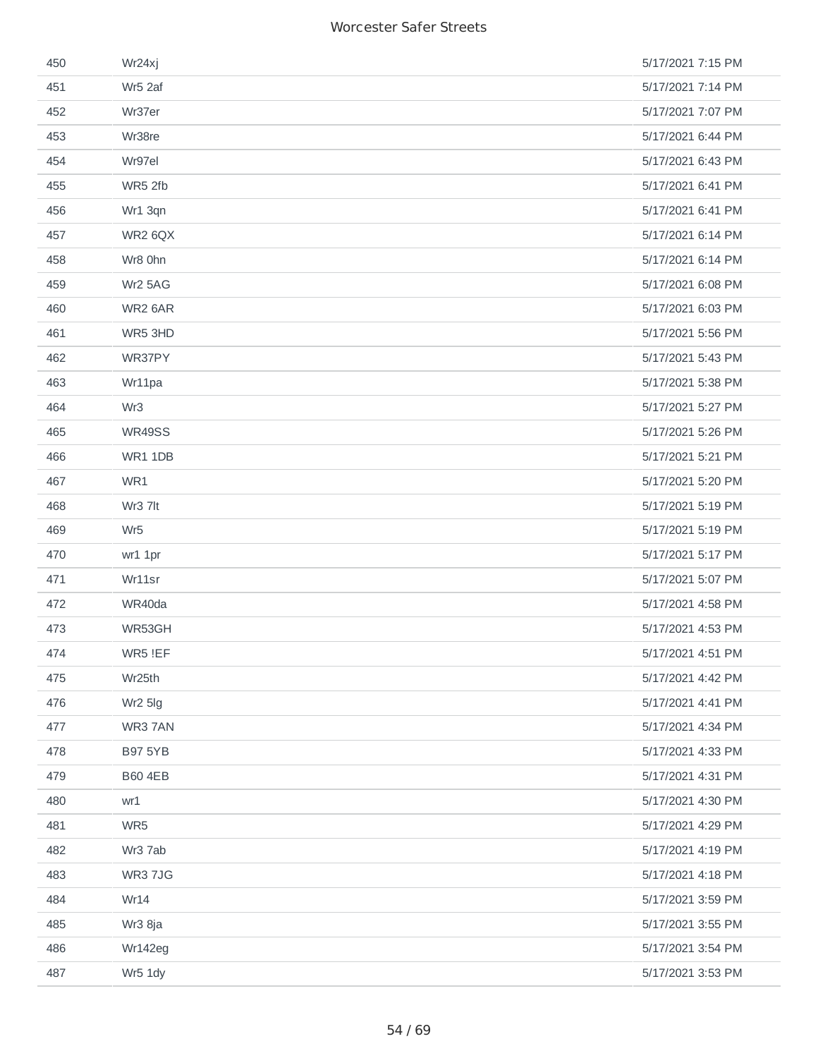| | | |
|---|---|---|
| 450 | Wr24xj | 5/17/2021 7:15 PM |
| 451 | Wr5 2af | 5/17/2021 7:14 PM |
| 452 | Wr37er | 5/17/2021 7:07 PM |
| 453 | Wr38re | 5/17/2021 6:44 PM |
| 454 | Wr97el | 5/17/2021 6:43 PM |
| 455 | WR5 2fb | 5/17/2021 6:41 PM |
| 456 | Wr1 3qn | 5/17/2021 6:41 PM |
| 457 | WR2 6QX | 5/17/2021 6:14 PM |
| 458 | Wr8 0hn | 5/17/2021 6:14 PM |
| 459 | Wr2 5AG | 5/17/2021 6:08 PM |
| 460 | WR2 6AR | 5/17/2021 6:03 PM |
| 461 | WR5 3HD | 5/17/2021 5:56 PM |
| 462 | WR37PY | 5/17/2021 5:43 PM |
| 463 | Wr11pa | 5/17/2021 5:38 PM |
| 464 | Wr3 | 5/17/2021 5:27 PM |
| 465 | WR49SS | 5/17/2021 5:26 PM |
| 466 | WR1 1DB | 5/17/2021 5:21 PM |
| 467 | WR1 | 5/17/2021 5:20 PM |
| 468 | Wr3 7lt | 5/17/2021 5:19 PM |
| 469 | Wr5 | 5/17/2021 5:19 PM |
| 470 | wr1 1pr | 5/17/2021 5:17 PM |
| 471 | Wr11sr | 5/17/2021 5:07 PM |
| 472 | WR40da | 5/17/2021 4:58 PM |
| 473 | WR53GH | 5/17/2021 4:53 PM |
| 474 | WR5 !EF | 5/17/2021 4:51 PM |
| 475 | Wr25th | 5/17/2021 4:42 PM |
| 476 | Wr2 5lg | 5/17/2021 4:41 PM |
| 477 | WR3 7AN | 5/17/2021 4:34 PM |
| 478 | B97 5YB | 5/17/2021 4:33 PM |
| 479 | B60 4EB | 5/17/2021 4:31 PM |
| 480 | wr1 | 5/17/2021 4:30 PM |
| 481 | WR5 | 5/17/2021 4:29 PM |
| 482 | Wr3 7ab | 5/17/2021 4:19 PM |
| 483 | WR3 7JG | 5/17/2021 4:18 PM |
| 484 | Wr14 | 5/17/2021 3:59 PM |
| 485 | Wr3 8ja | 5/17/2021 3:55 PM |
| 486 | Wr142eg | 5/17/2021 3:54 PM |
| 487 | Wr5 1dy | 5/17/2021 3:53 PM |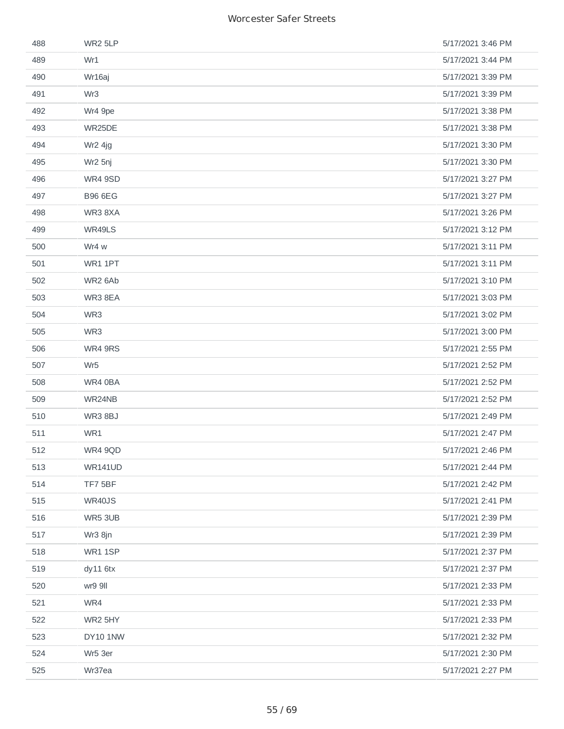| | | |
|---|---|---|
| 488 | WR2 5LP | 5/17/2021 3:46 PM |
| 489 | Wr1 | 5/17/2021 3:44 PM |
| 490 | Wr16aj | 5/17/2021 3:39 PM |
| 491 | Wr3 | 5/17/2021 3:39 PM |
| 492 | Wr4 9pe | 5/17/2021 3:38 PM |
| 493 | WR25DE | 5/17/2021 3:38 PM |
| 494 | Wr2 4jg | 5/17/2021 3:30 PM |
| 495 | Wr2 5nj | 5/17/2021 3:30 PM |
| 496 | WR4 9SD | 5/17/2021 3:27 PM |
| 497 | B96 6EG | 5/17/2021 3:27 PM |
| 498 | WR3 8XA | 5/17/2021 3:26 PM |
| 499 | WR49LS | 5/17/2021 3:12 PM |
| 500 | Wr4 w | 5/17/2021 3:11 PM |
| 501 | WR1 1PT | 5/17/2021 3:11 PM |
| 502 | WR2 6Ab | 5/17/2021 3:10 PM |
| 503 | WR3 8EA | 5/17/2021 3:03 PM |
| 504 | WR3 | 5/17/2021 3:02 PM |
| 505 | WR3 | 5/17/2021 3:00 PM |
| 506 | WR4 9RS | 5/17/2021 2:55 PM |
| 507 | Wr5 | 5/17/2021 2:52 PM |
| 508 | WR4 0BA | 5/17/2021 2:52 PM |
| 509 | WR24NB | 5/17/2021 2:52 PM |
| 510 | WR3 8BJ | 5/17/2021 2:49 PM |
| 511 | WR1 | 5/17/2021 2:47 PM |
| 512 | WR4 9QD | 5/17/2021 2:46 PM |
| 513 | WR141UD | 5/17/2021 2:44 PM |
| 514 | TF7 5BF | 5/17/2021 2:42 PM |
| 515 | WR40JS | 5/17/2021 2:41 PM |
| 516 | WR5 3UB | 5/17/2021 2:39 PM |
| 517 | Wr3 8jn | 5/17/2021 2:39 PM |
| 518 | WR1 1SP | 5/17/2021 2:37 PM |
| 519 | dy11 6tx | 5/17/2021 2:37 PM |
| 520 | wr9 9ll | 5/17/2021 2:33 PM |
| 521 | WR4 | 5/17/2021 2:33 PM |
| 522 | WR2 5HY | 5/17/2021 2:33 PM |
| 523 | DY10 1NW | 5/17/2021 2:32 PM |
| 524 | Wr5 3er | 5/17/2021 2:30 PM |
| 525 | Wr37ea | 5/17/2021 2:27 PM |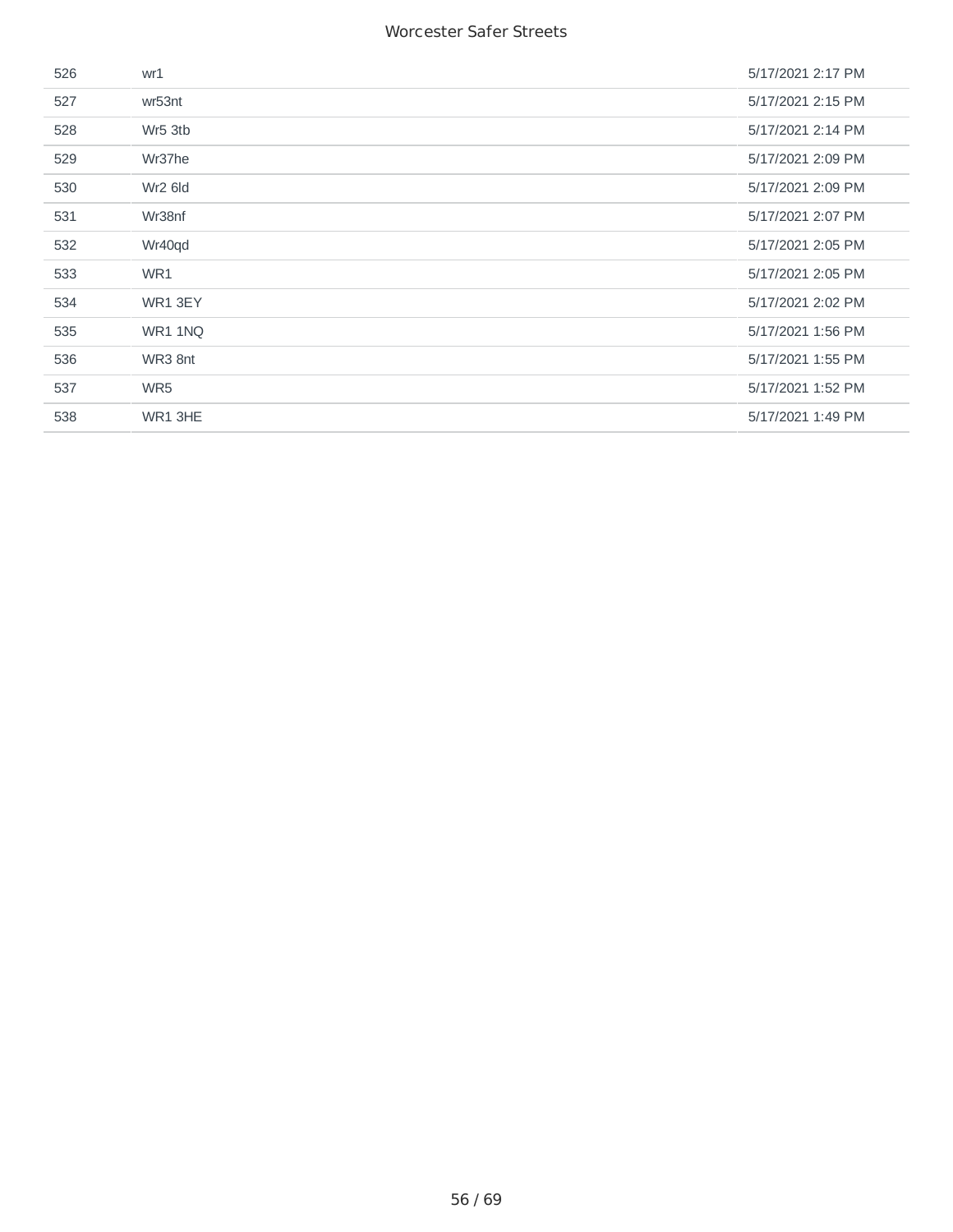| | | |
|---|---|---|
| 526 | wr1 | 5/17/2021 2:17 PM |
| 527 | wr53nt | 5/17/2021 2:15 PM |
| 528 | Wr5 3tb | 5/17/2021 2:14 PM |
| 529 | Wr37he | 5/17/2021 2:09 PM |
| 530 | Wr2 6ld | 5/17/2021 2:09 PM |
| 531 | Wr38nf | 5/17/2021 2:07 PM |
| 532 | Wr40qd | 5/17/2021 2:05 PM |
| 533 | WR1 | 5/17/2021 2:05 PM |
| 534 | WR1 3EY | 5/17/2021 2:02 PM |
| 535 | WR1 1NQ | 5/17/2021 1:56 PM |
| 536 | WR3 8nt | 5/17/2021 1:55 PM |
| 537 | WR5 | 5/17/2021 1:52 PM |
| 538 | WR1 3HE | 5/17/2021 1:49 PM |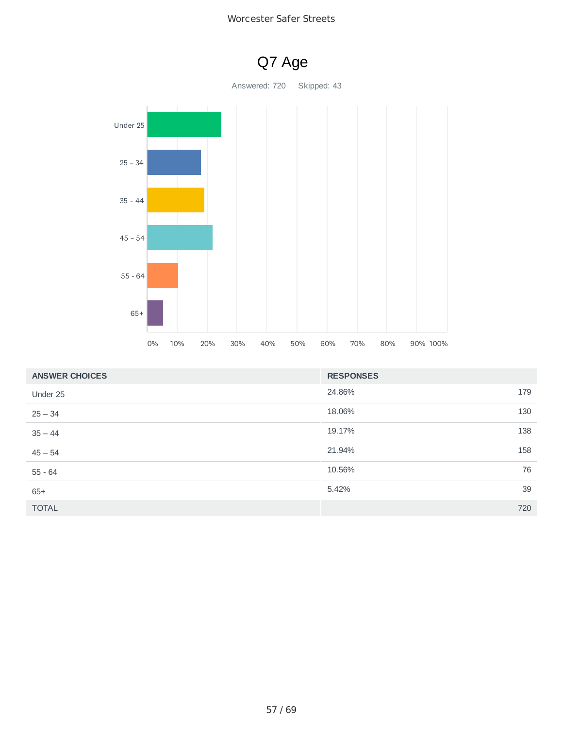# Q7 Age

Answered: 720 Skipped: 43

| ANSWER CHOICES | RESPONSES | |
|---|---|---|
| Under 25 | 24.86% | 179 |
| 25 – 34 | 18.06% | 130 |
| 35 – 44 | 19.17% | 138 |
| 45 – 54 | 21.94% | 158 |
| 55 - 64 | 10.56% | 76 |
| 65+ | 5.42% | 39 |
| TOTAL | | 720 |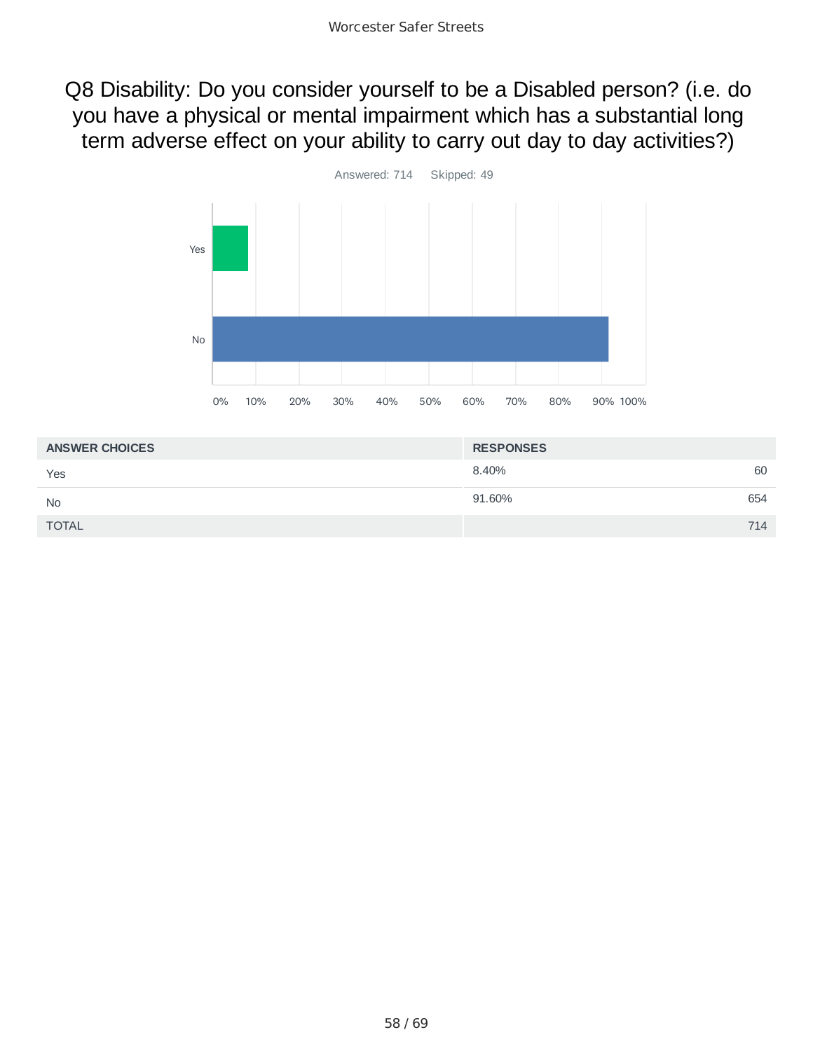## Q8 Disability: Do you consider yourself to be a Disabled person? (i.e. do you have a physical or mental impairment which has a substantial long term adverse effect on your ability to carry out day to day activities?)

Answered: 714 Skipped: 49

| ANSWER CHOICES | RESPONSES | |
|---|---|---|
| Yes | 8.40% | 60 |
| No | 91.60% | 654 |
| TOTAL | | 714 |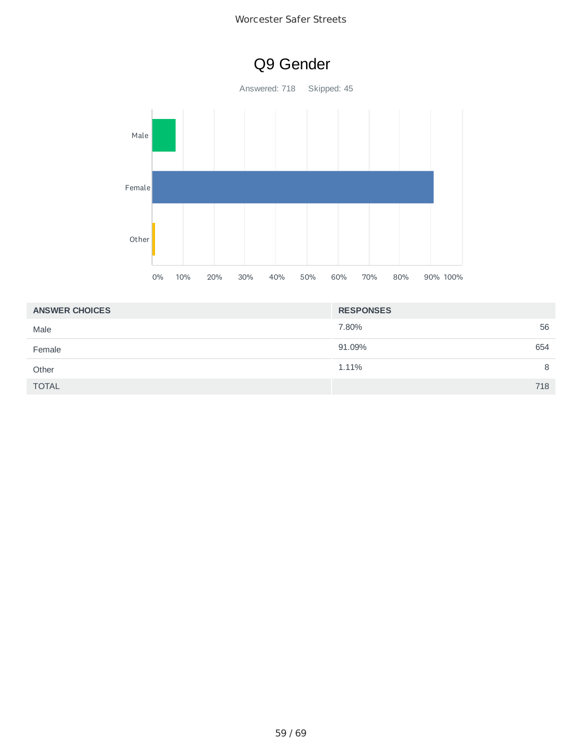# Q9 Gender

Answered: 718 Skipped: 45

| ANSWER CHOICES | RESPONSES | |
|---|---|---|
| Male | 7.80% | 56 |
| Female | 91.09% | 654 |
| Other | 1.11% | 8 |
| TOTAL | | 718 |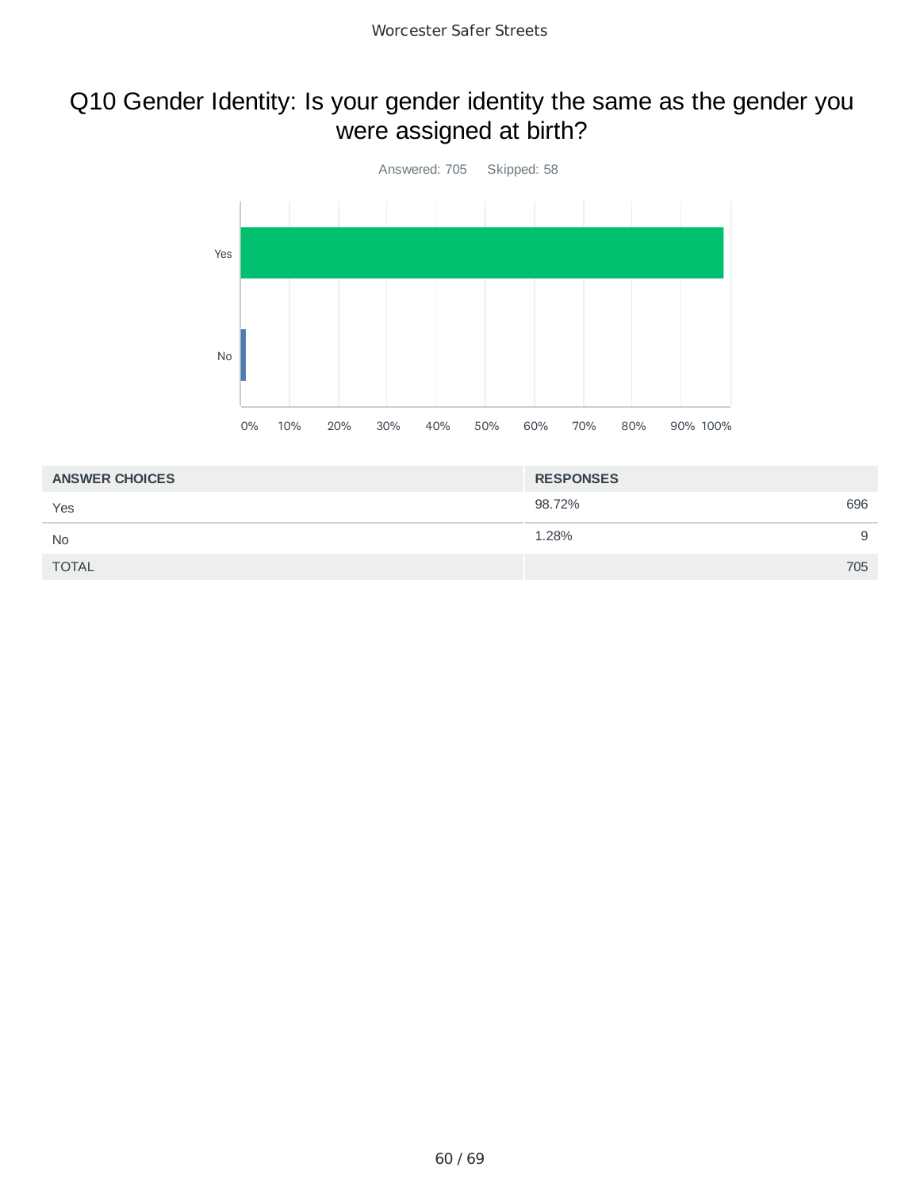# Q10 Gender Identity: Is your gender identity the same as the gender you were assigned at birth?

Answered: 705    Skipped: 58

| ANSWER CHOICES | RESPONSES | |
|---|---|---|
| Yes | 98.72% | 696 |
| No | 1.28% | 9 |
| TOTAL | | 705 |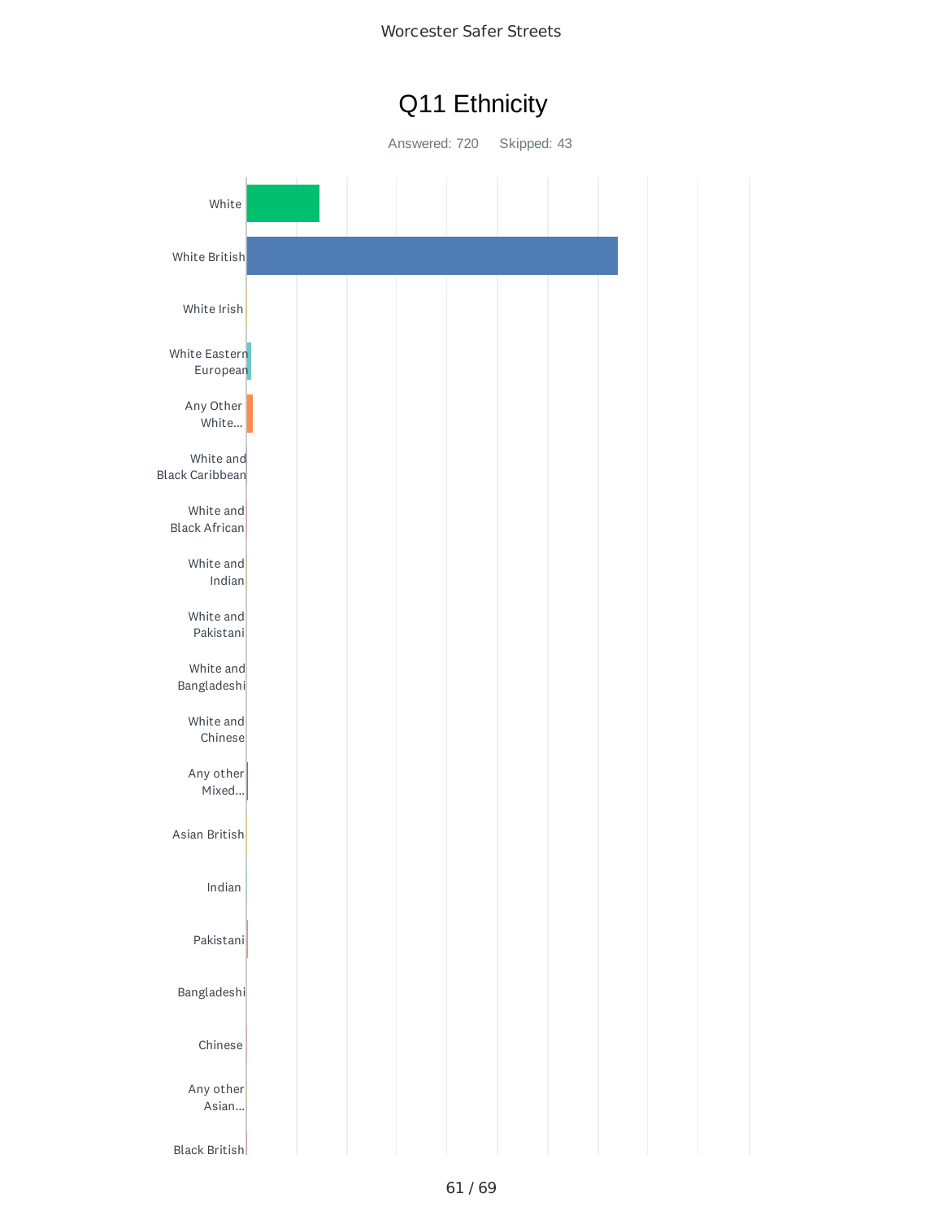## Q11 Ethnicity

Answered: 720 Skipped: 43

- White
- White British
- White Irish
- White Eastern European
- Any Other White...
- White and Black Caribbean
- White and Black African
- White and Indian
- White and Pakistani
- White and Bangladeshi
- White and Chinese
- Any other Mixed...
- Asian British
- Indian
- Pakistani
- Bangladeshi
- Chinese
- Any other Asian...
- Black British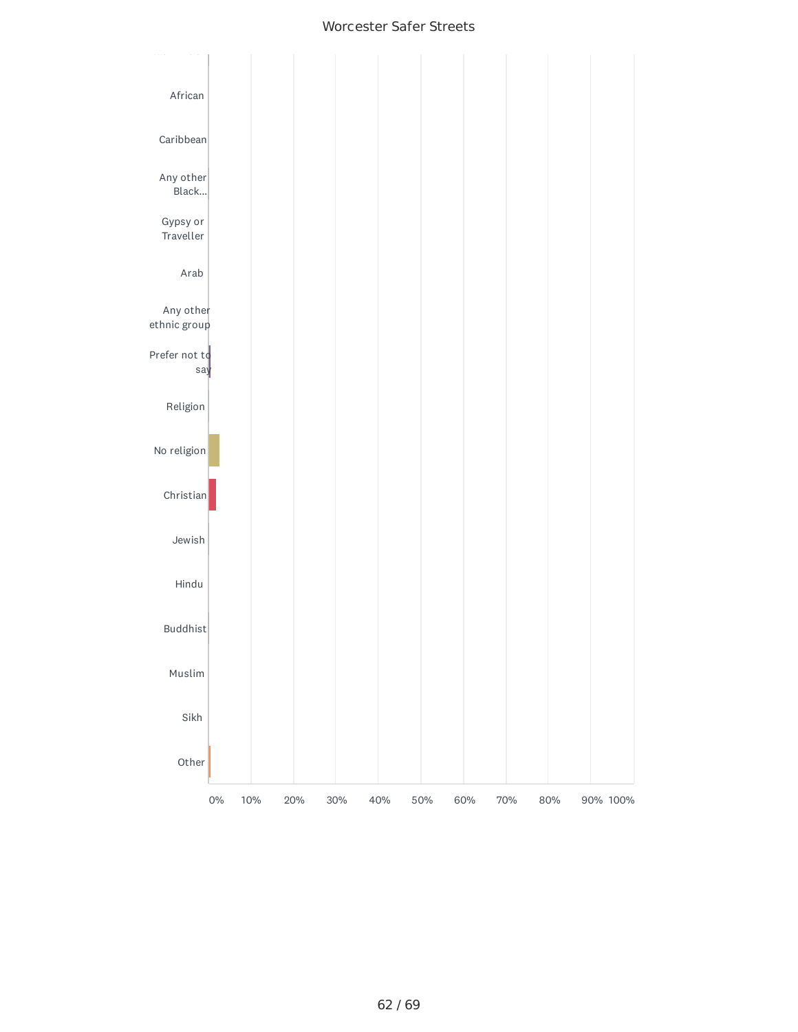Worcester Safer Streets

African

Caribbean

Any other Black...

Gypsy or Traveller

Arab

Any other ethnic group

Prefer not to say

Religion

No religion

Christian

Jewish

Hindu

Buddhist

Muslim

Sikh

Other

0% 10% 20% 30% 40% 50% 60% 70% 80% 90% 100%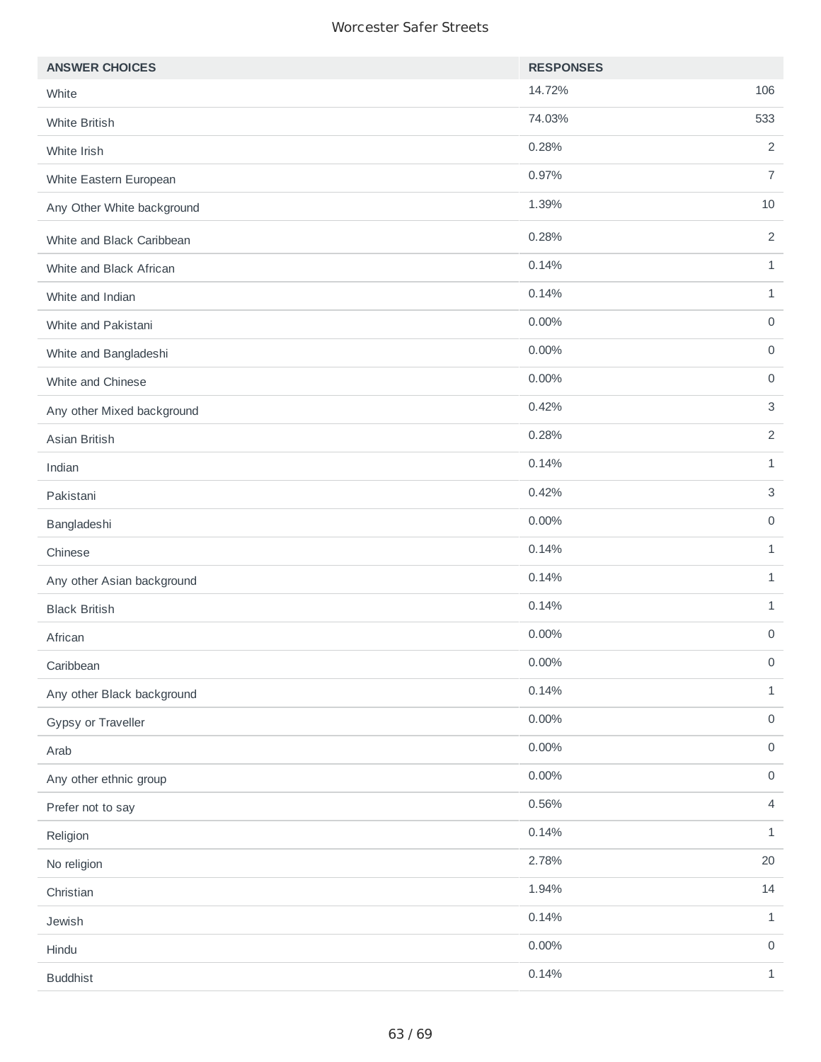| ANSWER CHOICES | RESPONSES | |
| --- | --- | --- |
| White | 14.72% | 106 |
| White British | 74.03% | 533 |
| White Irish | 0.28% | 2 |
| White Eastern European | 0.97% | 7 |
| Any Other White background | 1.39% | 10 |
| White and Black Caribbean | 0.28% | 2 |
| White and Black African | 0.14% | 1 |
| White and Indian | 0.14% | 1 |
| White and Pakistani | 0.00% | 0 |
| White and Bangladeshi | 0.00% | 0 |
| White and Chinese | 0.00% | 0 |
| Any other Mixed background | 0.42% | 3 |
| Asian British | 0.28% | 2 |
| Indian | 0.14% | 1 |
| Pakistani | 0.42% | 3 |
| Bangladeshi | 0.00% | 0 |
| Chinese | 0.14% | 1 |
| Any other Asian background | 0.14% | 1 |
| Black British | 0.14% | 1 |
| African | 0.00% | 0 |
| Caribbean | 0.00% | 0 |
| Any other Black background | 0.14% | 1 |
| Gypsy or Traveller | 0.00% | 0 |
| Arab | 0.00% | 0 |
| Any other ethnic group | 0.00% | 0 |
| Prefer not to say | 0.56% | 4 |
| Religion | 0.14% | 1 |
| No religion | 2.78% | 20 |
| Christian | 1.94% | 14 |
| Jewish | 0.14% | 1 |
| Hindu | 0.00% | 0 |
| Buddhist | 0.14% | 1 |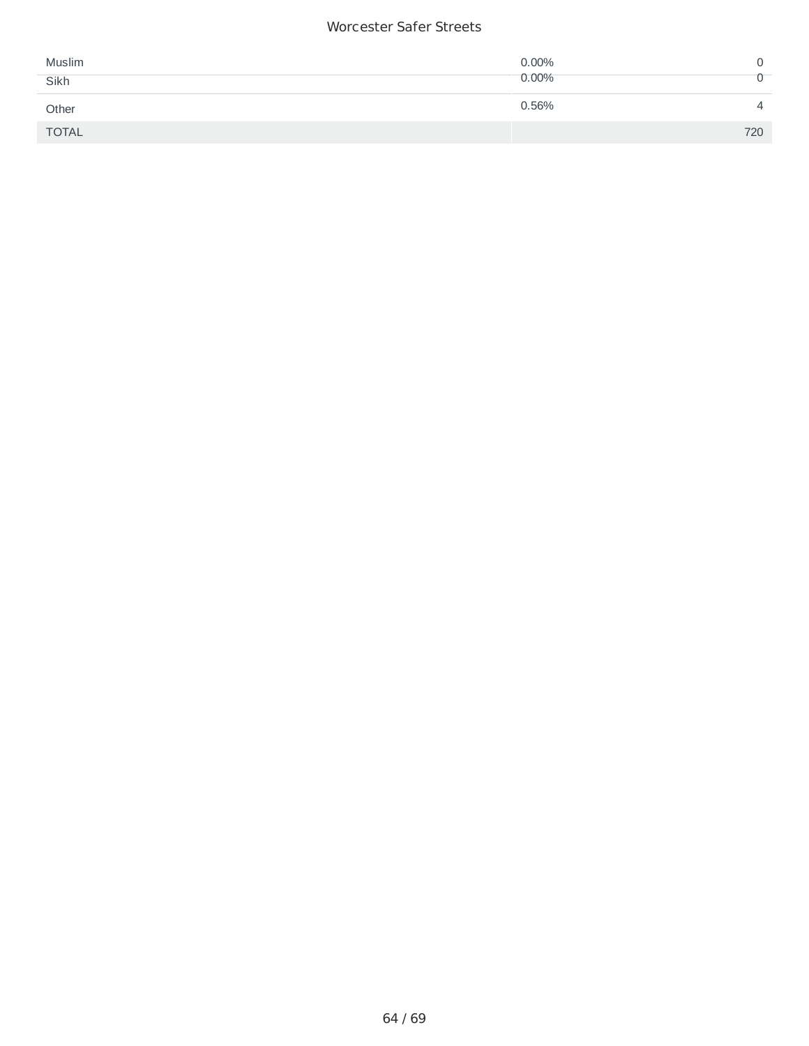| | | |
|---|---|---|
| Muslim | 0.00% | 0 |
| Sikh | 0.00% | 0 |
| Other | 0.56% | 4 |
| TOTAL | | 720 |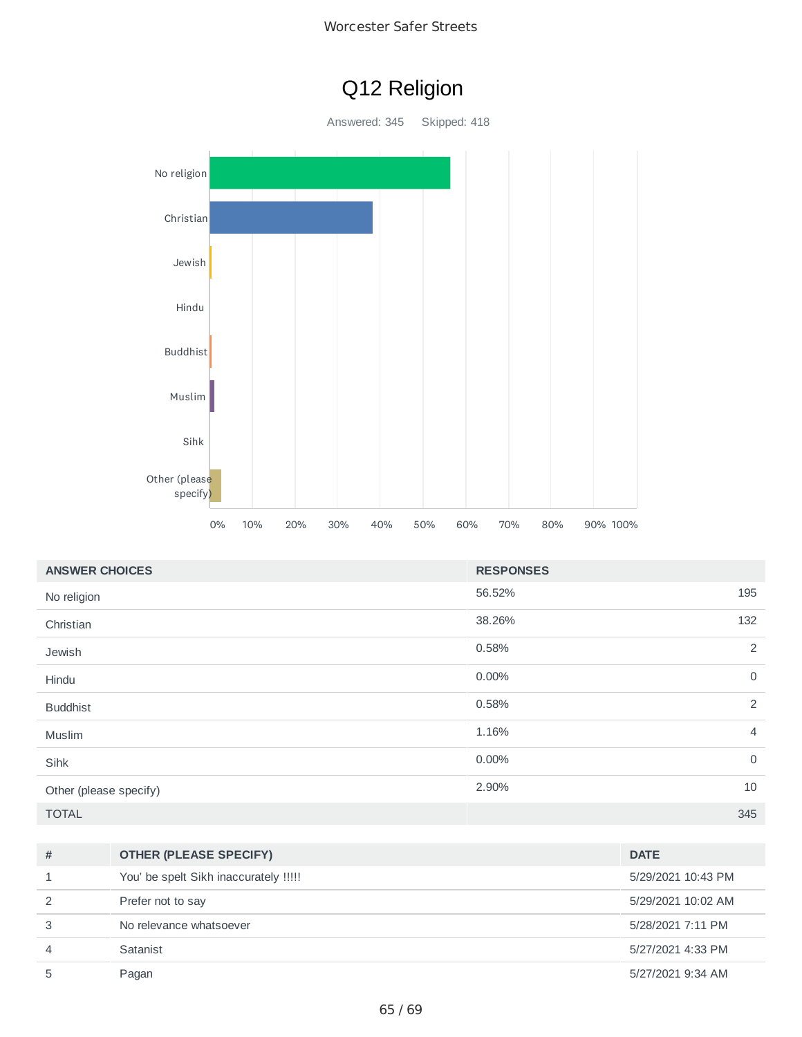# Q12 Religion

Answered: 345 Skipped: 418

| ANSWER CHOICES | RESPONSES | |
|---|---|---|
| No religion | 56.52% | 195 |
| Christian | 38.26% | 132 |
| Jewish | 0.58% | 2 |
| Hindu | 0.00% | 0 |
| Buddhist | 0.58% | 2 |
| Muslim | 1.16% | 4 |
| Sihk | 0.00% | 0 |
| Other (please specify) | 2.90% | 10 |
| TOTAL | | 345 |

| # | OTHER (PLEASE SPECIFY) | DATE |
|---|---|---|
| 1 | You' be spelt Sikh inaccurately !!!!! | 5/29/2021 10:43 PM |
| 2 | Prefer not to say | 5/29/2021 10:02 AM |
| 3 | No relevance whatsoever | 5/28/2021 7:11 PM |
| 4 | Satanist | 5/27/2021 4:33 PM |
| 5 | Pagan | 5/27/2021 9:34 AM |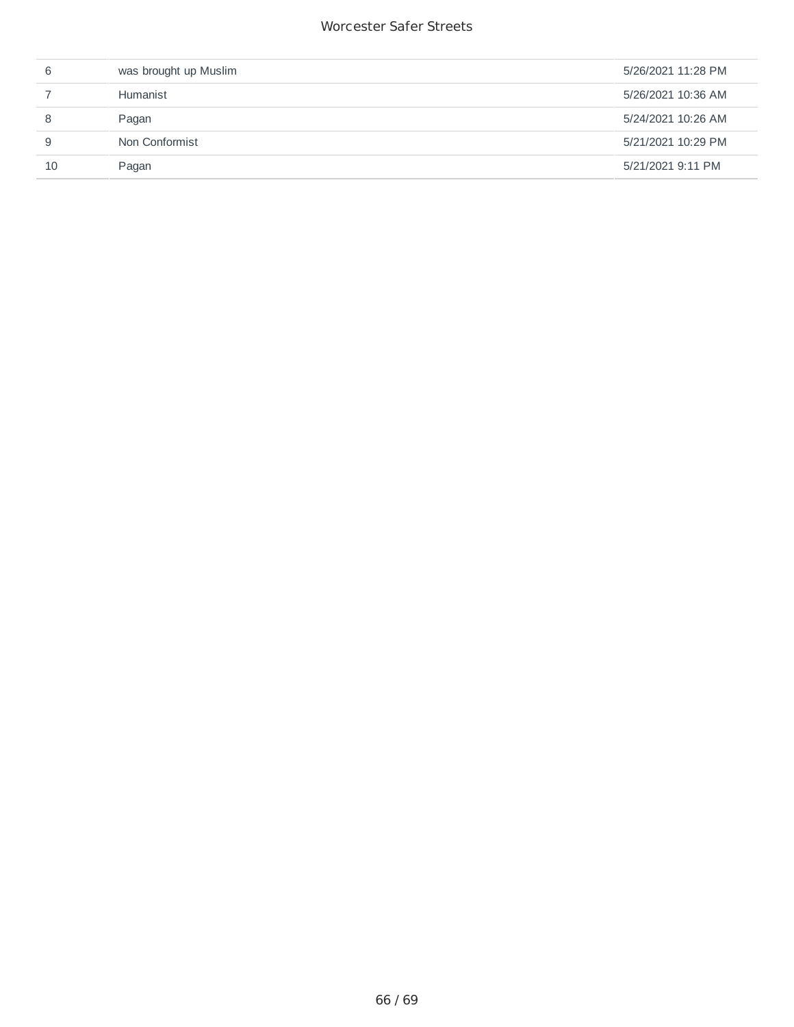| | | |
|---|---|---|
| 6 | was brought up Muslim | 5/26/2021 11:28 PM |
| 7 | Humanist | 5/26/2021 10:36 AM |
| 8 | Pagan | 5/24/2021 10:26 AM |
| 9 | Non Conformist | 5/21/2021 10:29 PM |
| 10 | Pagan | 5/21/2021 9:11 PM |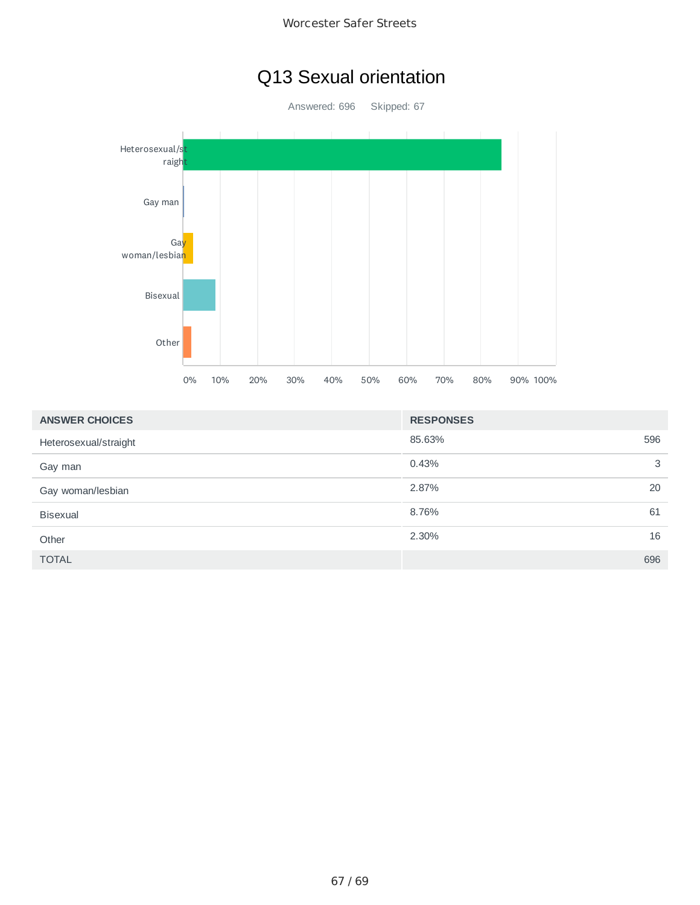# Q13 Sexual orientation

Answered: 696 Skipped: 67

| ANSWER CHOICES | RESPONSES | |
| --- | --- | --- |
| Heterosexual/straight | 85.63% | 596 |
| Gay man | 0.43% | 3 |
| Gay woman/lesbian | 2.87% | 20 |
| Bisexual | 8.76% | 61 |
| Other | 2.30% | 16 |
| TOTAL | | 696 |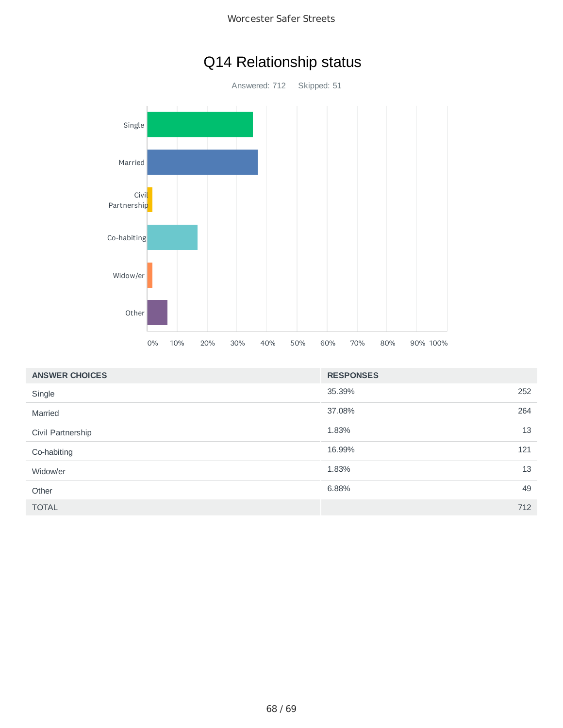# Q14 Relationship status

Answered: 712 Skipped: 51

| ANSWER CHOICES | RESPONSES | |
|---|---|---|
| Single | 35.39% | 252 |
| Married | 37.08% | 264 |
| Civil Partnership | 1.83% | 13 |
| Co-habiting | 16.99% | 121 |
| Widow/er | 1.83% | 13 |
| Other | 6.88% | 49 |
| TOTAL | | 712 |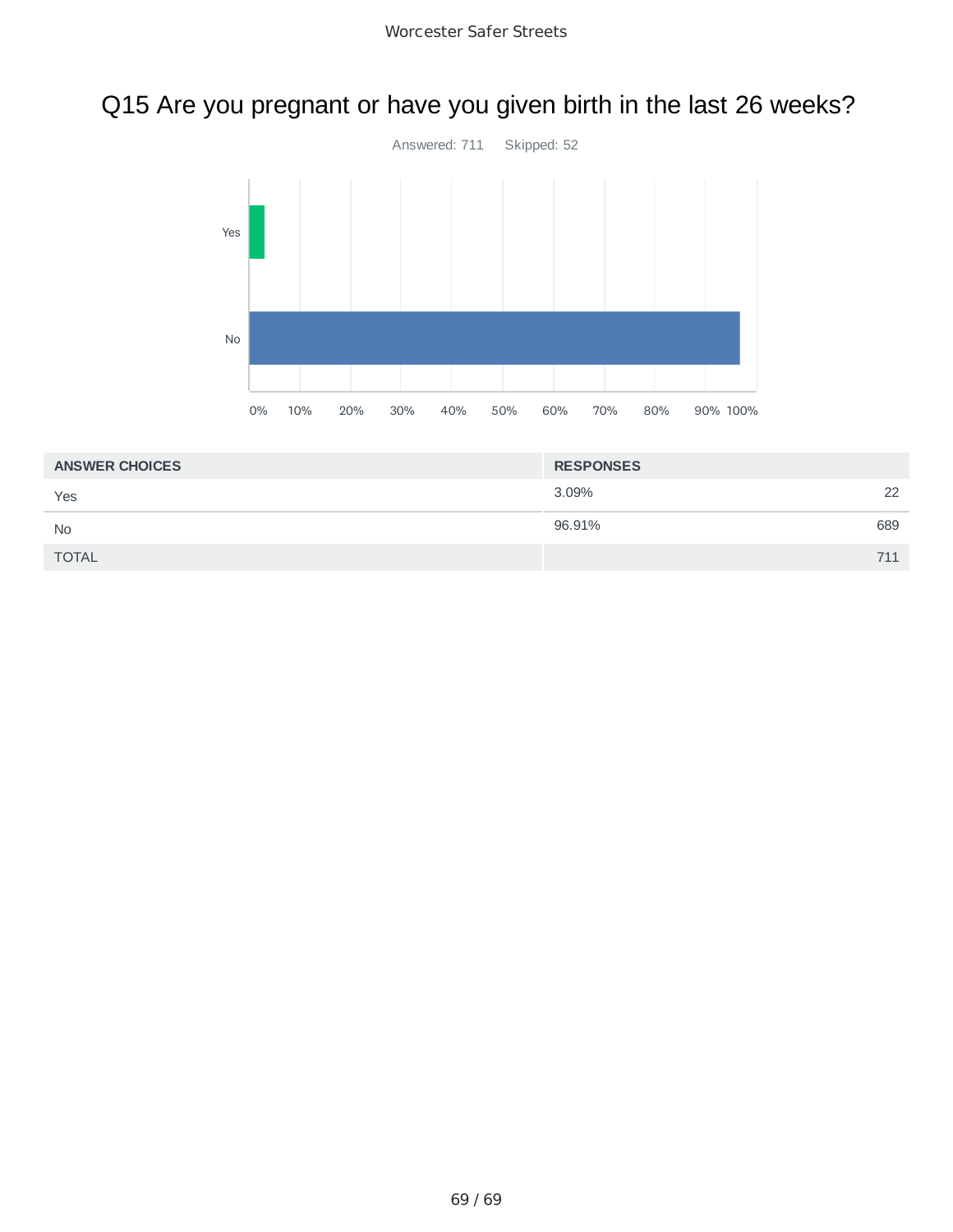## Q15 Are you pregnant or have you given birth in the last 26 weeks?

Answered: 711 Skipped: 52

Yes

No

0% 10% 20% 30% 40% 50% 60% 70% 80% 90% 100%

| ANSWER CHOICES | RESPONSES | |
|---|---|---|
| Yes | 3.09% | 22 |
| No | 96.91% | 689 |
| TOTAL | | 711 |